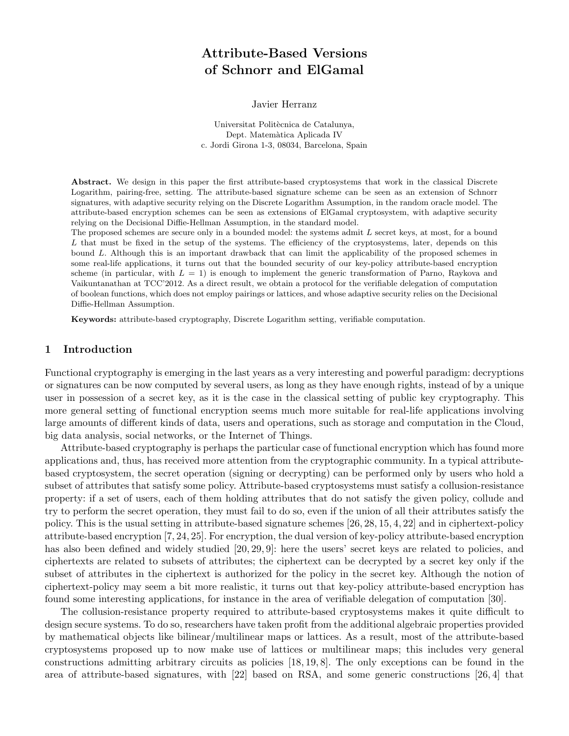# Attribute-Based Versions of Schnorr and ElGamal

Javier Herranz

Universitat Politècnica de Catalunya,
Dept. Matemàtica Aplicada IV
c. Jordi Girona 1-3, 08034, Barcelona, Spain

**Abstract.** We design in this paper the first attribute-based cryptosystems that work in the classical Discrete Logarithm, pairing-free, setting. The attribute-based signature scheme can be seen as an extension of Schnorr signatures, with adaptive security relying on the Discrete Logarithm Assumption, in the random oracle model. The attribute-based encryption schemes can be seen as extensions of ElGamal cryptosystem, with adaptive security relying on the Decisional Diffie-Hellman Assumption, in the standard model.
The proposed schemes are secure only in a bounded model: the systems admit $L$ secret keys, at most, for a bound $L$ that must be fixed in the setup of the systems. The efficiency of the cryptosystems, later, depends on this bound $L$. Although this is an important drawback that can limit the applicability of the proposed schemes in some real-life applications, it turns out that the bounded security of our key-policy attribute-based encryption scheme (in particular, with $L = 1$) is enough to implement the generic transformation of Parno, Raykova and Vaikuntanathan at TCC'2012. As a direct result, we obtain a protocol for the verifiable delegation of computation of boolean functions, which does not employ pairings or lattices, and whose adaptive security relies on the Decisional Diffie-Hellman Assumption.

**Keywords:** attribute-based cryptography, Discrete Logarithm setting, verifiable computation.

## 1 Introduction

Functional cryptography is emerging in the last years as a very interesting and powerful paradigm: decryptions or signatures can be now computed by several users, as long as they have enough rights, instead of by a unique user in possession of a secret key, as it is the case in the classical setting of public key cryptography. This more general setting of functional encryption seems much more suitable for real-life applications involving large amounts of different kinds of data, users and operations, such as storage and computation in the Cloud, big data analysis, social networks, or the Internet of Things.

Attribute-based cryptography is perhaps the particular case of functional encryption which has found more applications and, thus, has received more attention from the cryptographic community. In a typical attribute-based cryptosystem, the secret operation (signing or decrypting) can be performed only by users who hold a subset of attributes that satisfy some policy. Attribute-based cryptosystems must satisfy a collusion-resistance property: if a set of users, each of them holding attributes that do not satisfy the given policy, collude and try to perform the secret operation, they must fail to do so, even if the union of all their attributes satisfy the policy. This is the usual setting in attribute-based signature schemes [26, 28, 15, 4, 22] and in ciphertext-policy attribute-based encryption [7, 24, 25]. For encryption, the dual version of key-policy attribute-based encryption has also been defined and widely studied [20, 29, 9]: here the users' secret keys are related to policies, and ciphertexts are related to subsets of attributes; the ciphertext can be decrypted by a secret key only if the subset of attributes in the ciphertext is authorized for the policy in the secret key. Although the notion of ciphertext-policy may seem a bit more realistic, it turns out that key-policy attribute-based encryption has found some interesting applications, for instance in the area of verifiable delegation of computation [30].

The collusion-resistance property required to attribute-based cryptosystems makes it quite difficult to design secure systems. To do so, researchers have taken profit from the additional algebraic properties provided by mathematical objects like bilinear/multilinear maps or lattices. As a result, most of the attribute-based cryptosystems proposed up to now make use of lattices or multilinear maps; this includes very general constructions admitting arbitrary circuits as policies [18, 19, 8]. The only exceptions can be found in the area of attribute-based signatures, with [22] based on RSA, and some generic constructions [26, 4] that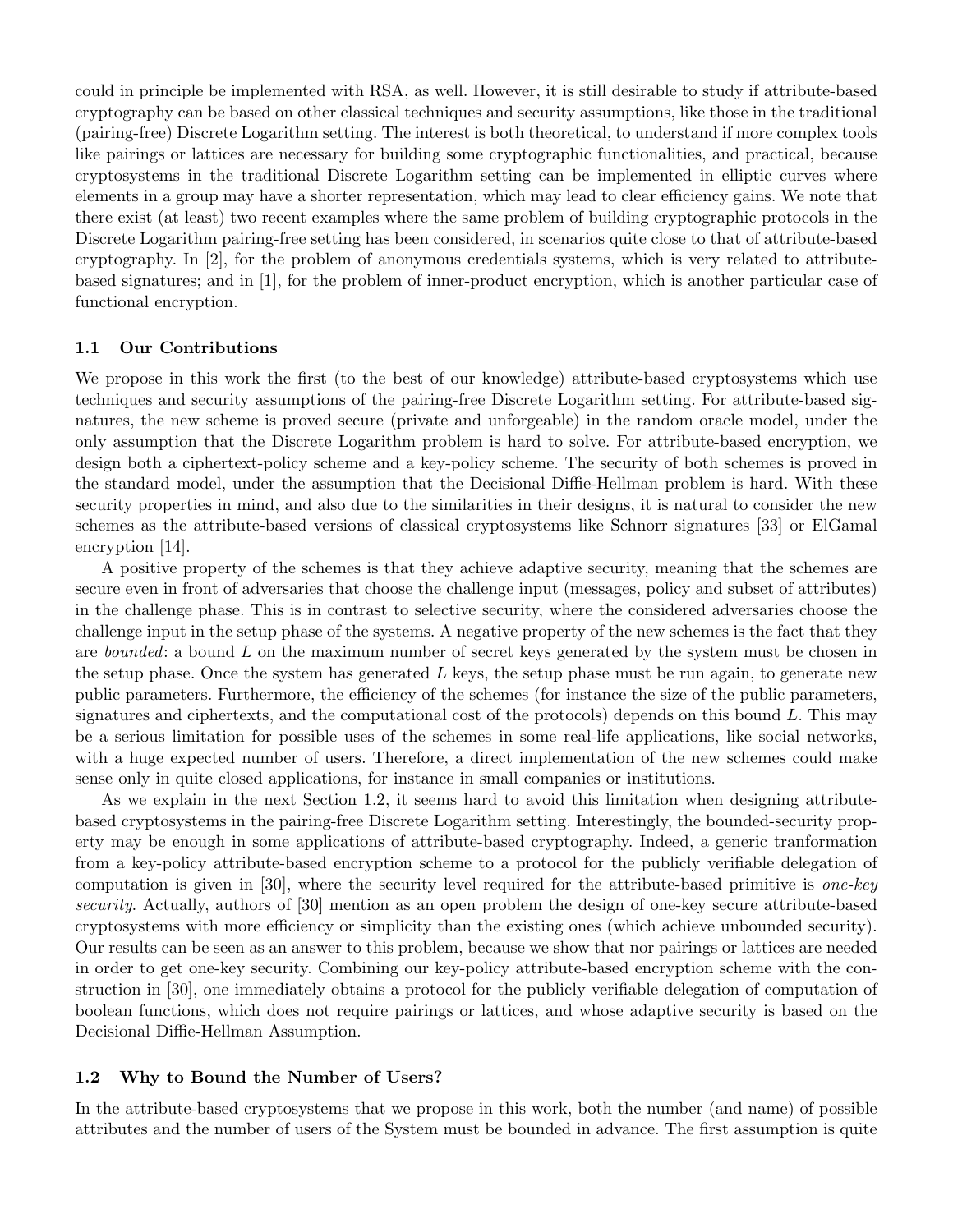could in principle be implemented with RSA, as well. However, it is still desirable to study if attribute-based cryptography can be based on other classical techniques and security assumptions, like those in the traditional (pairing-free) Discrete Logarithm setting. The interest is both theoretical, to understand if more complex tools like pairings or lattices are necessary for building some cryptographic functionalities, and practical, because cryptosystems in the traditional Discrete Logarithm setting can be implemented in elliptic curves where elements in a group may have a shorter representation, which may lead to clear efficiency gains. We note that there exist (at least) two recent examples where the same problem of building cryptographic protocols in the Discrete Logarithm pairing-free setting has been considered, in scenarios quite close to that of attribute-based cryptography. In [2], for the problem of anonymous credentials systems, which is very related to attribute-based signatures; and in [1], for the problem of inner-product encryption, which is another particular case of functional encryption.

### 1.1 Our Contributions

We propose in this work the first (to the best of our knowledge) attribute-based cryptosystems which use techniques and security assumptions of the pairing-free Discrete Logarithm setting. For attribute-based signatures, the new scheme is proved secure (private and unforgeable) in the random oracle model, under the only assumption that the Discrete Logarithm problem is hard to solve. For attribute-based encryption, we design both a ciphertext-policy scheme and a key-policy scheme. The security of both schemes is proved in the standard model, under the assumption that the Decisional Diffie-Hellman problem is hard. With these security properties in mind, and also due to the similarities in their designs, it is natural to consider the new schemes as the attribute-based versions of classical cryptosystems like Schnorr signatures [33] or ElGamal encryption [14].

A positive property of the schemes is that they achieve adaptive security, meaning that the schemes are secure even in front of adversaries that choose the challenge input (messages, policy and subset of attributes) in the challenge phase. This is in contrast to selective security, where the considered adversaries choose the challenge input in the setup phase of the systems. A negative property of the new schemes is the fact that they are *bounded*: a bound $L$ on the maximum number of secret keys generated by the system must be chosen in the setup phase. Once the system has generated $L$ keys, the setup phase must be run again, to generate new public parameters. Furthermore, the efficiency of the schemes (for instance the size of the public parameters, signatures and ciphertexts, and the computational cost of the protocols) depends on this bound $L$. This may be a serious limitation for possible uses of the schemes in some real-life applications, like social networks, with a huge expected number of users. Therefore, a direct implementation of the new schemes could make sense only in quite closed applications, for instance in small companies or institutions.

As we explain in the next Section 1.2, it seems hard to avoid this limitation when designing attribute-based cryptosystems in the pairing-free Discrete Logarithm setting. Interestingly, the bounded-security property may be enough in some applications of attribute-based cryptography. Indeed, a generic tranformation from a key-policy attribute-based encryption scheme to a protocol for the publicly verifiable delegation of computation is given in [30], where the security level required for the attribute-based primitive is *one-key security*. Actually, authors of [30] mention as an open problem the design of one-key secure attribute-based cryptosystems with more efficiency or simplicity than the existing ones (which achieve unbounded security). Our results can be seen as an answer to this problem, because we show that nor pairings or lattices are needed in order to get one-key security. Combining our key-policy attribute-based encryption scheme with the construction in [30], one immediately obtains a protocol for the publicly verifiable delegation of computation of boolean functions, which does not require pairings or lattices, and whose adaptive security is based on the Decisional Diffie-Hellman Assumption.

### 1.2 Why to Bound the Number of Users?

In the attribute-based cryptosystems that we propose in this work, both the number (and name) of possible attributes and the number of users of the System must be bounded in advance. The first assumption is quite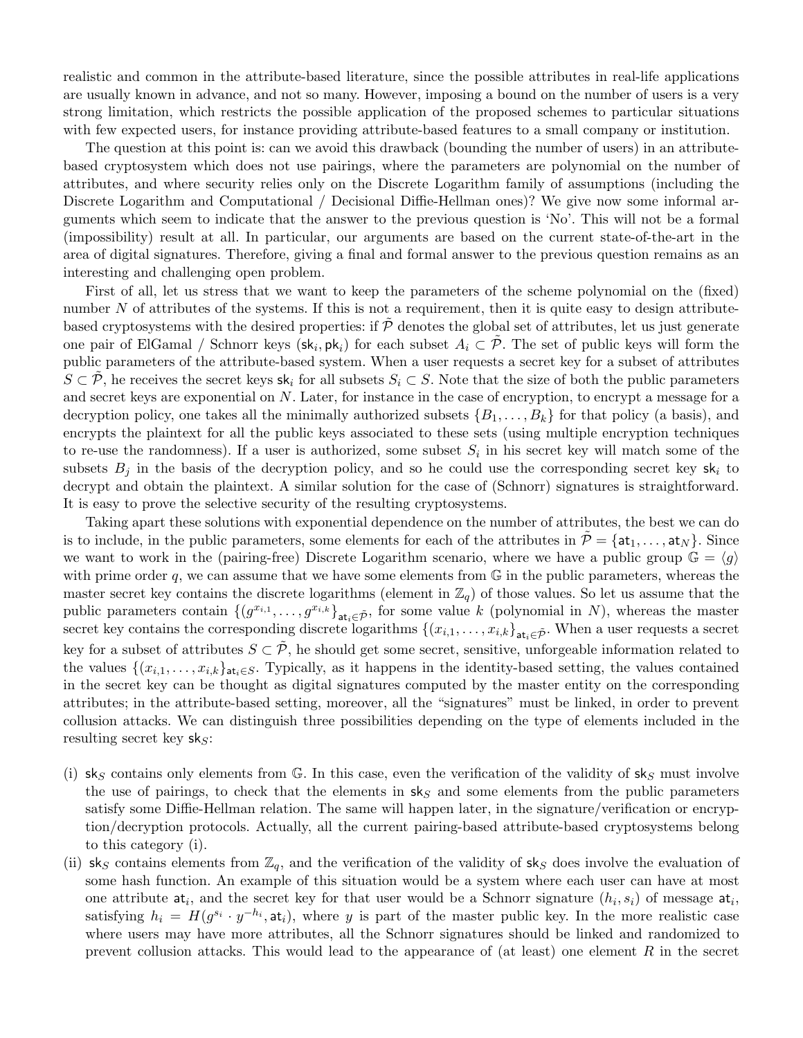realistic and common in the attribute-based literature, since the possible attributes in real-life applications are usually known in advance, and not so many. However, imposing a bound on the number of users is a very strong limitation, which restricts the possible application of the proposed schemes to particular situations with few expected users, for instance providing attribute-based features to a small company or institution.

The question at this point is: can we avoid this drawback (bounding the number of users) in an attribute-based cryptosystem which does not use pairings, where the parameters are polynomial on the number of attributes, and where security relies only on the Discrete Logarithm family of assumptions (including the Discrete Logarithm and Computational / Decisional Diffie-Hellman ones)? We give now some informal arguments which seem to indicate that the answer to the previous question is 'No'. This will not be a formal (impossibility) result at all. In particular, our arguments are based on the current state-of-the-art in the area of digital signatures. Therefore, giving a final and formal answer to the previous question remains as an interesting and challenging open problem.

First of all, let us stress that we want to keep the parameters of the scheme polynomial on the (fixed) number $N$ of attributes of the systems. If this is not a requirement, then it is quite easy to design attribute-based cryptosystems with the desired properties: if $\tilde{\mathcal{P}}$ denotes the global set of attributes, let us just generate one pair of ElGamal / Schnorr keys $(\mathsf{sk}_i, \mathsf{pk}_i)$ for each subset $A_i \subset \tilde{\mathcal{P}}$. The set of public keys will form the public parameters of the attribute-based system. When a user requests a secret key for a subset of attributes $S \subset \tilde{\mathcal{P}}$, he receives the secret keys $\mathsf{sk}_i$ for all subsets $S_i \subset S$. Note that the size of both the public parameters and secret keys are exponential on $N$. Later, for instance in the case of encryption, to encrypt a message for a decryption policy, one takes all the minimally authorized subsets $\{B_1, \ldots, B_k\}$ for that policy (a basis), and encrypts the plaintext for all the public keys associated to these sets (using multiple encryption techniques to re-use the randomness). If a user is authorized, some subset $S_i$ in his secret key will match some of the subsets $B_j$ in the basis of the decryption policy, and so he could use the corresponding secret key $\mathsf{sk}_i$ to decrypt and obtain the plaintext. A similar solution for the case of (Schnorr) signatures is straightforward. It is easy to prove the selective security of the resulting cryptosystems.

Taking apart these solutions with exponential dependence on the number of attributes, the best we can do is to include, in the public parameters, some elements for each of the attributes in $\tilde{\mathcal{P}} = \{\mathsf{at}_1, \ldots, \mathsf{at}_N\}$. Since we want to work in the (pairing-free) Discrete Logarithm scenario, where we have a public group $\mathbb{G} = \langle g \rangle$ with prime order $q$, we can assume that we have some elements from $\mathbb{G}$ in the public parameters, whereas the master secret key contains the discrete logarithms (element in $\mathbb{Z}_q$) of those values. So let us assume that the public parameters contain $\{(g^{x_{i,1}}, \ldots, g^{x_{i,k}}\}_{\mathsf{at}_i \in \tilde{\mathcal{P}}}$, for some value $k$ (polynomial in $N$), whereas the master secret key contains the corresponding discrete logarithms $\{(x_{i,1}, \ldots, x_{i,k}\}_{\mathsf{at}_i \in \tilde{\mathcal{P}}}$. When a user requests a secret key for a subset of attributes $S \subset \tilde{\mathcal{P}}$, he should get some secret, sensitive, unforgeable information related to the values $\{(x_{i,1}, \ldots, x_{i,k}\}_{\mathsf{at}_i \in S}$. Typically, as it happens in the identity-based setting, the values contained in the secret key can be thought as digital signatures computed by the master entity on the corresponding attributes; in the attribute-based setting, moreover, all the "signatures" must be linked, in order to prevent collusion attacks. We can distinguish three possibilities depending on the type of elements included in the resulting secret key $\mathsf{sk}_S$:

(i) $\mathsf{sk}_S$ contains only elements from $\mathbb{G}$. In this case, even the verification of the validity of $\mathsf{sk}_S$ must involve the use of pairings, to check that the elements in $\mathsf{sk}_S$ and some elements from the public parameters satisfy some Diffie-Hellman relation. The same will happen later, in the signature/verification or encryption/decryption protocols. Actually, all the current pairing-based attribute-based cryptosystems belong to this category (i).

(ii) $\mathsf{sk}_S$ contains elements from $\mathbb{Z}_q$, and the verification of the validity of $\mathsf{sk}_S$ does involve the evaluation of some hash function. An example of this situation would be a system where each user can have at most one attribute $\mathsf{at}_i$, and the secret key for that user would be a Schnorr signature $(h_i, s_i)$ of message $\mathsf{at}_i$, satisfying $h_i = H(g^{s_i} \cdot y^{-h_i}, \mathsf{at}_i)$, where $y$ is part of the master public key. In the more realistic case where users may have more attributes, all the Schnorr signatures should be linked and randomized to prevent collusion attacks. This would lead to the appearance of (at least) one element $R$ in the secret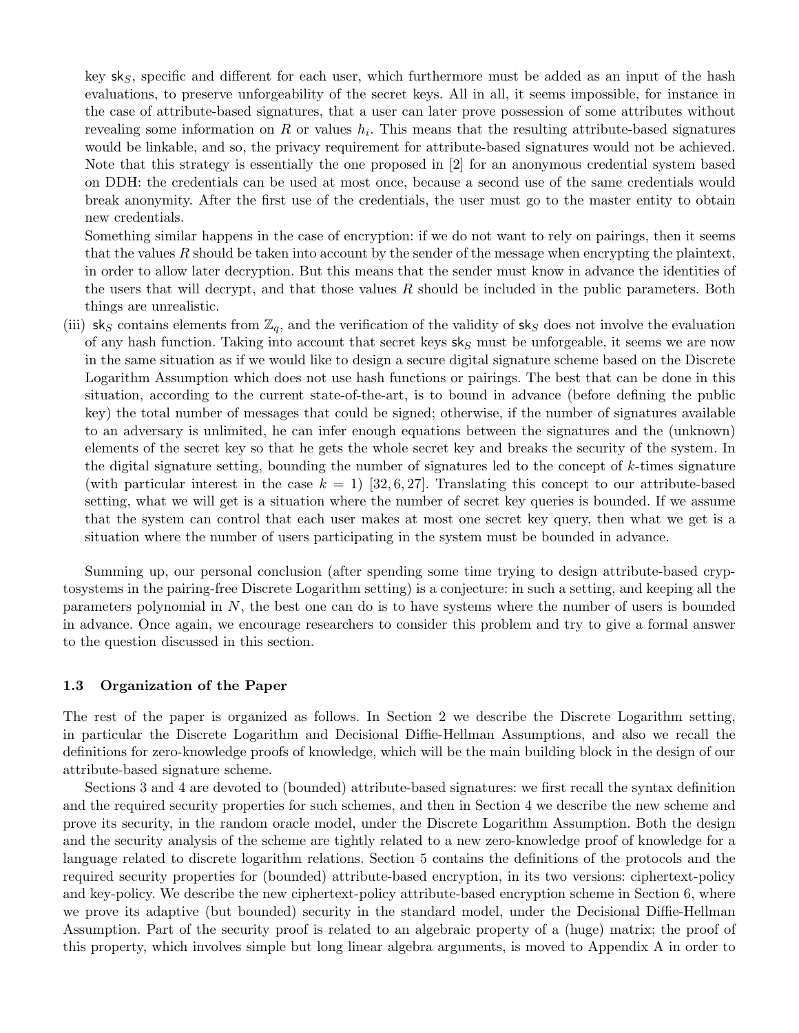key $\mathsf{sk}_S$, specific and different for each user, which furthermore must be added as an input of the hash evaluations, to preserve unforgeability of the secret keys. All in all, it seems impossible, for instance in the case of attribute-based signatures, that a user can later prove possession of some attributes without revealing some information on $R$ or values $h_i$. This means that the resulting attribute-based signatures would be linkable, and so, the privacy requirement for attribute-based signatures would not be achieved. Note that this strategy is essentially the one proposed in [2] for an anonymous credential system based on DDH: the credentials can be used at most once, because a second use of the same credentials would break anonymity. After the first use of the credentials, the user must go to the master entity to obtain new credentials.

Something similar happens in the case of encryption: if we do not want to rely on pairings, then it seems that the values $R$ should be taken into account by the sender of the message when encrypting the plaintext, in order to allow later decryption. But this means that the sender must know in advance the identities of the users that will decrypt, and that those values $R$ should be included in the public parameters. Both things are unrealistic.

(iii) $\mathsf{sk}_S$ contains elements from $\mathbb{Z}_q$, and the verification of the validity of $\mathsf{sk}_S$ does not involve the evaluation of any hash function. Taking into account that secret keys $\mathsf{sk}_S$ must be unforgeable, it seems we are now in the same situation as if we would like to design a secure digital signature scheme based on the Discrete Logarithm Assumption which does not use hash functions or pairings. The best that can be done in this situation, according to the current state-of-the-art, is to bound in advance (before defining the public key) the total number of messages that could be signed; otherwise, if the number of signatures available to an adversary is unlimited, he can infer enough equations between the signatures and the (unknown) elements of the secret key so that he gets the whole secret key and breaks the security of the system. In the digital signature setting, bounding the number of signatures led to the concept of $k$-times signature (with particular interest in the case $k = 1$) [32, 6, 27]. Translating this concept to our attribute-based setting, what we will get is a situation where the number of secret key queries is bounded. If we assume that the system can control that each user makes at most one secret key query, then what we get is a situation where the number of users participating in the system must be bounded in advance.

Summing up, our personal conclusion (after spending some time trying to design attribute-based cryptosystems in the pairing-free Discrete Logarithm setting) is a conjecture: in such a setting, and keeping all the parameters polynomial in $N$, the best one can do is to have systems where the number of users is bounded in advance. Once again, we encourage researchers to consider this problem and try to give a formal answer to the question discussed in this section.

### 1.3 Organization of the Paper

The rest of the paper is organized as follows. In Section 2 we describe the Discrete Logarithm setting, in particular the Discrete Logarithm and Decisional Diffie-Hellman Assumptions, and also we recall the definitions for zero-knowledge proofs of knowledge, which will be the main building block in the design of our attribute-based signature scheme.

Sections 3 and 4 are devoted to (bounded) attribute-based signatures: we first recall the syntax definition and the required security properties for such schemes, and then in Section 4 we describe the new scheme and prove its security, in the random oracle model, under the Discrete Logarithm Assumption. Both the design and the security analysis of the scheme are tightly related to a new zero-knowledge proof of knowledge for a language related to discrete logarithm relations. Section 5 contains the definitions of the protocols and the required security properties for (bounded) attribute-based encryption, in its two versions: ciphertext-policy and key-policy. We describe the new ciphertext-policy attribute-based encryption scheme in Section 6, where we prove its adaptive (but bounded) security in the standard model, under the Decisional Diffie-Hellman Assumption. Part of the security proof is related to an algebraic property of a (huge) matrix; the proof of this property, which involves simple but long linear algebra arguments, is moved to Appendix A in order to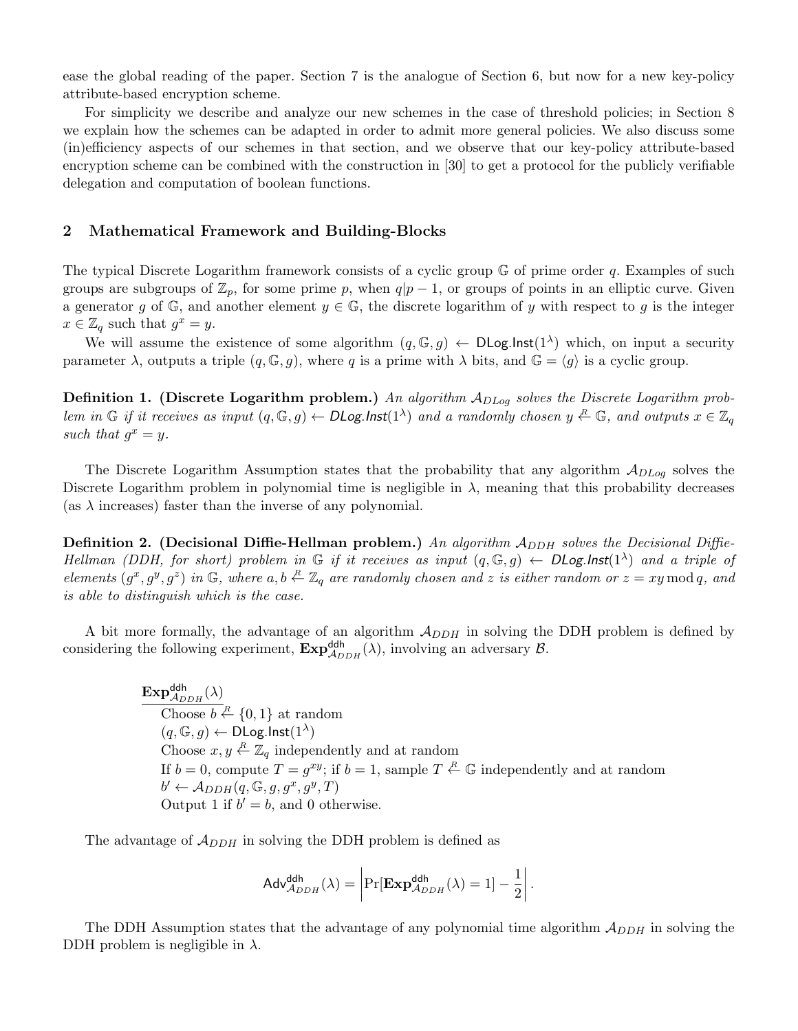ease the global reading of the paper. Section 7 is the analogue of Section 6, but now for a new key-policy attribute-based encryption scheme.

For simplicity we describe and analyze our new schemes in the case of threshold policies; in Section 8 we explain how the schemes can be adapted in order to admit more general policies. We also discuss some (in)efficiency aspects of our schemes in that section, and we observe that our key-policy attribute-based encryption scheme can be combined with the construction in [30] to get a protocol for the publicly verifiable delegation and computation of boolean functions.

## 2 Mathematical Framework and Building-Blocks

The typical Discrete Logarithm framework consists of a cyclic group $\mathbb{G}$ of prime order $q$. Examples of such groups are subgroups of $\mathbb{Z}_p$, for some prime $p$, when $q|p-1$, or groups of points in an elliptic curve. Given a generator $g$ of $\mathbb{G}$, and another element $y \in \mathbb{G}$, the discrete logarithm of $y$ with respect to $g$ is the integer $x \in \mathbb{Z}_q$ such that $g^x = y$.

We will assume the existence of some algorithm $(q, \mathbb{G}, g) \leftarrow \mathsf{DLog.Inst}(1^\lambda)$ which, on input a security parameter $\lambda$, outputs a triple $(q, \mathbb{G}, g)$, where $q$ is a prime with $\lambda$ bits, and $\mathbb{G} = \langle g \rangle$ is a cyclic group.

**Definition 1. (Discrete Logarithm problem.)** *An algorithm $\mathcal{A}_{DLog}$ solves the Discrete Logarithm problem in $\mathbb{G}$ if it receives as input $(q, \mathbb{G}, g) \leftarrow \mathsf{DLog.Inst}(1^\lambda)$ and a randomly chosen $y \stackrel{R}{\leftarrow} \mathbb{G}$, and outputs $x \in \mathbb{Z}_q$ such that $g^x = y$.*

The Discrete Logarithm Assumption states that the probability that any algorithm $\mathcal{A}_{DLog}$ solves the Discrete Logarithm problem in polynomial time is negligible in $\lambda$, meaning that this probability decreases (as $\lambda$ increases) faster than the inverse of any polynomial.

**Definition 2. (Decisional Diffie-Hellman problem.)** *An algorithm $\mathcal{A}_{DDH}$ solves the Decisional Diffie-Hellman (DDH, for short) problem in $\mathbb{G}$ if it receives as input $(q, \mathbb{G}, g) \leftarrow \mathsf{DLog.Inst}(1^\lambda)$ and a triple of elements $(g^x, g^y, g^z)$ in $\mathbb{G}$, where $a, b \stackrel{R}{\leftarrow} \mathbb{Z}_q$ are randomly chosen and $z$ is either random or $z = xy \bmod q$, and is able to distinguish which is the case.*

A bit more formally, the advantage of an algorithm $\mathcal{A}_{DDH}$ in solving the DDH problem is defined by considering the following experiment, $\mathbf{Exp}^{\mathsf{ddh}}_{\mathcal{A}_{DDH}}(\lambda)$, involving an adversary $\mathcal{B}$.

> $\underline{\mathbf{Exp}^{\mathsf{ddh}}_{\mathcal{A}_{DDH}}(\lambda)}$
> Choose $b \stackrel{R}{\leftarrow} \{0, 1\}$ at random
> $(q, \mathbb{G}, g) \leftarrow \mathsf{DLog.Inst}(1^\lambda)$
> Choose $x, y \stackrel{R}{\leftarrow} \mathbb{Z}_q$ independently and at random
> If $b = 0$, compute $T = g^{xy}$; if $b = 1$, sample $T \stackrel{R}{\leftarrow} \mathbb{G}$ independently and at random
> $b' \leftarrow \mathcal{A}_{DDH}(q, \mathbb{G}, g, g^x, g^y, T)$
> Output 1 if $b' = b$, and 0 otherwise.

The advantage of $\mathcal{A}_{DDH}$ in solving the DDH problem is defined as

$$\mathsf{Adv}^{\mathsf{ddh}}_{\mathcal{A}_{DDH}}(\lambda) = \left| \Pr[\mathbf{Exp}^{\mathsf{ddh}}_{\mathcal{A}_{DDH}}(\lambda) = 1] - \frac{1}{2} \right|.$$

The DDH Assumption states that the advantage of any polynomial time algorithm $\mathcal{A}_{DDH}$ in solving the DDH problem is negligible in $\lambda$.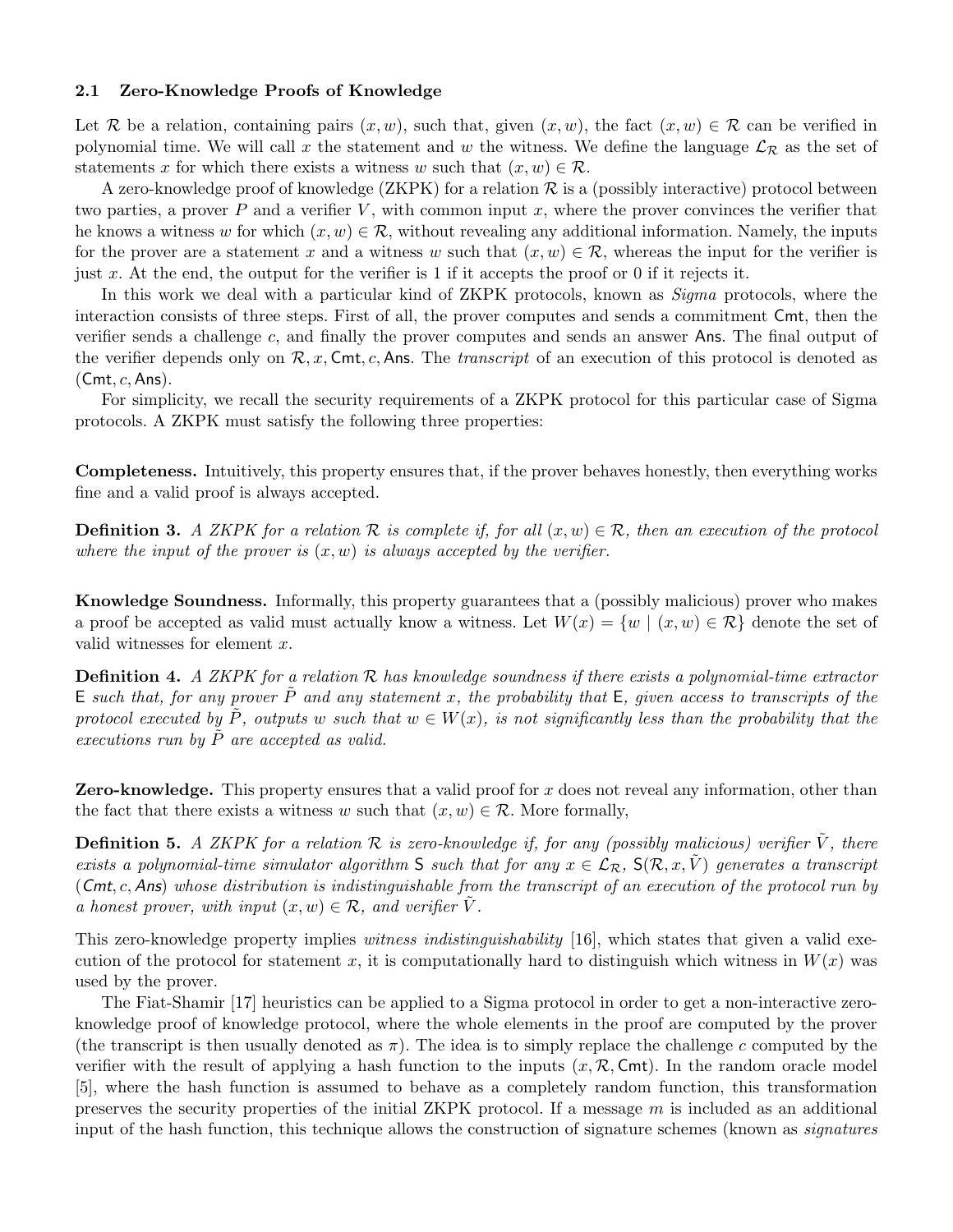### 2.1 Zero-Knowledge Proofs of Knowledge

Let $\mathcal{R}$ be a relation, containing pairs $(x, w)$, such that, given $(x, w)$, the fact $(x, w) \in \mathcal{R}$ can be verified in polynomial time. We will call $x$ the statement and $w$ the witness. We define the language $\mathcal{L}_{\mathcal{R}}$ as the set of statements $x$ for which there exists a witness $w$ such that $(x, w) \in \mathcal{R}$.

A zero-knowledge proof of knowledge (ZKPK) for a relation $\mathcal{R}$ is a (possibly interactive) protocol between two parties, a prover $P$ and a verifier $V$, with common input $x$, where the prover convinces the verifier that he knows a witness $w$ for which $(x, w) \in \mathcal{R}$, without revealing any additional information. Namely, the inputs for the prover are a statement $x$ and a witness $w$ such that $(x, w) \in \mathcal{R}$, whereas the input for the verifier is just $x$. At the end, the output for the verifier is 1 if it accepts the proof or 0 if it rejects it.

In this work we deal with a particular kind of ZKPK protocols, known as *Sigma* protocols, where the interaction consists of three steps. First of all, the prover computes and sends a commitment $\mathsf{Cmt}$, then the verifier sends a challenge $c$, and finally the prover computes and sends an answer $\mathsf{Ans}$. The final output of the verifier depends only on $\mathcal{R}, x, \mathsf{Cmt}, c, \mathsf{Ans}$. The *transcript* of an execution of this protocol is denoted as $(\mathsf{Cmt}, c, \mathsf{Ans})$.

For simplicity, we recall the security requirements of a ZKPK protocol for this particular case of Sigma protocols. A ZKPK must satisfy the following three properties:

**Completeness.** Intuitively, this property ensures that, if the prover behaves honestly, then everything works fine and a valid proof is always accepted.

**Definition 3.** *A ZKPK for a relation $\mathcal{R}$ is complete if, for all $(x, w) \in \mathcal{R}$, then an execution of the protocol where the input of the prover is $(x, w)$ is always accepted by the verifier.*

**Knowledge Soundness.** Informally, this property guarantees that a (possibly malicious) prover who makes a proof be accepted as valid must actually know a witness. Let $W(x) = \{w \mid (x, w) \in \mathcal{R}\}$ denote the set of valid witnesses for element $x$.

**Definition 4.** *A ZKPK for a relation $\mathcal{R}$ has knowledge soundness if there exists a polynomial-time extractor $\mathsf{E}$ such that, for any prover $\tilde{P}$ and any statement $x$, the probability that $\mathsf{E}$, given access to transcripts of the protocol executed by $\tilde{P}$, outputs $w$ such that $w \in W(x)$, is not significantly less than the probability that the executions run by $\tilde{P}$ are accepted as valid.*

**Zero-knowledge.** This property ensures that a valid proof for $x$ does not reveal any information, other than the fact that there exists a witness $w$ such that $(x, w) \in \mathcal{R}$. More formally,

**Definition 5.** *A ZKPK for a relation $\mathcal{R}$ is zero-knowledge if, for any (possibly malicious) verifier $\tilde{V}$, there exists a polynomial-time simulator algorithm $\mathsf{S}$ such that for any $x \in \mathcal{L}_{\mathcal{R}}$, $\mathsf{S}(\mathcal{R}, x, \tilde{V})$ generates a transcript $(\mathsf{Cmt}, c, \mathsf{Ans})$ whose distribution is indistinguishable from the transcript of an execution of the protocol run by a honest prover, with input $(x, w) \in \mathcal{R}$, and verifier $\tilde{V}$.*

This zero-knowledge property implies *witness indistinguishability* [16], which states that given a valid execution of the protocol for statement $x$, it is computationally hard to distinguish which witness in $W(x)$ was used by the prover.

The Fiat-Shamir [17] heuristics can be applied to a Sigma protocol in order to get a non-interactive zero-knowledge proof of knowledge protocol, where the whole elements in the proof are computed by the prover (the transcript is then usually denoted as $\pi$). The idea is to simply replace the challenge $c$ computed by the verifier with the result of applying a hash function to the inputs $(x, \mathcal{R}, \mathsf{Cmt})$. In the random oracle model [5], where the hash function is assumed to behave as a completely random function, this transformation preserves the security properties of the initial ZKPK protocol. If a message $m$ is included as an additional input of the hash function, this technique allows the construction of signature schemes (known as *signatures*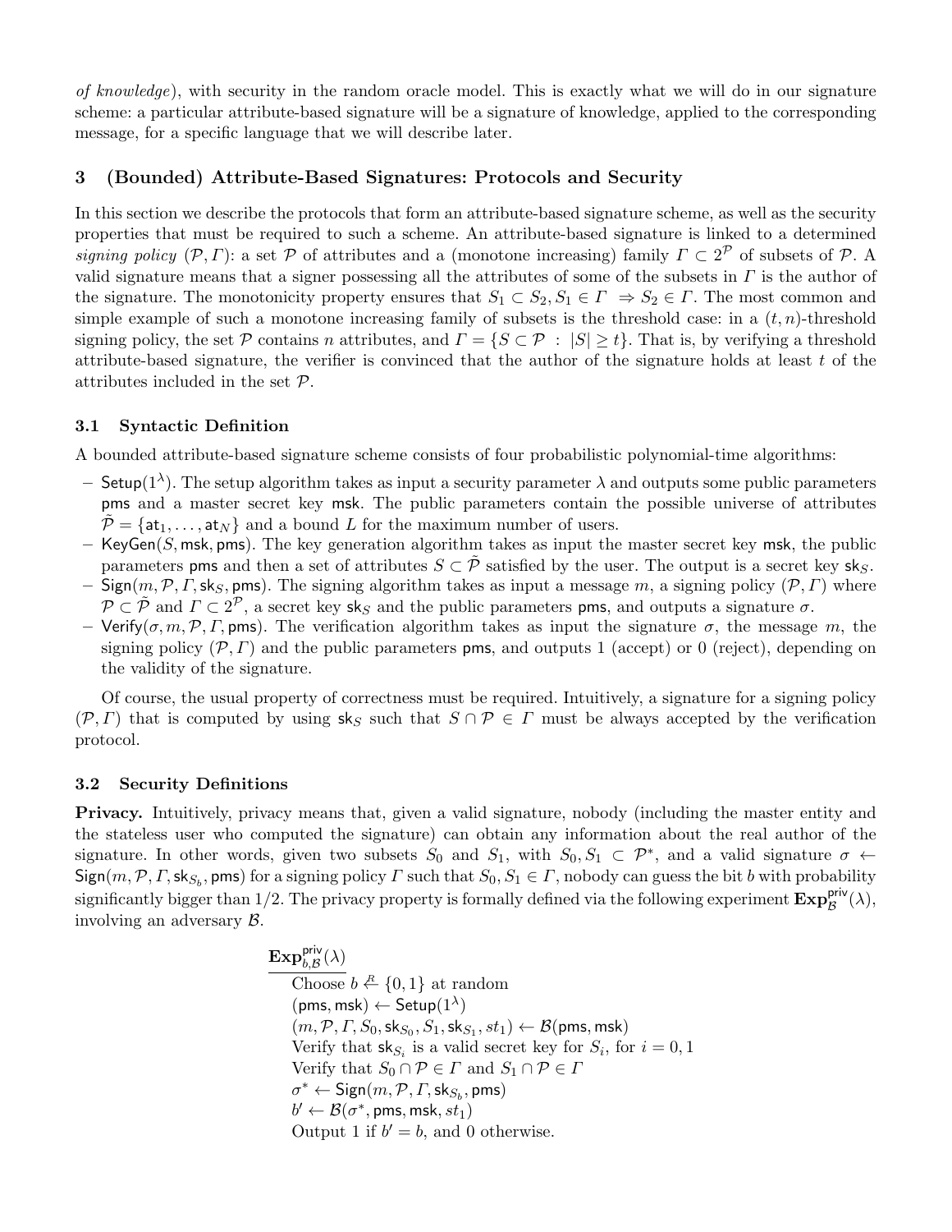*of knowledge*), with security in the random oracle model. This is exactly what we will do in our signature scheme: a particular attribute-based signature will be a signature of knowledge, applied to the corresponding message, for a specific language that we will describe later.

## 3 (Bounded) Attribute-Based Signatures: Protocols and Security

In this section we describe the protocols that form an attribute-based signature scheme, as well as the security properties that must be required to such a scheme. An attribute-based signature is linked to a determined *signing policy* $(\mathcal{P}, \Gamma)$: a set $\mathcal{P}$ of attributes and a (monotone increasing) family $\Gamma \subset 2^{\mathcal{P}}$ of subsets of $\mathcal{P}$. A valid signature means that a signer possessing all the attributes of some of the subsets in $\Gamma$ is the author of the signature. The monotonicity property ensures that $S_1 \subset S_2, S_1 \in \Gamma \Rightarrow S_2 \in \Gamma$. The most common and simple example of such a monotone increasing family of subsets is the threshold case: in a $(t, n)$-threshold signing policy, the set $\mathcal{P}$ contains $n$ attributes, and $\Gamma = \{S \subset \mathcal{P} : |S| \geq t\}$. That is, by verifying a threshold attribute-based signature, the verifier is convinced that the author of the signature holds at least $t$ of the attributes included in the set $\mathcal{P}$.

### 3.1 Syntactic Definition

A bounded attribute-based signature scheme consists of four probabilistic polynomial-time algorithms:

- $\mathsf{Setup}(1^\lambda)$. The setup algorithm takes as input a security parameter $\lambda$ and outputs some public parameters $\mathsf{pms}$ and a master secret key $\mathsf{msk}$. The public parameters contain the possible universe of attributes $\tilde{\mathcal{P}} = \{\mathsf{at}_1, \ldots, \mathsf{at}_N\}$ and a bound $L$ for the maximum number of users.
- $\mathsf{KeyGen}(S, \mathsf{msk}, \mathsf{pms})$. The key generation algorithm takes as input the master secret key $\mathsf{msk}$, the public parameters $\mathsf{pms}$ and then a set of attributes $S \subset \tilde{\mathcal{P}}$ satisfied by the user. The output is a secret key $\mathsf{sk}_S$.
- $\mathsf{Sign}(m, \mathcal{P}, \Gamma, \mathsf{sk}_S, \mathsf{pms})$. The signing algorithm takes as input a message $m$, a signing policy $(\mathcal{P}, \Gamma)$ where $\mathcal{P} \subset \tilde{\mathcal{P}}$ and $\Gamma \subset 2^{\mathcal{P}}$, a secret key $\mathsf{sk}_S$ and the public parameters $\mathsf{pms}$, and outputs a signature $\sigma$.
- $\mathsf{Verify}(\sigma, m, \mathcal{P}, \Gamma, \mathsf{pms})$. The verification algorithm takes as input the signature $\sigma$, the message $m$, the signing policy $(\mathcal{P}, \Gamma)$ and the public parameters $\mathsf{pms}$, and outputs 1 (accept) or 0 (reject), depending on the validity of the signature.

Of course, the usual property of correctness must be required. Intuitively, a signature for a signing policy $(\mathcal{P}, \Gamma)$ that is computed by using $\mathsf{sk}_S$ such that $S \cap \mathcal{P} \in \Gamma$ must be always accepted by the verification protocol.

### 3.2 Security Definitions

**Privacy.** Intuitively, privacy means that, given a valid signature, nobody (including the master entity and the stateless user who computed the signature) can obtain any information about the real author of the signature. In other words, given two subsets $S_0$ and $S_1$, with $S_0, S_1 \subset \mathcal{P}^*$, and a valid signature $\sigma \leftarrow \mathsf{Sign}(m, \mathcal{P}, \Gamma, \mathsf{sk}_{S_b}, \mathsf{pms})$ for a signing policy $\Gamma$ such that $S_0, S_1 \in \Gamma$, nobody can guess the bit $b$ with probability significantly bigger than $1/2$. The privacy property is formally defined via the following experiment $\mathbf{Exp}_{\mathcal{B}}^{\mathsf{priv}}(\lambda)$, involving an adversary $\mathcal{B}$.

$\mathbf{Exp}_{b,\mathcal{B}}^{\mathsf{priv}}(\lambda)$

Choose $b \stackrel{R}{\leftarrow} \{0, 1\}$ at random
$(\mathsf{pms}, \mathsf{msk}) \leftarrow \mathsf{Setup}(1^\lambda)$
$(m, \mathcal{P}, \Gamma, S_0, \mathsf{sk}_{S_0}, S_1, \mathsf{sk}_{S_1}, st_1) \leftarrow \mathcal{B}(\mathsf{pms}, \mathsf{msk})$
Verify that $\mathsf{sk}_{S_i}$ is a valid secret key for $S_i$, for $i = 0, 1$
Verify that $S_0 \cap \mathcal{P} \in \Gamma$ and $S_1 \cap \mathcal{P} \in \Gamma$
$\sigma^* \leftarrow \mathsf{Sign}(m, \mathcal{P}, \Gamma, \mathsf{sk}_{S_b}, \mathsf{pms})$
$b' \leftarrow \mathcal{B}(\sigma^*, \mathsf{pms}, \mathsf{msk}, st_1)$
Output 1 if $b' = b$, and 0 otherwise.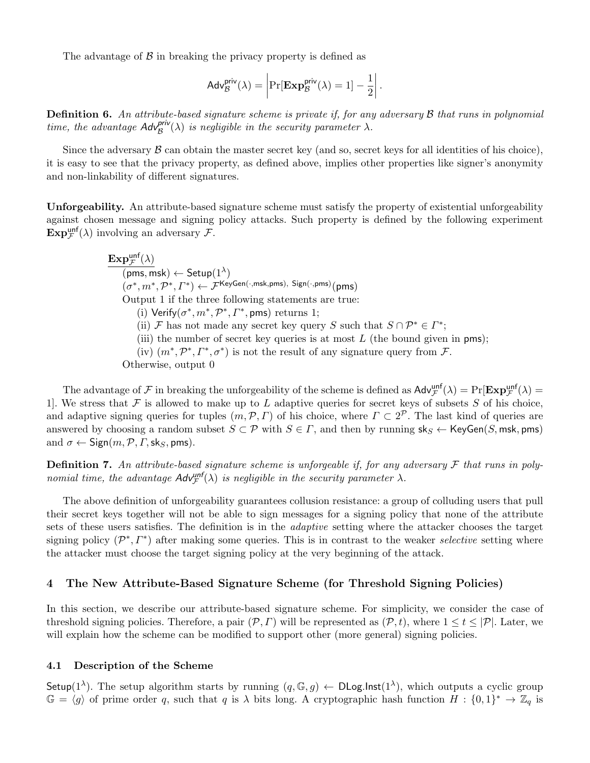The advantage of $\mathcal{B}$ in breaking the privacy property is defined as

$$\mathsf{Adv}^{\mathsf{priv}}_{\mathcal{B}}(\lambda) = \left| \Pr[\mathbf{Exp}^{\mathsf{priv}}_{\mathcal{B}}(\lambda) = 1] - \frac{1}{2} \right|.$$

**Definition 6.** *An attribute-based signature scheme is private if, for any adversary $\mathcal{B}$ that runs in polynomial time, the advantage $\mathsf{Adv}^{\mathsf{priv}}_{\mathcal{B}}(\lambda)$ is negligible in the security parameter $\lambda$.*

Since the adversary $\mathcal{B}$ can obtain the master secret key (and so, secret keys for all identities of his choice), it is easy to see that the privacy property, as defined above, implies other properties like signer's anonymity and non-linkability of different signatures.

**Unforgeability.** An attribute-based signature scheme must satisfy the property of existential unforgeability against chosen message and signing policy attacks. Such property is defined by the following experiment $\mathbf{Exp}^{\mathsf{unf}}_{\mathcal{F}}(\lambda)$ involving an adversary $\mathcal{F}$.

$\underline{\mathbf{Exp}^{\mathsf{unf}}_{\mathcal{F}}(\lambda)}$

$(\mathsf{pms}, \mathsf{msk}) \leftarrow \mathsf{Setup}(1^\lambda)$

$(\sigma^*, m^*, \mathcal{P}^*, \Gamma^*) \leftarrow \mathcal{F}^{\mathsf{KeyGen}(\cdot, \mathsf{msk}, \mathsf{pms}),\ \mathsf{Sign}(\cdot, \mathsf{pms})}(\mathsf{pms})$

Output 1 if the three following statements are true:

(i) $\mathsf{Verify}(\sigma^*, m^*, \mathcal{P}^*, \Gamma^*, \mathsf{pms})$ returns 1;

(ii) $\mathcal{F}$ has not made any secret key query $S$ such that $S \cap \mathcal{P}^* \in \Gamma^*$;

(iii) the number of secret key queries is at most $L$ (the bound given in $\mathsf{pms}$);

(iv) $(m^*, \mathcal{P}^*, \Gamma^*, \sigma^*)$ is not the result of any signature query from $\mathcal{F}$.

Otherwise, output 0

The advantage of $\mathcal{F}$ in breaking the unforgeability of the scheme is defined as $\mathsf{Adv}^{\mathsf{unf}}_{\mathcal{F}}(\lambda) = \Pr[\mathbf{Exp}^{\mathsf{unf}}_{\mathcal{F}}(\lambda) = 1]$. We stress that $\mathcal{F}$ is allowed to make up to $L$ adaptive queries for secret keys of subsets $S$ of his choice, and adaptive signing queries for tuples $(m, \mathcal{P}, \Gamma)$ of his choice, where $\Gamma \subset 2^{\mathcal{P}}$. The last kind of queries are answered by choosing a random subset $S \subset \mathcal{P}$ with $S \in \Gamma$, and then by running $\mathsf{sk}_S \leftarrow \mathsf{KeyGen}(S, \mathsf{msk}, \mathsf{pms})$ and $\sigma \leftarrow \mathsf{Sign}(m, \mathcal{P}, \Gamma, \mathsf{sk}_S, \mathsf{pms})$.

**Definition 7.** *An attribute-based signature scheme is unforgeable if, for any adversary $\mathcal{F}$ that runs in polynomial time, the advantage $\mathsf{Adv}^{\mathsf{unf}}_{\mathcal{F}}(\lambda)$ is negligible in the security parameter $\lambda$.*

The above definition of unforgeability guarantees collusion resistance: a group of colluding users that pull their secret keys together will not be able to sign messages for a signing policy that none of the attribute sets of these users satisfies. The definition is in the *adaptive* setting where the attacker chooses the target signing policy $(\mathcal{P}^*, \Gamma^*)$ after making some queries. This is in contrast to the weaker *selective* setting where the attacker must choose the target signing policy at the very beginning of the attack.

## 4 The New Attribute-Based Signature Scheme (for Threshold Signing Policies)

In this section, we describe our attribute-based signature scheme. For simplicity, we consider the case of threshold signing policies. Therefore, a pair $(\mathcal{P}, \Gamma)$ will be represented as $(\mathcal{P}, t)$, where $1 \leq t \leq |\mathcal{P}|$. Later, we will explain how the scheme can be modified to support other (more general) signing policies.

### 4.1 Description of the Scheme

$\mathsf{Setup}(1^\lambda)$. The setup algorithm starts by running $(q, \mathbb{G}, g) \leftarrow \mathsf{DLog.Inst}(1^\lambda)$, which outputs a cyclic group $\mathbb{G} = \langle g \rangle$ of prime order $q$, such that $q$ is $\lambda$ bits long. A cryptographic hash function $H : \{0,1\}^* \rightarrow \mathbb{Z}_q$ is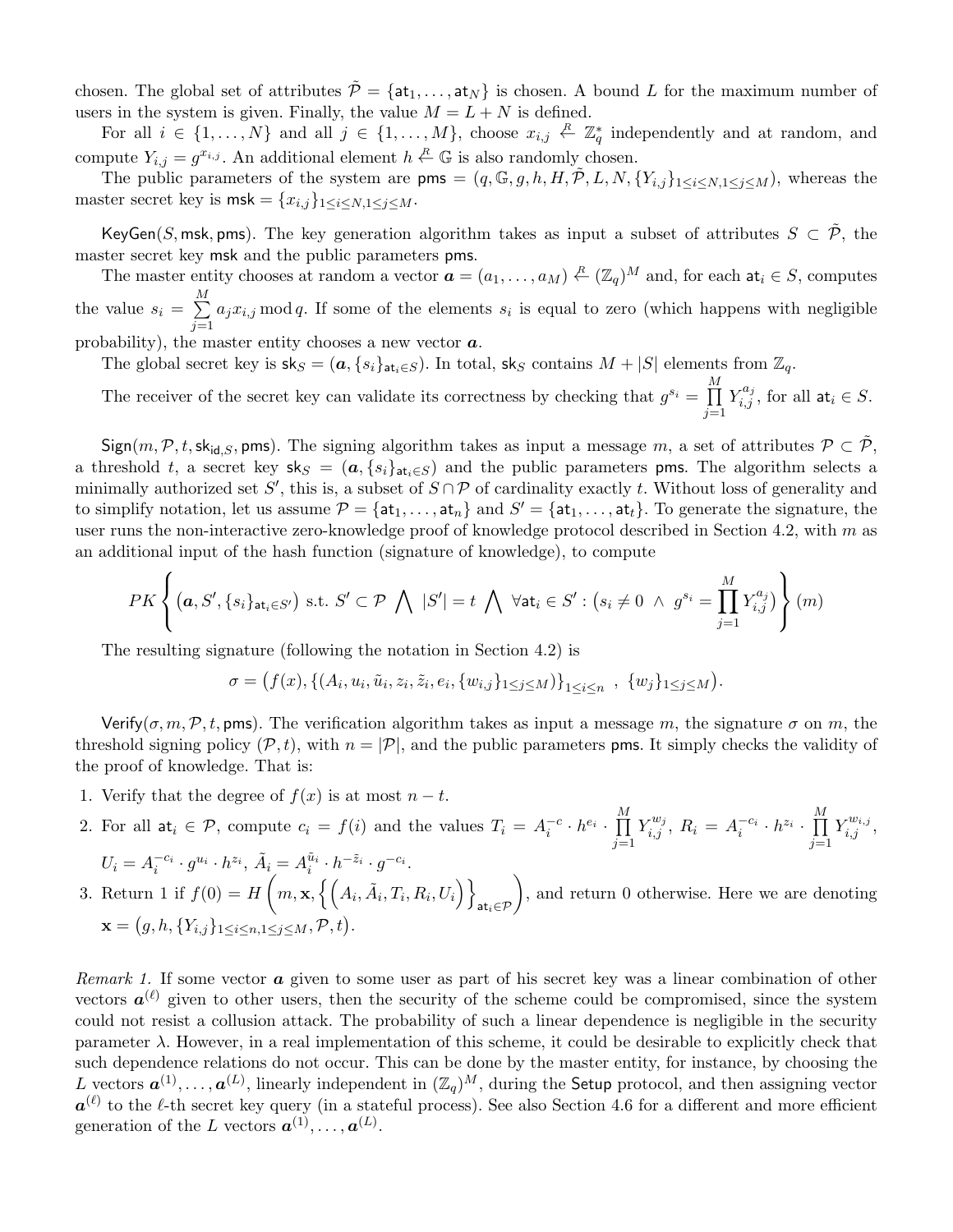chosen. The global set of attributes $\tilde{\mathcal{P}} = \{\mathsf{at}_1, \ldots, \mathsf{at}_N\}$ is chosen. A bound $L$ for the maximum number of users in the system is given. Finally, the value $M = L + N$ is defined.

For all $i \in \{1, \ldots, N\}$ and all $j \in \{1, \ldots, M\}$, choose $x_{i,j} \stackrel{R}{\leftarrow} \mathbb{Z}_q^*$ independently and at random, and compute $Y_{i,j} = g^{x_{i,j}}$. An additional element $h \stackrel{R}{\leftarrow} \mathbb{G}$ is also randomly chosen.

The public parameters of the system are $\mathsf{pms} = (q, \mathbb{G}, g, h, H, \tilde{\mathcal{P}}, L, N, \{Y_{i,j}\}_{1 \le i \le N, 1 \le j \le M})$, whereas the master secret key is $\mathsf{msk} = \{x_{i,j}\}_{1 \le i \le N, 1 \le j \le M}$.

$\mathsf{KeyGen}(S, \mathsf{msk}, \mathsf{pms})$. The key generation algorithm takes as input a subset of attributes $S \subset \tilde{\mathcal{P}}$, the master secret key $\mathsf{msk}$ and the public parameters $\mathsf{pms}$.

The master entity chooses at random a vector $\boldsymbol{a} = (a_1, \ldots, a_M) \stackrel{R}{\leftarrow} (\mathbb{Z}_q)^M$ and, for each $\mathsf{at}_i \in S$, computes the value $s_i = \sum_{j=1}^{M} a_j x_{i,j} \bmod q$. If some of the elements $s_i$ is equal to zero (which happens with negligible probability), the master entity chooses a new vector $\boldsymbol{a}$.

The global secret key is $\mathsf{sk}_S = (\boldsymbol{a}, \{s_i\}_{\mathsf{at}_i \in S})$. In total, $\mathsf{sk}_S$ contains $M + |S|$ elements from $\mathbb{Z}_q$.

The receiver of the secret key can validate its correctness by checking that $g^{s_i} = \prod_{j=1}^{M} Y_{i,j}^{a_j}$, for all $\mathsf{at}_i \in S$.

$\mathsf{Sign}(m, \mathcal{P}, t, \mathsf{sk}_{\mathsf{id},S}, \mathsf{pms})$. The signing algorithm takes as input a message $m$, a set of attributes $\mathcal{P} \subset \tilde{\mathcal{P}}$, a threshold $t$, a secret key $\mathsf{sk}_S = (\boldsymbol{a}, \{s_i\}_{\mathsf{at}_i \in S})$ and the public parameters $\mathsf{pms}$. The algorithm selects a minimally authorized set $S'$, this is, a subset of $S \cap \mathcal{P}$ of cardinality exactly $t$. Without loss of generality and to simplify notation, let us assume $\mathcal{P} = \{\mathsf{at}_1, \ldots, \mathsf{at}_n\}$ and $S' = \{\mathsf{at}_1, \ldots, \mathsf{at}_t\}$. To generate the signature, the user runs the non-interactive zero-knowledge proof of knowledge protocol described in Section 4.2, with $m$ as an additional input of the hash function (signature of knowledge), to compute

$$PK \left\{ \left(\boldsymbol{a}, S', \{s_i\}_{\mathsf{at}_i \in S'}\right) \text{ s.t. } S' \subset \mathcal{P} \bigwedge |S'| = t \bigwedge \forall \mathsf{at}_i \in S' : \left(s_i \neq 0 \ \wedge \ g^{s_i} = \prod_{j=1}^{M} Y_{i,j}^{a_j}\right) \right\} (m)$$

The resulting signature (following the notation in Section 4.2) is

$$\sigma = \left(f(x), \{(A_i, u_i, \tilde{u}_i, z_i, \tilde{z}_i, e_i, \{w_{i,j}\}_{1 \le j \le M})\}_{1 \le i \le n} \ , \ \{w_j\}_{1 \le j \le M}\right).$$

$\mathsf{Verify}(\sigma, m, \mathcal{P}, t, \mathsf{pms})$. The verification algorithm takes as input a message $m$, the signature $\sigma$ on $m$, the threshold signing policy $(\mathcal{P}, t)$, with $n = |\mathcal{P}|$, and the public parameters $\mathsf{pms}$. It simply checks the validity of the proof of knowledge. That is:

1. Verify that the degree of $f(x)$ is at most $n - t$.
2. For all $\mathsf{at}_i \in \mathcal{P}$, compute $c_i = f(i)$ and the values $T_i = A_i^{-c} \cdot h^{e_i} \cdot \prod_{j=1}^{M} Y_{i,j}^{w_j}$, $R_i = A_i^{-c_i} \cdot h^{z_i} \cdot \prod_{j=1}^{M} Y_{i,j}^{w_{i,j}}$, $U_i = A_i^{-c_i} \cdot g^{u_i} \cdot h^{z_i}$, $\tilde{A}_i = A_i^{\tilde{u}_i} \cdot h^{-\tilde{z}_i} \cdot g^{-c_i}$.
3. Return 1 if $f(0) = H\left(m, \mathbf{x}, \left\{\left(A_i, \tilde{A}_i, T_i, R_i, U_i\right)\right\}_{\mathsf{at}_i \in \mathcal{P}}\right)$, and return 0 otherwise. Here we are denoting $\mathbf{x} = \left(g, h, \{Y_{i,j}\}_{1 \le i \le n, 1 \le j \le M}, \mathcal{P}, t\right)$.

*Remark 1.* If some vector $\boldsymbol{a}$ given to some user as part of his secret key was a linear combination of other vectors $\boldsymbol{a}^{(\ell)}$ given to other users, then the security of the scheme could be compromised, since the system could not resist a collusion attack. The probability of such a linear dependence is negligible in the security parameter $\lambda$. However, in a real implementation of this scheme, it could be desirable to explicitly check that such dependence relations do not occur. This can be done by the master entity, for instance, by choosing the $L$ vectors $\boldsymbol{a}^{(1)}, \ldots, \boldsymbol{a}^{(L)}$, linearly independent in $(\mathbb{Z}_q)^M$, during the $\mathsf{Setup}$ protocol, and then assigning vector $\boldsymbol{a}^{(\ell)}$ to the $\ell$-th secret key query (in a stateful process). See also Section 4.6 for a different and more efficient generation of the $L$ vectors $\boldsymbol{a}^{(1)}, \ldots, \boldsymbol{a}^{(L)}$.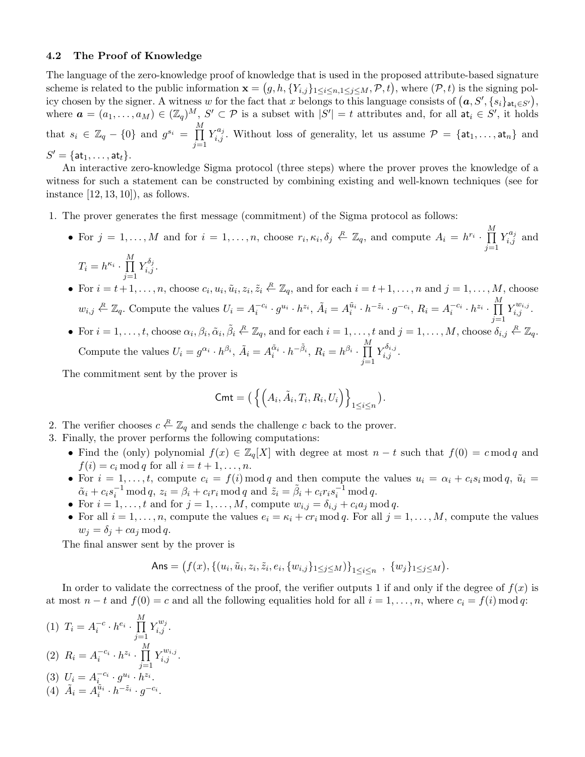### 4.2 The Proof of Knowledge

The language of the zero-knowledge proof of knowledge that is used in the proposed attribute-based signature scheme is related to the public information $\mathbf{x} = \big(g, h, \{Y_{i,j}\}_{1 \leq i \leq n, 1 \leq j \leq M}, \mathcal{P}, t\big)$, where $(\mathcal{P}, t)$ is the signing policy chosen by the signer. A witness $w$ for the fact that $x$ belongs to this language consists of $\big(\boldsymbol{a}, S', \{s_i\}_{\mathsf{at}_i \in S'}\big)$, where $\boldsymbol{a} = (a_1, \ldots, a_M) \in (\mathbb{Z}_q)^M$, $S' \subset \mathcal{P}$ is a subset with $|S'| = t$ attributes and, for all $\mathsf{at}_i \in S'$, it holds that $s_i \in \mathbb{Z}_q - \{0\}$ and $g^{s_i} = \prod_{j=1}^{M} Y_{i,j}^{a_j}$. Without loss of generality, let us assume $\mathcal{P} = \{\mathsf{at}_1, \ldots, \mathsf{at}_n\}$ and $S' = \{\mathsf{at}_1, \ldots, \mathsf{at}_t\}$.

An interactive zero-knowledge Sigma protocol (three steps) where the prover proves the knowledge of a witness for such a statement can be constructed by combining existing and well-known techniques (see for instance [12, 13, 10]), as follows.

1. The prover generates the first message (commitment) of the Sigma protocol as follows:
   - For $j = 1, \ldots, M$ and for $i = 1, \ldots, n$, choose $r_i, \kappa_i, \delta_j \xleftarrow{R} \mathbb{Z}_q$, and compute $A_i = h^{r_i} \cdot \prod_{j=1}^{M} Y_{i,j}^{a_j}$ and $T_i = h^{\kappa_i} \cdot \prod_{j=1}^{M} Y_{i,j}^{\delta_j}$.
   - For $i = t+1, \ldots, n$, choose $c_i, u_i, \tilde{u}_i, z_i, \tilde{z}_i \xleftarrow{R} \mathbb{Z}_q$, and for each $i = t+1, \ldots, n$ and $j = 1, \ldots, M$, choose $w_{i,j} \xleftarrow{R} \mathbb{Z}_q$. Compute the values $U_i = A_i^{-c_i} \cdot g^{u_i} \cdot h^{z_i}$, $\tilde{A}_i = A_i^{\tilde{u}_i} \cdot h^{-\tilde{z}_i} \cdot g^{-c_i}$, $R_i = A_i^{-c_i} \cdot h^{z_i} \cdot \prod_{j=1}^{M} Y_{i,j}^{w_{i,j}}$.
   - For $i = 1, \ldots, t$, choose $\alpha_i, \beta_i, \tilde{\alpha}_i, \tilde{\beta}_i \xleftarrow{R} \mathbb{Z}_q$, and for each $i = 1, \ldots, t$ and $j = 1, \ldots, M$, choose $\delta_{i,j} \xleftarrow{R} \mathbb{Z}_q$. Compute the values $U_i = g^{\alpha_i} \cdot h^{\beta_i}$, $\tilde{A}_i = A_i^{\tilde{\alpha}_i} \cdot h^{-\tilde{\beta}_i}$, $R_i = h^{\beta_i} \cdot \prod_{j=1}^{M} Y_{i,j}^{\delta_{i,j}}$.

   The commitment sent by the prover is
   $$\mathsf{Cmt} = \Big( \Big\{ \Big( A_i, \tilde{A}_i, T_i, R_i, U_i \Big) \Big\}_{1 \leq i \leq n} \Big).$$

2. The verifier chooses $c \xleftarrow{R} \mathbb{Z}_q$ and sends the challenge $c$ back to the prover.

3. Finally, the prover performs the following computations:
   - Find the (only) polynomial $f(x) \in \mathbb{Z}_q[X]$ with degree at most $n - t$ such that $f(0) = c \bmod q$ and $f(i) = c_i \bmod q$ for all $i = t+1, \ldots, n$.
   - For $i = 1, \ldots, t$, compute $c_i = f(i) \bmod q$ and then compute the values $u_i = \alpha_i + c_i s_i \bmod q$, $\tilde{u}_i = \tilde{\alpha}_i + c_i s_i^{-1} \bmod q$, $z_i = \beta_i + c_i r_i \bmod q$ and $\tilde{z}_i = \tilde{\beta}_i + c_i r_i s_i^{-1} \bmod q$.
   - For $i = 1, \ldots, t$ and for $j = 1, \ldots, M$, compute $w_{i,j} = \delta_{i,j} + c_i a_j \bmod q$.
   - For all $i = 1, \ldots, n$, compute the values $e_i = \kappa_i + c r_i \bmod q$. For all $j = 1, \ldots, M$, compute the values $w_j = \delta_j + c a_j \bmod q$.

   The final answer sent by the prover is
   $$\mathsf{Ans} = \big(f(x), \{(u_i, \tilde{u}_i, z_i, \tilde{z}_i, e_i, \{w_{i,j}\}_{1 \leq j \leq M})\}_{1 \leq i \leq n} \;,\; \{w_j\}_{1 \leq j \leq M}\big).$$

In order to validate the correctness of the proof, the verifier outputs 1 if and only if the degree of $f(x)$ is at most $n - t$ and $f(0) = c$ and all the following equalities hold for all $i = 1, \ldots, n$, where $c_i = f(i) \bmod q$:

(1) $T_i = A_i^{-c} \cdot h^{e_i} \cdot \prod_{j=1}^{M} Y_{i,j}^{w_j}$.

(2) $R_i = A_i^{-c_i} \cdot h^{z_i} \cdot \prod_{j=1}^{M} Y_{i,j}^{w_{i,j}}$.

(3) $U_i = A_i^{-c_i} \cdot g^{u_i} \cdot h^{z_i}$.

(4) $\tilde{A}_i = A_i^{\tilde{u}_i} \cdot h^{-\tilde{z}_i} \cdot g^{-c_i}$.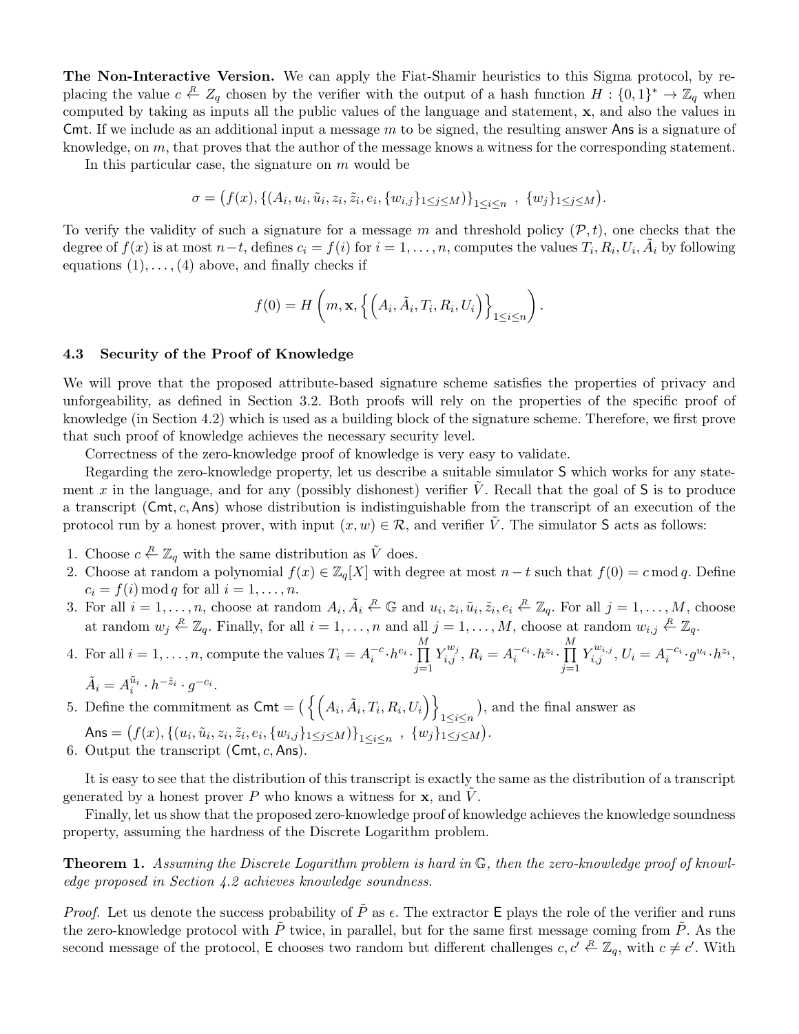**The Non-Interactive Version.** We can apply the Fiat-Shamir heuristics to this Sigma protocol, by replacing the value $c \xleftarrow{R} Z_q$ chosen by the verifier with the output of a hash function $H : \{0,1\}^* \rightarrow \mathbb{Z}_q$ when computed by taking as inputs all the public values of the language and statement, $\mathbf{x}$, and also the values in $\mathsf{Cmt}$. If we include as an additional input a message $m$ to be signed, the resulting answer $\mathsf{Ans}$ is a signature of knowledge, on $m$, that proves that the author of the message knows a witness for the corresponding statement.

In this particular case, the signature on $m$ would be

$$\sigma = \big(f(x), \{(A_i, u_i, \tilde{u}_i, z_i, \tilde{z}_i, e_i, \{w_{i,j}\}_{1\le j\le M})\}_{1\le i\le n}\ ,\ \{w_j\}_{1\le j\le M}\big).$$

To verify the validity of such a signature for a message $m$ and threshold policy $(\mathcal{P}, t)$, one checks that the degree of $f(x)$ is at most $n-t$, defines $c_i = f(i)$ for $i = 1, \ldots, n$, computes the values $T_i, R_i, U_i, \tilde{A}_i$ by following equations $(1), \ldots, (4)$ above, and finally checks if

$$f(0) = H\left(m, \mathbf{x}, \left\{\left(A_i, \tilde{A}_i, T_i, R_i, U_i\right)\right\}_{1\le i\le n}\right).$$

### 4.3 Security of the Proof of Knowledge

We will prove that the proposed attribute-based signature scheme satisfies the properties of privacy and unforgeability, as defined in Section 3.2. Both proofs will rely on the properties of the specific proof of knowledge (in Section 4.2) which is used as a building block of the signature scheme. Therefore, we first prove that such proof of knowledge achieves the necessary security level.

Correctness of the zero-knowledge proof of knowledge is very easy to validate.

Regarding the zero-knowledge property, let us describe a suitable simulator $\mathsf{S}$ which works for any statement $x$ in the language, and for any (possibly dishonest) verifier $\tilde{V}$. Recall that the goal of $\mathsf{S}$ is to produce a transcript $(\mathsf{Cmt}, c, \mathsf{Ans})$ whose distribution is indistinguishable from the transcript of an execution of the protocol run by a honest prover, with input $(x, w) \in \mathcal{R}$, and verifier $\tilde{V}$. The simulator $\mathsf{S}$ acts as follows:

1. Choose $c \xleftarrow{R} \mathbb{Z}_q$ with the same distribution as $\tilde{V}$ does.
2. Choose at random a polynomial $f(x) \in \mathbb{Z}_q[X]$ with degree at most $n-t$ such that $f(0) = c \bmod q$. Define $c_i = f(i) \bmod q$ for all $i = 1, \ldots, n$.
3. For all $i = 1, \ldots, n$, choose at random $A_i, \tilde{A}_i \xleftarrow{R} \mathbb{G}$ and $u_i, z_i, \tilde{u}_i, \tilde{z}_i, e_i \xleftarrow{R} \mathbb{Z}_q$. For all $j = 1, \ldots, M$, choose at random $w_j \xleftarrow{R} \mathbb{Z}_q$. Finally, for all $i = 1, \ldots, n$ and all $j = 1, \ldots, M$, choose at random $w_{i,j} \xleftarrow{R} \mathbb{Z}_q$.
4. For all $i = 1, \ldots, n$, compute the values $T_i = A_i^{-c} \cdot h^{e_i} \cdot \prod_{j=1}^{M} Y_{i,j}^{w_j}$, $R_i = A_i^{-c_i} \cdot h^{z_i} \cdot \prod_{j=1}^{M} Y_{i,j}^{w_{i,j}}$, $U_i = A_i^{-c_i} \cdot g^{u_i} \cdot h^{z_i}$, $\tilde{A}_i = A_i^{\tilde{u}_i} \cdot h^{-\tilde{z}_i} \cdot g^{-c_i}$.
5. Define the commitment as $\mathsf{Cmt} = \left(\left\{\left(A_i, \tilde{A}_i, T_i, R_i, U_i\right)\right\}_{1\le i\le n}\right)$, and the final answer as $\mathsf{Ans} = \big(f(x), \{(u_i, \tilde{u}_i, z_i, \tilde{z}_i, e_i, \{w_{i,j}\}_{1\le j\le M})\}_{1\le i\le n}\ ,\ \{w_j\}_{1\le j\le M}\big)$.
6. Output the transcript $(\mathsf{Cmt}, c, \mathsf{Ans})$.

It is easy to see that the distribution of this transcript is exactly the same as the distribution of a transcript generated by a honest prover $P$ who knows a witness for $\mathbf{x}$, and $\tilde{V}$.

Finally, let us show that the proposed zero-knowledge proof of knowledge achieves the knowledge soundness property, assuming the hardness of the Discrete Logarithm problem.

**Theorem 1.** *Assuming the Discrete Logarithm problem is hard in $\mathbb{G}$, then the zero-knowledge proof of knowledge proposed in Section 4.2 achieves knowledge soundness.*

*Proof.* Let us denote the success probability of $\tilde{P}$ as $\epsilon$. The extractor $\mathsf{E}$ plays the role of the verifier and runs the zero-knowledge protocol with $\tilde{P}$ twice, in parallel, but for the same first message coming from $\tilde{P}$. As the second message of the protocol, $\mathsf{E}$ chooses two random but different challenges $c, c' \xleftarrow{R} \mathbb{Z}_q$, with $c \neq c'$. With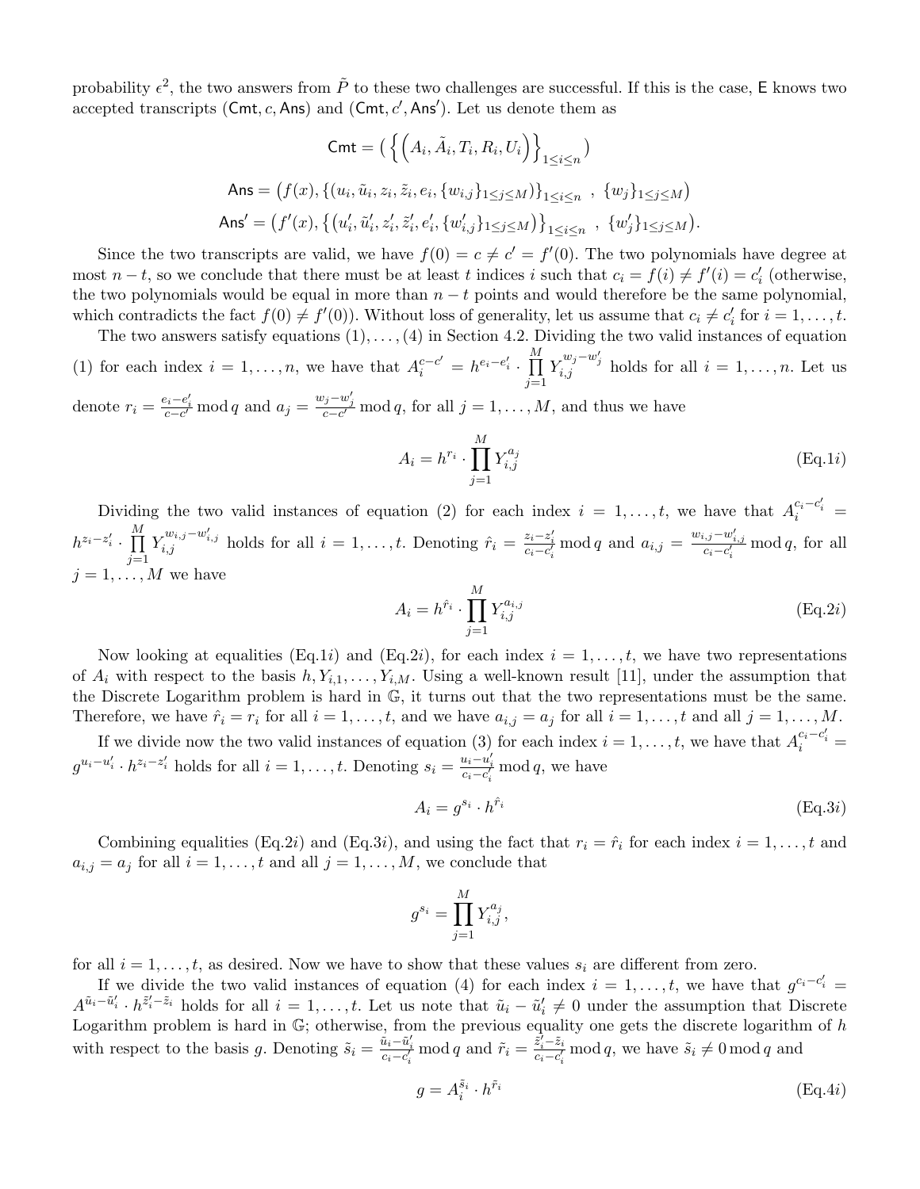probability $\epsilon^2$, the two answers from $\tilde{P}$ to these two challenges are successful. If this is the case, $\mathsf{E}$ knows two accepted transcripts $(\mathsf{Cmt}, c, \mathsf{Ans})$ and $(\mathsf{Cmt}, c', \mathsf{Ans}')$. Let us denote them as

$$\mathsf{Cmt} = \left( \left\{ \left( A_i, \tilde{A}_i, T_i, R_i, U_i \right) \right\}_{1 \le i \le n} \right)$$

$$\mathsf{Ans} = \left( f(x), \{(u_i, \tilde{u}_i, z_i, \tilde{z}_i, e_i, \{w_{i,j}\}_{1 \le j \le M})\}_{1 \le i \le n} \ , \ \{w_j\}_{1 \le j \le M} \right)$$

$$\mathsf{Ans}' = \left( f'(x), \left\{ (u'_i, \tilde{u}'_i, z'_i, \tilde{z}'_i, e'_i, \{w'_{i,j}\}_{1 \le j \le M}) \right\}_{1 \le i \le n} \ , \ \{w'_j\}_{1 \le j \le M} \right).$$

Since the two transcripts are valid, we have $f(0) = c \neq c' = f'(0)$. The two polynomials have degree at most $n - t$, so we conclude that there must be at least $t$ indices $i$ such that $c_i = f(i) \neq f'(i) = c'_i$ (otherwise, the two polynomials would be equal in more than $n - t$ points and would therefore be the same polynomial, which contradicts the fact $f(0) \neq f'(0)$). Without loss of generality, let us assume that $c_i \neq c'_i$ for $i = 1, \ldots, t$.

The two answers satisfy equations (1), …, (4) in Section 4.2. Dividing the two valid instances of equation (1) for each index $i = 1, \ldots, n$, we have that $A_i^{c-c'} = h^{e_i - e'_i} \cdot \prod_{j=1}^{M} Y_{i,j}^{w_j - w'_j}$ holds for all $i = 1, \ldots, n$. Let us denote $r_i = \frac{e_i - e'_i}{c - c'} \bmod q$ and $a_j = \frac{w_j - w'_j}{c - c'} \bmod q$, for all $j = 1, \ldots, M$, and thus we have

$$A_i = h^{r_i} \cdot \prod_{j=1}^{M} Y_{i,j}^{a_j} \tag{Eq.1$i$}$$

Dividing the two valid instances of equation (2) for each index $i = 1, \ldots, t$, we have that $A_i^{c_i - c'_i} = h^{z_i - z'_i} \cdot \prod_{j=1}^{M} Y_{i,j}^{w_{i,j} - w'_{i,j}}$ holds for all $i = 1, \ldots, t$. Denoting $\hat{r}_i = \frac{z_i - z'_i}{c_i - c'_i} \bmod q$ and $a_{i,j} = \frac{w_{i,j} - w'_{i,j}}{c_i - c'_i} \bmod q$, for all $j = 1, \ldots, M$ we have

$$A_i = h^{\hat{r}_i} \cdot \prod_{j=1}^{M} Y_{i,j}^{a_{i,j}} \tag{Eq.2$i$}$$

Now looking at equalities (Eq.1$i$) and (Eq.2$i$), for each index $i = 1, \ldots, t$, we have two representations of $A_i$ with respect to the basis $h, Y_{i,1}, \ldots, Y_{i,M}$. Using a well-known result [11], under the assumption that the Discrete Logarithm problem is hard in $\mathbb{G}$, it turns out that the two representations must be the same. Therefore, we have $\hat{r}_i = r_i$ for all $i = 1, \ldots, t$, and we have $a_{i,j} = a_j$ for all $i = 1, \ldots, t$ and all $j = 1, \ldots, M$.

If we divide now the two valid instances of equation (3) for each index $i = 1, \ldots, t$, we have that $A_i^{c_i - c'_i} = g^{u_i - u'_i} \cdot h^{z_i - z'_i}$ holds for all $i = 1, \ldots, t$. Denoting $s_i = \frac{u_i - u'_i}{c_i - c'_i} \bmod q$, we have

$$A_i = g^{s_i} \cdot h^{\hat{r}_i} \tag{Eq.3$i$}$$

Combining equalities (Eq.2$i$) and (Eq.3$i$), and using the fact that $r_i = \hat{r}_i$ for each index $i = 1, \ldots, t$ and $a_{i,j} = a_j$ for all $i = 1, \ldots, t$ and all $j = 1, \ldots, M$, we conclude that

$$g^{s_i} = \prod_{j=1}^{M} Y_{i,j}^{a_j},$$

for all $i = 1, \ldots, t$, as desired. Now we have to show that these values $s_i$ are different from zero.

If we divide the two valid instances of equation (4) for each index $i = 1, \ldots, t$, we have that $g^{c_i - c'_i} = A^{\tilde{u}_i - \tilde{u}'_i} \cdot h^{\tilde{z}'_i - \tilde{z}_i}$ holds for all $i = 1, \ldots, t$. Let us note that $\tilde{u}_i - \tilde{u}'_i \neq 0$ under the assumption that Discrete Logarithm problem is hard in $\mathbb{G}$; otherwise, from the previous equality one gets the discrete logarithm of $h$ with respect to the basis $g$. Denoting $\tilde{s}_i = \frac{\tilde{u}_i - \tilde{u}'_i}{c_i - c'_i} \bmod q$ and $\tilde{r}_i = \frac{\tilde{z}'_i - \tilde{z}_i}{c_i - c'_i} \bmod q$, we have $\tilde{s}_i \neq 0 \bmod q$ and

$$g = A_i^{\tilde{s}_i} \cdot h^{\tilde{r}_i} \tag{Eq.4$i$}$$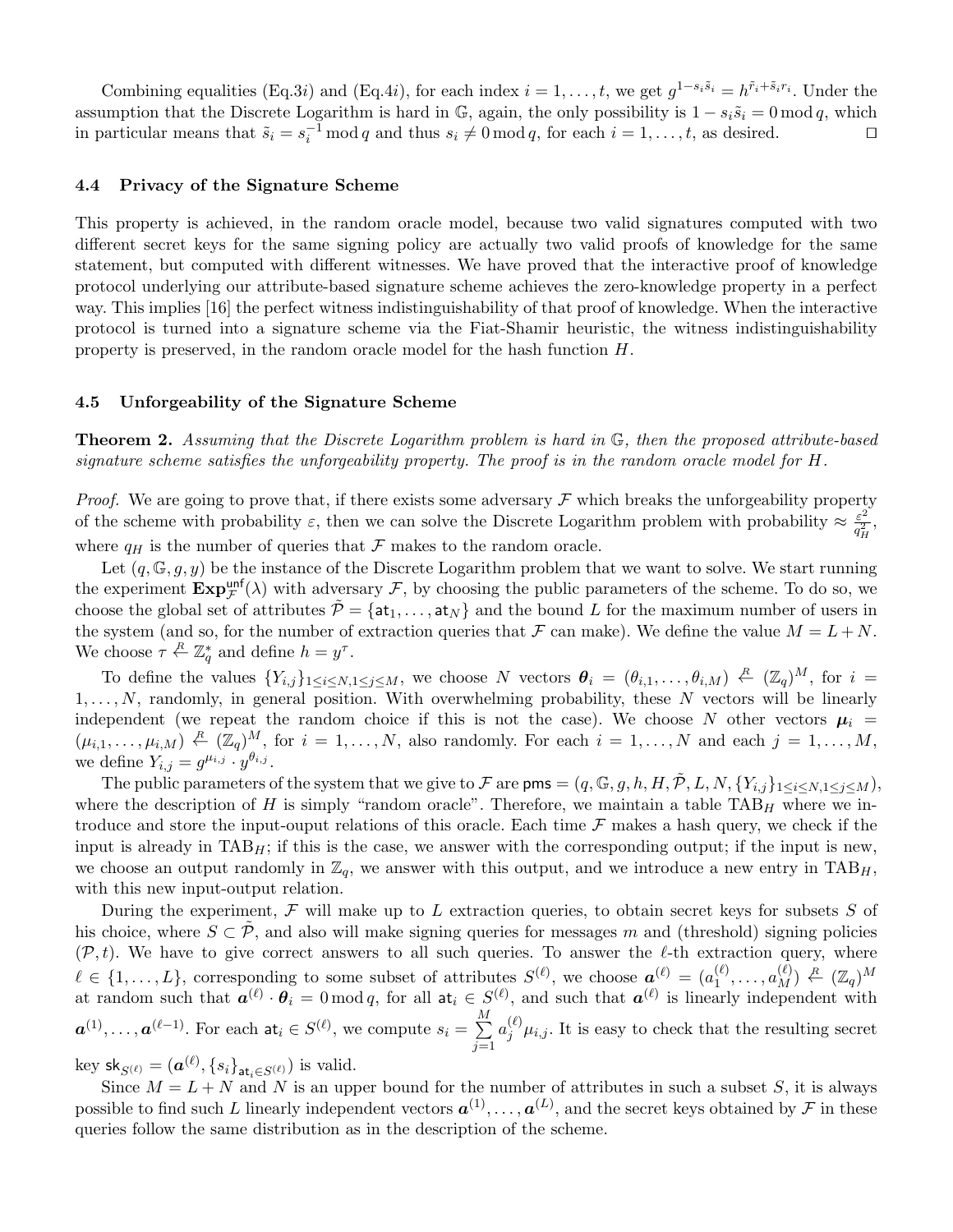Combining equalities (Eq.3$i$) and (Eq.4$i$), for each index $i = 1, \ldots, t$, we get $g^{1-s_i\tilde{s}_i} = h^{\tilde{r}_i + \tilde{s}_i r_i}$. Under the assumption that the Discrete Logarithm is hard in $\mathbb{G}$, again, the only possibility is $1 - s_i\tilde{s}_i = 0 \bmod q$, which in particular means that $\tilde{s}_i = s_i^{-1} \bmod q$ and thus $s_i \neq 0 \bmod q$, for each $i = 1, \ldots, t$, as desired. □

### 4.4 Privacy of the Signature Scheme

This property is achieved, in the random oracle model, because two valid signatures computed with two different secret keys for the same signing policy are actually two valid proofs of knowledge for the same statement, but computed with different witnesses. We have proved that the interactive proof of knowledge protocol underlying our attribute-based signature scheme achieves the zero-knowledge property in a perfect way. This implies [16] the perfect witness indistinguishability of that proof of knowledge. When the interactive protocol is turned into a signature scheme via the Fiat-Shamir heuristic, the witness indistinguishability property is preserved, in the random oracle model for the hash function $H$.

### 4.5 Unforgeability of the Signature Scheme

**Theorem 2.** *Assuming that the Discrete Logarithm problem is hard in $\mathbb{G}$, then the proposed attribute-based signature scheme satisfies the unforgeability property. The proof is in the random oracle model for $H$.*

*Proof.* We are going to prove that, if there exists some adversary $\mathcal{F}$ which breaks the unforgeability property of the scheme with probability $\varepsilon$, then we can solve the Discrete Logarithm problem with probability $\approx \frac{\varepsilon^2}{q_H^2}$, where $q_H$ is the number of queries that $\mathcal{F}$ makes to the random oracle.

Let $(q, \mathbb{G}, g, y)$ be the instance of the Discrete Logarithm problem that we want to solve. We start running the experiment $\mathbf{Exp}_{\mathcal{F}}^{\mathsf{unf}}(\lambda)$ with adversary $\mathcal{F}$, by choosing the public parameters of the scheme. To do so, we choose the global set of attributes $\tilde{\mathcal{P}} = \{\mathsf{at}_1, \ldots, \mathsf{at}_N\}$ and the bound $L$ for the maximum number of users in the system (and so, for the number of extraction queries that $\mathcal{F}$ can make). We define the value $M = L + N$. We choose $\tau \stackrel{R}{\leftarrow} \mathbb{Z}_q^*$ and define $h = y^\tau$.

To define the values $\{Y_{i,j}\}_{1 \le i \le N, 1 \le j \le M}$, we choose $N$ vectors $\boldsymbol{\theta}_i = (\theta_{i,1}, \ldots, \theta_{i,M}) \stackrel{R}{\leftarrow} (\mathbb{Z}_q)^M$, for $i = 1, \ldots, N$, randomly, in general position. With overwhelming probability, these $N$ vectors will be linearly independent (we repeat the random choice if this is not the case). We choose $N$ other vectors $\boldsymbol{\mu}_i = (\mu_{i,1}, \ldots, \mu_{i,M}) \stackrel{R}{\leftarrow} (\mathbb{Z}_q)^M$, for $i = 1, \ldots, N$, also randomly. For each $i = 1, \ldots, N$ and each $j = 1, \ldots, M$, we define $Y_{i,j} = g^{\mu_{i,j}} \cdot y^{\theta_{i,j}}$.

The public parameters of the system that we give to $\mathcal{F}$ are $\mathsf{pms} = (q, \mathbb{G}, g, h, H, \tilde{\mathcal{P}}, L, N, \{Y_{i,j}\}_{1 \le i \le N, 1 \le j \le M})$, where the description of $H$ is simply "random oracle". Therefore, we maintain a table $\text{TAB}_H$ where we introduce and store the input-ouput relations of this oracle. Each time $\mathcal{F}$ makes a hash query, we check if the input is already in $\text{TAB}_H$; if this is the case, we answer with the corresponding output; if the input is new, we choose an output randomly in $\mathbb{Z}_q$, we answer with this output, and we introduce a new entry in $\text{TAB}_H$, with this new input-output relation.

During the experiment, $\mathcal{F}$ will make up to $L$ extraction queries, to obtain secret keys for subsets $S$ of his choice, where $S \subset \tilde{\mathcal{P}}$, and also will make signing queries for messages $m$ and (threshold) signing policies $(\mathcal{P}, t)$. We have to give correct answers to all such queries. To answer the $\ell$-th extraction query, where $\ell \in \{1, \ldots, L\}$, corresponding to some subset of attributes $S^{(\ell)}$, we choose $\boldsymbol{a}^{(\ell)} = (a_1^{(\ell)}, \ldots, a_M^{(\ell)}) \stackrel{R}{\leftarrow} (\mathbb{Z}_q)^M$ at random such that $\boldsymbol{a}^{(\ell)} \cdot \boldsymbol{\theta}_i = 0 \bmod q$, for all $\mathsf{at}_i \in S^{(\ell)}$, and such that $\boldsymbol{a}^{(\ell)}$ is linearly independent with $\boldsymbol{a}^{(1)}, \ldots, \boldsymbol{a}^{(\ell-1)}$. For each $\mathsf{at}_i \in S^{(\ell)}$, we compute $s_i = \sum_{j=1}^{M} a_j^{(\ell)} \mu_{i,j}$. It is easy to check that the resulting secret key $\mathsf{sk}_{S^{(\ell)}} = (\boldsymbol{a}^{(\ell)}, \{s_i\}_{\mathsf{at}_i \in S^{(\ell)}})$ is valid.

Since $M = L + N$ and $N$ is an upper bound for the number of attributes in such a subset $S$, it is always possible to find such $L$ linearly independent vectors $\boldsymbol{a}^{(1)}, \ldots, \boldsymbol{a}^{(L)}$, and the secret keys obtained by $\mathcal{F}$ in these queries follow the same distribution as in the description of the scheme.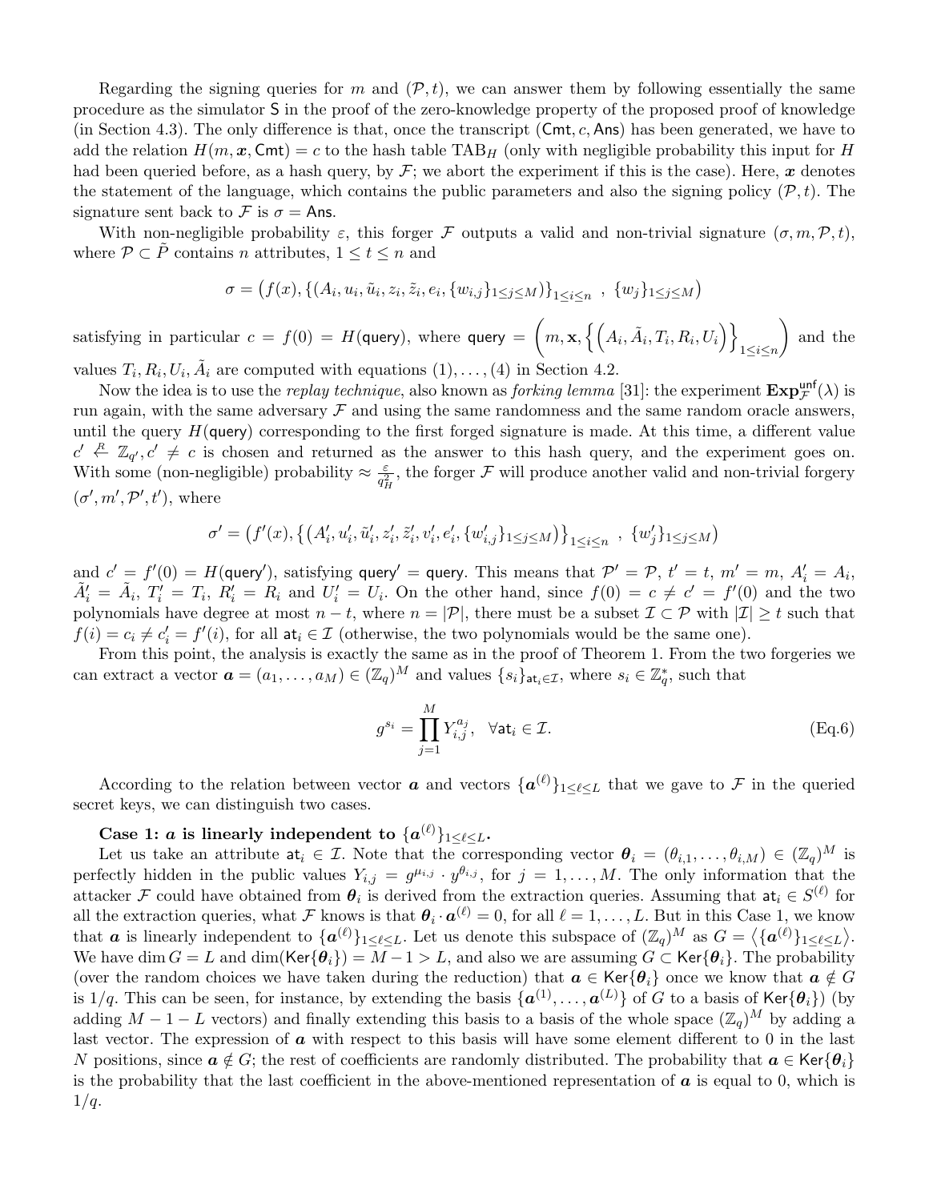Regarding the signing queries for $m$ and $(\mathcal{P}, t)$, we can answer them by following essentially the same procedure as the simulator $\mathsf{S}$ in the proof of the zero-knowledge property of the proposed proof of knowledge (in Section 4.3). The only difference is that, once the transcript $(\mathsf{Cmt}, c, \mathsf{Ans})$ has been generated, we have to add the relation $H(m, \boldsymbol{x}, \mathsf{Cmt}) = c$ to the hash table $\mathrm{TAB}_H$ (only with negligible probability this input for $H$ had been queried before, as a hash query, by $\mathcal{F}$; we abort the experiment if this is the case). Here, $\boldsymbol{x}$ denotes the statement of the language, which contains the public parameters and also the signing policy $(\mathcal{P}, t)$. The signature sent back to $\mathcal{F}$ is $\sigma = \mathsf{Ans}$.

With non-negligible probability $\varepsilon$, this forger $\mathcal{F}$ outputs a valid and non-trivial signature $(\sigma, m, \mathcal{P}, t)$, where $\mathcal{P} \subset \tilde{P}$ contains $n$ attributes, $1 \leq t \leq n$ and

$$\sigma = \big(f(x), \{(A_i, u_i, \tilde{u}_i, z_i, \tilde{z}_i, e_i, \{w_{i,j}\}_{1\leq j\leq M})\}_{1\leq i\leq n} \ , \ \{w_j\}_{1\leq j\leq M}\big)$$

satisfying in particular $c = f(0) = H(\mathsf{query})$, where $\mathsf{query} = \left(m, \mathbf{x}, \left\{ \left(A_i, \tilde{A}_i, T_i, R_i, U_i\right) \right\}_{1\leq i\leq n}\right)$ and the values $T_i, R_i, U_i, \tilde{A}_i$ are computed with equations (1), ..., (4) in Section 4.2.

Now the idea is to use the *replay technique*, also known as *forking lemma* [31]: the experiment $\mathbf{Exp}_{\mathcal{F}}^{\mathsf{unf}}(\lambda)$ is run again, with the same adversary $\mathcal{F}$ and using the same randomness and the same random oracle answers, until the query $H(\mathsf{query})$ corresponding to the first forged signature is made. At this time, a different value $c' \stackrel{R}{\leftarrow} \mathbb{Z}_{q'}, c' \neq c$ is chosen and returned as the answer to this hash query, and the experiment goes on. With some (non-negligible) probability $\approx \frac{\varepsilon}{q_H^2}$, the forger $\mathcal{F}$ will produce another valid and non-trivial forgery $(\sigma', m', \mathcal{P}', t')$, where

$$\sigma' = \big(f'(x), \big\{\big(A'_i, u'_i, \tilde{u}'_i, z'_i, \tilde{z}'_i, v'_i, e'_i, \{w'_{i,j}\}_{1\leq j\leq M}\big)\big\}_{1\leq i\leq n} \ , \ \{w'_j\}_{1\leq j\leq M}\big)$$

and $c' = f'(0) = H(\mathsf{query}')$, satisfying $\mathsf{query}' = \mathsf{query}$. This means that $\mathcal{P}' = \mathcal{P}$, $t' = t$, $m' = m$, $A'_i = A_i$, $\tilde{A}'_i = \tilde{A}_i$, $T'_i = T_i$, $R'_i = R_i$ and $U'_i = U_i$. On the other hand, since $f(0) = c \neq c' = f'(0)$ and the two polynomials have degree at most $n - t$, where $n = |\mathcal{P}|$, there must be a subset $\mathcal{I} \subset \mathcal{P}$ with $|\mathcal{I}| \geq t$ such that $f(i) = c_i \neq c'_i = f'(i)$, for all $\mathsf{at}_i \in \mathcal{I}$ (otherwise, the two polynomials would be the same one).

From this point, the analysis is exactly the same as in the proof of Theorem 1. From the two forgeries we can extract a vector $\boldsymbol{a} = (a_1, \ldots, a_M) \in (\mathbb{Z}_q)^M$ and values $\{s_i\}_{\mathsf{at}_i \in \mathcal{I}}$, where $s_i \in \mathbb{Z}_q^*$, such that

$$g^{s_i} = \prod_{j=1}^{M} Y_{i,j}^{a_j}, \quad \forall \mathsf{at}_i \in \mathcal{I}. \tag{Eq.6}$$

According to the relation between vector $\boldsymbol{a}$ and vectors $\{\boldsymbol{a}^{(\ell)}\}_{1\leq \ell\leq L}$ that we gave to $\mathcal{F}$ in the queried secret keys, we can distinguish two cases.

**Case 1: $\boldsymbol{a}$ is linearly independent to $\{\boldsymbol{a}^{(\ell)}\}_{1\leq \ell\leq L}$.**

Let us take an attribute $\mathsf{at}_i \in \mathcal{I}$. Note that the corresponding vector $\boldsymbol{\theta}_i = (\theta_{i,1}, \ldots, \theta_{i,M}) \in (\mathbb{Z}_q)^M$ is perfectly hidden in the public values $Y_{i,j} = g^{\mu_{i,j}} \cdot y^{\theta_{i,j}}$, for $j = 1, \ldots, M$. The only information that the attacker $\mathcal{F}$ could have obtained from $\boldsymbol{\theta}_i$ is derived from the extraction queries. Assuming that $\mathsf{at}_i \in S^{(\ell)}$ for all the extraction queries, what $\mathcal{F}$ knows is that $\boldsymbol{\theta}_i \cdot \boldsymbol{a}^{(\ell)} = 0$, for all $\ell = 1, \ldots, L$. But in this Case 1, we know that $\boldsymbol{a}$ is linearly independent to $\{\boldsymbol{a}^{(\ell)}\}_{1\leq \ell\leq L}$. Let us denote this subspace of $(\mathbb{Z}_q)^M$ as $G = \langle \{\boldsymbol{a}^{(\ell)}\}_{1\leq \ell\leq L} \rangle$. We have $\dim G = L$ and $\dim(\mathsf{Ker}\{\boldsymbol{\theta}_i\}) = M - 1 > L$, and also we are assuming $G \subset \mathsf{Ker}\{\boldsymbol{\theta}_i\}$. The probability (over the random choices we have taken during the reduction) that $\boldsymbol{a} \in \mathsf{Ker}\{\boldsymbol{\theta}_i\}$ once we know that $\boldsymbol{a} \notin G$ is $1/q$. This can be seen, for instance, by extending the basis $\{\boldsymbol{a}^{(1)}, \ldots, \boldsymbol{a}^{(L)}\}$ of $G$ to a basis of $\mathsf{Ker}\{\boldsymbol{\theta}_i\}$) (by adding $M - 1 - L$ vectors) and finally extending this basis to a basis of the whole space $(\mathbb{Z}_q)^M$ by adding a last vector. The expression of $\boldsymbol{a}$ with respect to this basis will have some element different to 0 in the last $N$ positions, since $\boldsymbol{a} \notin G$; the rest of coefficients are randomly distributed. The probability that $\boldsymbol{a} \in \mathsf{Ker}\{\boldsymbol{\theta}_i\}$ is the probability that the last coefficient in the above-mentioned representation of $\boldsymbol{a}$ is equal to 0, which is $1/q$.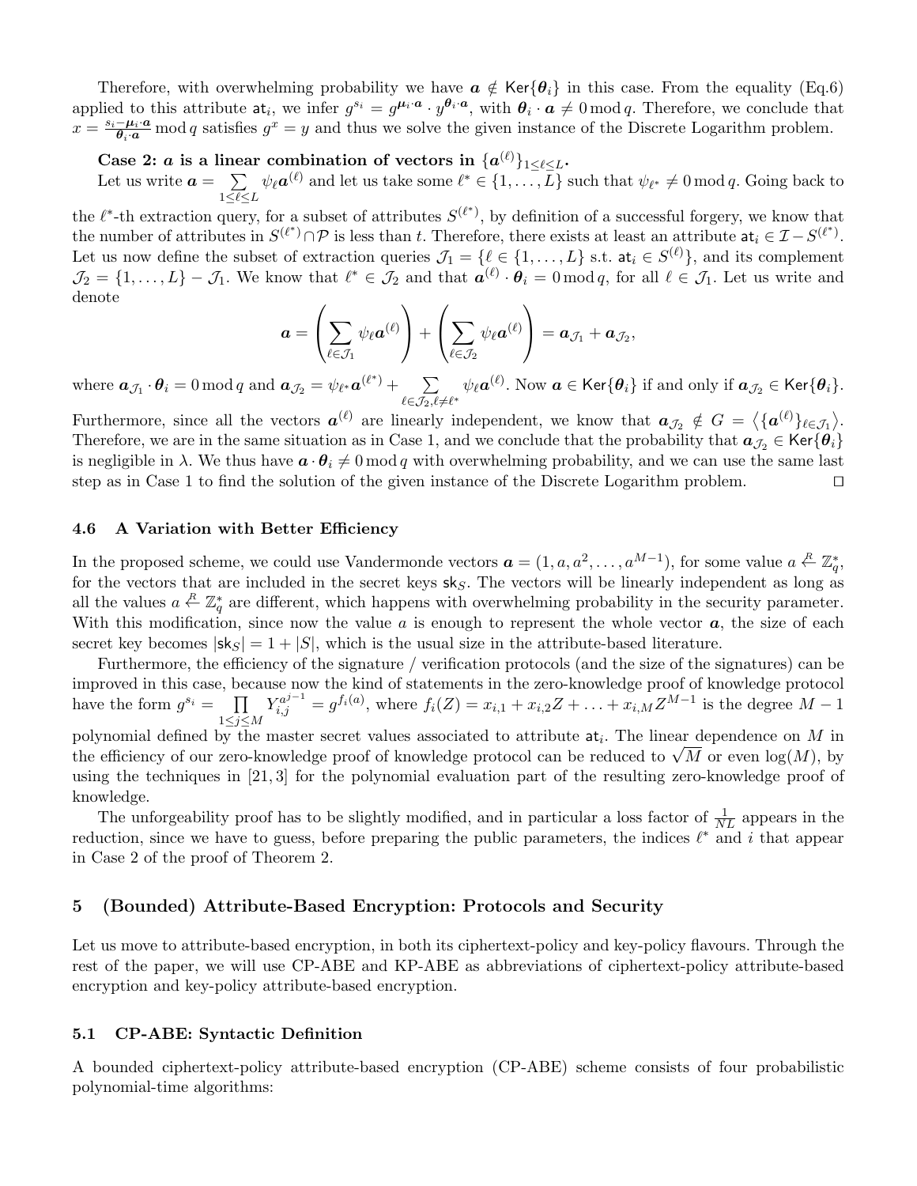Therefore, with overwhelming probability we have $\boldsymbol{a} \notin \mathsf{Ker}\{\boldsymbol{\theta}_i\}$ in this case. From the equality (Eq.6) applied to this attribute $\mathsf{at}_i$, we infer $g^{s_i} = g^{\boldsymbol{\mu}_i \cdot \boldsymbol{a}} \cdot y^{\boldsymbol{\theta}_i \cdot \boldsymbol{a}}$, with $\boldsymbol{\theta}_i \cdot \boldsymbol{a} \neq 0 \bmod q$. Therefore, we conclude that $x = \frac{s_i - \boldsymbol{\mu}_i \cdot \boldsymbol{a}}{\boldsymbol{\theta}_i \cdot \boldsymbol{a}} \bmod q$ satisfies $g^x = y$ and thus we solve the given instance of the Discrete Logarithm problem.

**Case 2: $\boldsymbol{a}$ is a linear combination of vectors in $\{\boldsymbol{a}^{(\ell)}\}_{1 \leq \ell \leq L}$.**

Let us write $\boldsymbol{a} = \sum_{1 \leq \ell \leq L} \psi_\ell \boldsymbol{a}^{(\ell)}$ and let us take some $\ell^* \in \{1, \ldots, L\}$ such that $\psi_{\ell^*} \neq 0 \bmod q$. Going back to the $\ell^*$-th extraction query, for a subset of attributes $S^{(\ell^*)}$, by definition of a successful forgery, we know that the number of attributes in $S^{(\ell^*)} \cap \mathcal{P}$ is less than $t$. Therefore, there exists at least an attribute $\mathsf{at}_i \in \mathcal{I} - S^{(\ell^*)}$. Let us now define the subset of extraction queries $\mathcal{J}_1 = \{\ell \in \{1, \ldots, L\}$ s.t. $\mathsf{at}_i \in S^{(\ell)}\}$, and its complement $\mathcal{J}_2 = \{1, \ldots, L\} - \mathcal{J}_1$. We know that $\ell^* \in \mathcal{J}_2$ and that $\boldsymbol{a}^{(\ell)} \cdot \boldsymbol{\theta}_i = 0 \bmod q$, for all $\ell \in \mathcal{J}_1$. Let us write and denote

$$\boldsymbol{a} = \left( \sum_{\ell \in \mathcal{J}_1} \psi_\ell \boldsymbol{a}^{(\ell)} \right) + \left( \sum_{\ell \in \mathcal{J}_2} \psi_\ell \boldsymbol{a}^{(\ell)} \right) = \boldsymbol{a}_{\mathcal{J}_1} + \boldsymbol{a}_{\mathcal{J}_2},$$

where $\boldsymbol{a}_{\mathcal{J}_1} \cdot \boldsymbol{\theta}_i = 0 \bmod q$ and $\boldsymbol{a}_{\mathcal{J}_2} = \psi_{\ell^*} \boldsymbol{a}^{(\ell^*)} + \sum_{\ell \in \mathcal{J}_2, \ell \neq \ell^*} \psi_\ell \boldsymbol{a}^{(\ell)}$. Now $\boldsymbol{a} \in \mathsf{Ker}\{\boldsymbol{\theta}_i\}$ if and only if $\boldsymbol{a}_{\mathcal{J}_2} \in \mathsf{Ker}\{\boldsymbol{\theta}_i\}$. Furthermore, since all the vectors $\boldsymbol{a}^{(\ell)}$ are linearly independent, we know that $\boldsymbol{a}_{\mathcal{J}_2} \notin G = \left\langle \{\boldsymbol{a}^{(\ell)}\}_{\ell \in \mathcal{J}_1} \right\rangle$. Therefore, we are in the same situation as in Case 1, and we conclude that the probability that $\boldsymbol{a}_{\mathcal{J}_2} \in \mathsf{Ker}\{\boldsymbol{\theta}_i\}$ is negligible in $\lambda$. We thus have $\boldsymbol{a} \cdot \boldsymbol{\theta}_i \neq 0 \bmod q$ with overwhelming probability, and we can use the same last step as in Case 1 to find the solution of the given instance of the Discrete Logarithm problem. $\square$

### 4.6 A Variation with Better Efficiency

In the proposed scheme, we could use Vandermonde vectors $\boldsymbol{a} = (1, a, a^2, \ldots, a^{M-1})$, for some value $a \xleftarrow{R} \mathbb{Z}_q^*$, for the vectors that are included in the secret keys $\mathsf{sk}_S$. The vectors will be linearly independent as long as all the values $a \xleftarrow{R} \mathbb{Z}_q^*$ are different, which happens with overwhelming probability in the security parameter. With this modification, since now the value $a$ is enough to represent the whole vector $\boldsymbol{a}$, the size of each secret key becomes $|\mathsf{sk}_S| = 1 + |S|$, which is the usual size in the attribute-based literature.

Furthermore, the efficiency of the signature / verification protocols (and the size of the signatures) can be improved in this case, because now the kind of statements in the zero-knowledge proof of knowledge protocol have the form $g^{s_i} = \prod_{1 \leq j \leq M} Y_{i,j}^{a^{j-1}} = g^{f_i(a)}$, where $f_i(Z) = x_{i,1} + x_{i,2}Z + \ldots + x_{i,M}Z^{M-1}$ is the degree $M-1$ polynomial defined by the master secret values associated to attribute $\mathsf{at}_i$. The linear dependence on $M$ in the efficiency of our zero-knowledge proof of knowledge protocol can be reduced to $\sqrt{M}$ or even $\log(M)$, by using the techniques in [21, 3] for the polynomial evaluation part of the resulting zero-knowledge proof of knowledge.

The unforgeability proof has to be slightly modified, and in particular a loss factor of $\frac{1}{NL}$ appears in the reduction, since we have to guess, before preparing the public parameters, the indices $\ell^*$ and $i$ that appear in Case 2 of the proof of Theorem 2.

## 5 (Bounded) Attribute-Based Encryption: Protocols and Security

Let us move to attribute-based encryption, in both its ciphertext-policy and key-policy flavours. Through the rest of the paper, we will use CP-ABE and KP-ABE as abbreviations of ciphertext-policy attribute-based encryption and key-policy attribute-based encryption.

### 5.1 CP-ABE: Syntactic Definition

A bounded ciphertext-policy attribute-based encryption (CP-ABE) scheme consists of four probabilistic polynomial-time algorithms: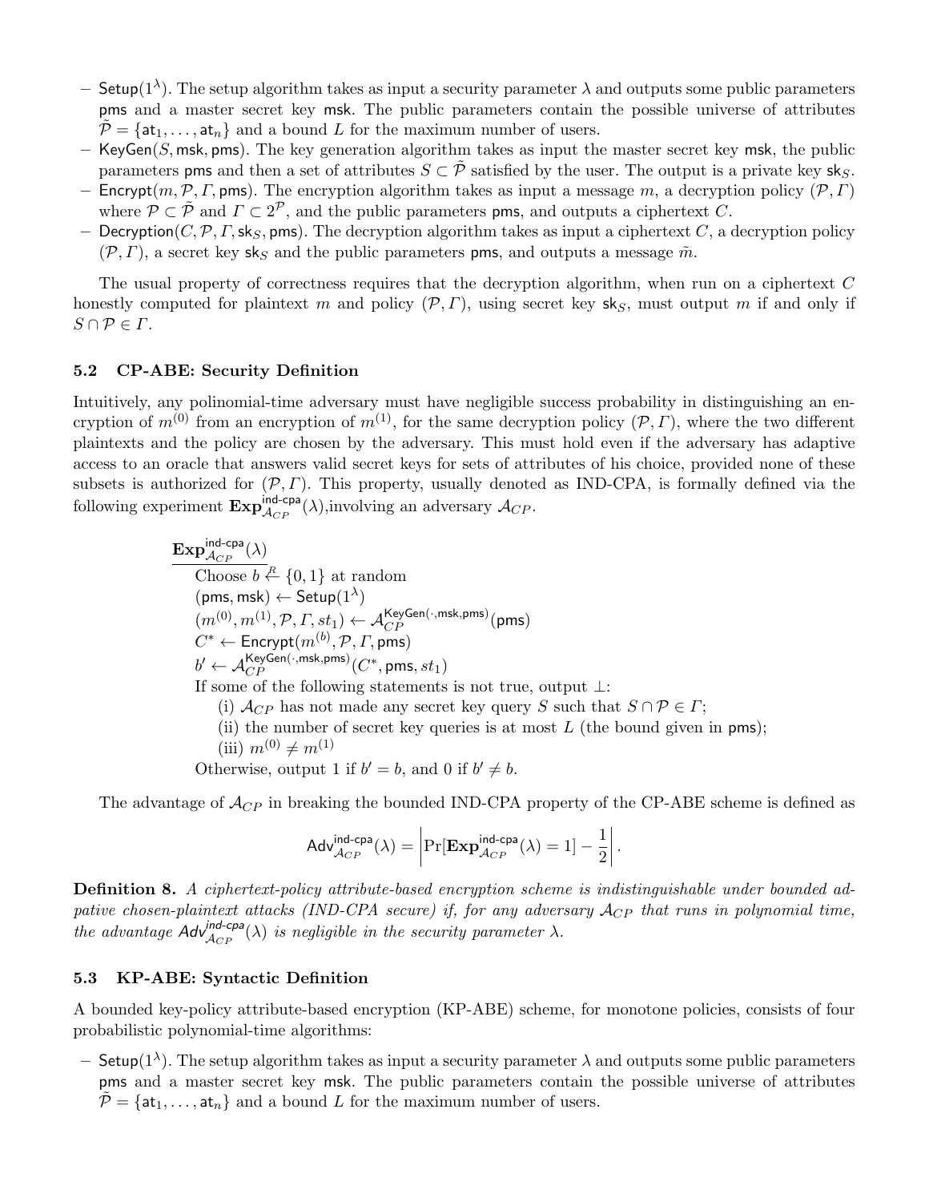- $\mathsf{Setup}(1^\lambda)$. The setup algorithm takes as input a security parameter $\lambda$ and outputs some public parameters $\mathsf{pms}$ and a master secret key $\mathsf{msk}$. The public parameters contain the possible universe of attributes $\tilde{\mathcal{P}} = \{\mathsf{at}_1, \ldots, \mathsf{at}_n\}$ and a bound $L$ for the maximum number of users.
- $\mathsf{KeyGen}(S, \mathsf{msk}, \mathsf{pms})$. The key generation algorithm takes as input the master secret key $\mathsf{msk}$, the public parameters $\mathsf{pms}$ and then a set of attributes $S \subset \tilde{\mathcal{P}}$ satisfied by the user. The output is a private key $\mathsf{sk}_S$.
- $\mathsf{Encrypt}(m, \mathcal{P}, \Gamma, \mathsf{pms})$. The encryption algorithm takes as input a message $m$, a decryption policy $(\mathcal{P}, \Gamma)$ where $\mathcal{P} \subset \tilde{\mathcal{P}}$ and $\Gamma \subset 2^{\mathcal{P}}$, and the public parameters $\mathsf{pms}$, and outputs a ciphertext $C$.
- $\mathsf{Decryption}(C, \mathcal{P}, \Gamma, \mathsf{sk}_S, \mathsf{pms})$. The decryption algorithm takes as input a ciphertext $C$, a decryption policy $(\mathcal{P}, \Gamma)$, a secret key $\mathsf{sk}_S$ and the public parameters $\mathsf{pms}$, and outputs a message $\tilde{m}$.

The usual property of correctness requires that the decryption algorithm, when run on a ciphertext $C$ honestly computed for plaintext $m$ and policy $(\mathcal{P}, \Gamma)$, using secret key $\mathsf{sk}_S$, must output $m$ if and only if $S \cap \mathcal{P} \in \Gamma$.

### 5.2 CP-ABE: Security Definition

Intuitively, any polinomial-time adversary must have negligible success probability in distinguishing an encryption of $m^{(0)}$ from an encryption of $m^{(1)}$, for the same decryption policy $(\mathcal{P}, \Gamma)$, where the two different plaintexts and the policy are chosen by the adversary. This must hold even if the adversary has adaptive access to an oracle that answers valid secret keys for sets of attributes of his choice, provided none of these subsets is authorized for $(\mathcal{P}, \Gamma)$. This property, usually denoted as IND-CPA, is formally defined via the following experiment $\mathbf{Exp}^{\mathsf{ind\text{-}cpa}}_{\mathcal{A}_{CP}}(\lambda)$,involving an adversary $\mathcal{A}_{CP}$.

$\underline{\mathbf{Exp}^{\mathsf{ind\text{-}cpa}}_{\mathcal{A}_{CP}}(\lambda)}$

Choose $b \overset{R}{\leftarrow} \{0, 1\}$ at random

$(\mathsf{pms}, \mathsf{msk}) \leftarrow \mathsf{Setup}(1^\lambda)$

$(m^{(0)}, m^{(1)}, \mathcal{P}, \Gamma, st_1) \leftarrow \mathcal{A}_{CP}^{\mathsf{KeyGen}(\cdot, \mathsf{msk}, \mathsf{pms})}(\mathsf{pms})$

$C^* \leftarrow \mathsf{Encrypt}(m^{(b)}, \mathcal{P}, \Gamma, \mathsf{pms})$

$b' \leftarrow \mathcal{A}_{CP}^{\mathsf{KeyGen}(\cdot, \mathsf{msk}, \mathsf{pms})}(C^*, \mathsf{pms}, st_1)$

If some of the following statements is not true, output $\perp$:

(i) $\mathcal{A}_{CP}$ has not made any secret key query $S$ such that $S \cap \mathcal{P} \in \Gamma$;

(ii) the number of secret key queries is at most $L$ (the bound given in $\mathsf{pms}$);

(iii) $m^{(0)} \neq m^{(1)}$

Otherwise, output 1 if $b' = b$, and 0 if $b' \neq b$.

The advantage of $\mathcal{A}_{CP}$ in breaking the bounded IND-CPA property of the CP-ABE scheme is defined as

$$\mathsf{Adv}^{\mathsf{ind\text{-}cpa}}_{\mathcal{A}_{CP}}(\lambda) = \left| \Pr[\mathbf{Exp}^{\mathsf{ind\text{-}cpa}}_{\mathcal{A}_{CP}}(\lambda) = 1] - \frac{1}{2} \right|.$$

**Definition 8.** *A ciphertext-policy attribute-based encryption scheme is indistinguishable under bounded adpative chosen-plaintext attacks (IND-CPA secure) if, for any adversary $\mathcal{A}_{CP}$ that runs in polynomial time, the advantage $\mathsf{Adv}^{\mathsf{ind\text{-}cpa}}_{\mathcal{A}_{CP}}(\lambda)$ is negligible in the security parameter $\lambda$.*

### 5.3 KP-ABE: Syntactic Definition

A bounded key-policy attribute-based encryption (KP-ABE) scheme, for monotone policies, consists of four probabilistic polynomial-time algorithms:

- $\mathsf{Setup}(1^\lambda)$. The setup algorithm takes as input a security parameter $\lambda$ and outputs some public parameters $\mathsf{pms}$ and a master secret key $\mathsf{msk}$. The public parameters contain the possible universe of attributes $\tilde{\mathcal{P}} = \{\mathsf{at}_1, \ldots, \mathsf{at}_n\}$ and a bound $L$ for the maximum number of users.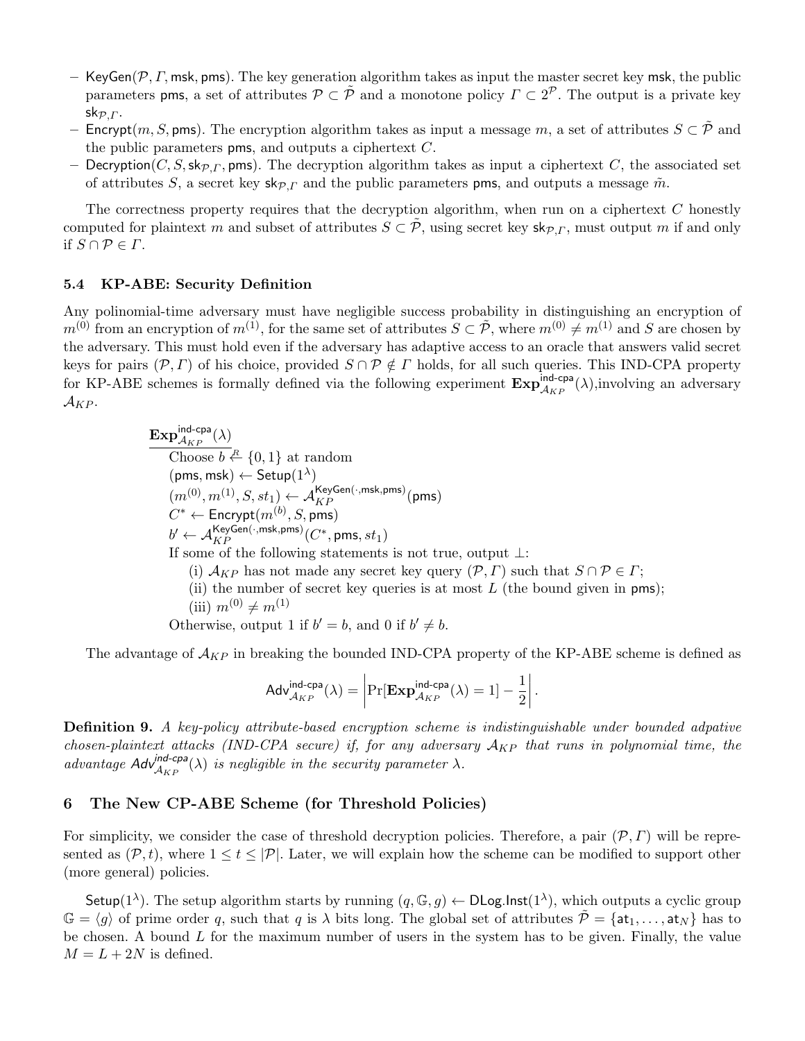– $\mathsf{KeyGen}(\mathcal{P}, \Gamma, \mathsf{msk}, \mathsf{pms})$. The key generation algorithm takes as input the master secret key $\mathsf{msk}$, the public parameters $\mathsf{pms}$, a set of attributes $\mathcal{P} \subset \tilde{\mathcal{P}}$ and a monotone policy $\Gamma \subset 2^{\mathcal{P}}$. The output is a private key $\mathsf{sk}_{\mathcal{P},\Gamma}$.

– $\mathsf{Encrypt}(m, S, \mathsf{pms})$. The encryption algorithm takes as input a message $m$, a set of attributes $S \subset \tilde{\mathcal{P}}$ and the public parameters $\mathsf{pms}$, and outputs a ciphertext $C$.

– $\mathsf{Decryption}(C, S, \mathsf{sk}_{\mathcal{P},\Gamma}, \mathsf{pms})$. The decryption algorithm takes as input a ciphertext $C$, the associated set of attributes $S$, a secret key $\mathsf{sk}_{\mathcal{P},\Gamma}$ and the public parameters $\mathsf{pms}$, and outputs a message $\tilde{m}$.

The correctness property requires that the decryption algorithm, when run on a ciphertext $C$ honestly computed for plaintext $m$ and subset of attributes $S \subset \tilde{\mathcal{P}}$, using secret key $\mathsf{sk}_{\mathcal{P},\Gamma}$, must output $m$ if and only if $S \cap \mathcal{P} \in \Gamma$.

### 5.4 KP-ABE: Security Definition

Any polinomial-time adversary must have negligible success probability in distinguishing an encryption of $m^{(0)}$ from an encryption of $m^{(1)}$, for the same set of attributes $S \subset \tilde{\mathcal{P}}$, where $m^{(0)} \neq m^{(1)}$ and $S$ are chosen by the adversary. This must hold even if the adversary has adaptive access to an oracle that answers valid secret keys for pairs $(\mathcal{P}, \Gamma)$ of his choice, provided $S \cap \mathcal{P} \notin \Gamma$ holds, for all such queries. This IND-CPA property for KP-ABE schemes is formally defined via the following experiment $\mathbf{Exp}^{\mathsf{ind\text{-}cpa}}_{\mathcal{A}_{KP}}(\lambda)$,involving an adversary $\mathcal{A}_{KP}$.

$\mathbf{Exp}^{\mathsf{ind\text{-}cpa}}_{\mathcal{A}_{KP}}(\lambda)$

Choose $b \xleftarrow{R} \{0,1\}$ at random
$(\mathsf{pms}, \mathsf{msk}) \leftarrow \mathsf{Setup}(1^\lambda)$
$(m^{(0)}, m^{(1)}, S, st_1) \leftarrow \mathcal{A}_{KP}^{\mathsf{KeyGen}(\cdot,\mathsf{msk},\mathsf{pms})}(\mathsf{pms})$
$C^* \leftarrow \mathsf{Encrypt}(m^{(b)}, S, \mathsf{pms})$
$b' \leftarrow \mathcal{A}_{KP}^{\mathsf{KeyGen}(\cdot,\mathsf{msk},\mathsf{pms})}(C^*, \mathsf{pms}, st_1)$
If some of the following statements is not true, output $\perp$:
(i) $\mathcal{A}_{KP}$ has not made any secret key query $(\mathcal{P}, \Gamma)$ such that $S \cap \mathcal{P} \in \Gamma$;
(ii) the number of secret key queries is at most $L$ (the bound given in $\mathsf{pms}$);
(iii) $m^{(0)} \neq m^{(1)}$
Otherwise, output 1 if $b' = b$, and 0 if $b' \neq b$.

The advantage of $\mathcal{A}_{KP}$ in breaking the bounded IND-CPA property of the KP-ABE scheme is defined as

$$\mathsf{Adv}^{\mathsf{ind\text{-}cpa}}_{\mathcal{A}_{KP}}(\lambda) = \left| \Pr[\mathbf{Exp}^{\mathsf{ind\text{-}cpa}}_{\mathcal{A}_{KP}}(\lambda) = 1] - \frac{1}{2} \right|.$$

**Definition 9.** *A key-policy attribute-based encryption scheme is indistinguishable under bounded adpative chosen-plaintext attacks (IND-CPA secure) if, for any adversary $\mathcal{A}_{KP}$ that runs in polynomial time, the advantage $\mathsf{Adv}^{\mathsf{ind\text{-}cpa}}_{\mathcal{A}_{KP}}(\lambda)$ is negligible in the security parameter $\lambda$.*

## 6 The New CP-ABE Scheme (for Threshold Policies)

For simplicity, we consider the case of threshold decryption policies. Therefore, a pair $(\mathcal{P}, \Gamma)$ will be represented as $(\mathcal{P}, t)$, where $1 \leq t \leq |\mathcal{P}|$. Later, we will explain how the scheme can be modified to support other (more general) policies.

$\mathsf{Setup}(1^\lambda)$. The setup algorithm starts by running $(q, \mathbb{G}, g) \leftarrow \mathsf{DLog.Inst}(1^\lambda)$, which outputs a cyclic group $\mathbb{G} = \langle g \rangle$ of prime order $q$, such that $q$ is $\lambda$ bits long. The global set of attributes $\tilde{\mathcal{P}} = \{\mathsf{at}_1, \ldots, \mathsf{at}_N\}$ has to be chosen. A bound $L$ for the maximum number of users in the system has to be given. Finally, the value $M = L + 2N$ is defined.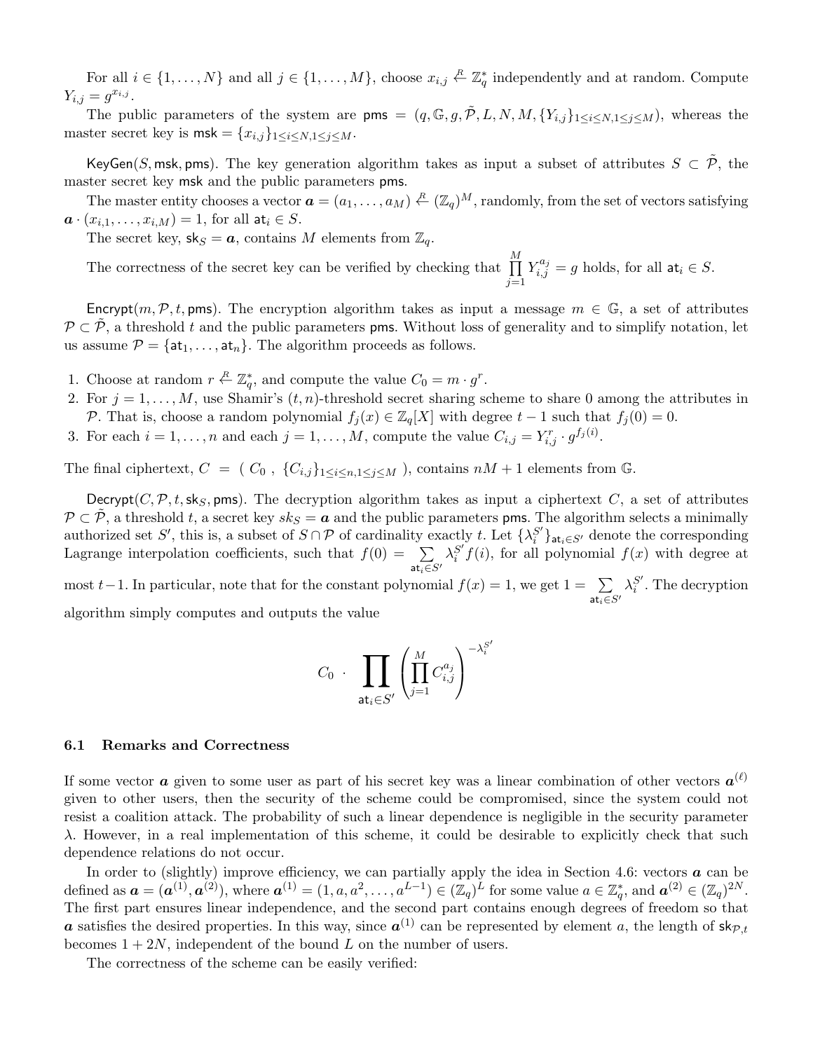For all $i \in \{1, \ldots, N\}$ and all $j \in \{1, \ldots, M\}$, choose $x_{i,j} \stackrel{R}{\leftarrow} \mathbb{Z}_q^*$ independently and at random. Compute $Y_{i,j} = g^{x_{i,j}}$.

The public parameters of the system are $\mathsf{pms} = (q, \mathbb{G}, g, \tilde{\mathcal{P}}, L, N, M, \{Y_{i,j}\}_{1 \le i \le N, 1 \le j \le M})$, whereas the master secret key is $\mathsf{msk} = \{x_{i,j}\}_{1 \le i \le N, 1 \le j \le M}$.

$\mathsf{KeyGen}(S, \mathsf{msk}, \mathsf{pms})$. The key generation algorithm takes as input a subset of attributes $S \subset \tilde{\mathcal{P}}$, the master secret key $\mathsf{msk}$ and the public parameters $\mathsf{pms}$.

The master entity chooses a vector $\boldsymbol{a} = (a_1, \ldots, a_M) \stackrel{R}{\leftarrow} (\mathbb{Z}_q)^M$, randomly, from the set of vectors satisfying $\boldsymbol{a} \cdot (x_{i,1}, \ldots, x_{i,M}) = 1$, for all $\mathsf{at}_i \in S$.

The secret key, $\mathsf{sk}_S = \boldsymbol{a}$, contains $M$ elements from $\mathbb{Z}_q$.

The correctness of the secret key can be verified by checking that $\prod_{j=1}^{M} Y_{i,j}^{a_j} = g$ holds, for all $\mathsf{at}_i \in S$.

$\mathsf{Encrypt}(m, \mathcal{P}, t, \mathsf{pms})$. The encryption algorithm takes as input a message $m \in \mathbb{G}$, a set of attributes $\mathcal{P} \subset \tilde{\mathcal{P}}$, a threshold $t$ and the public parameters $\mathsf{pms}$. Without loss of generality and to simplify notation, let us assume $\mathcal{P} = \{\mathsf{at}_1, \ldots, \mathsf{at}_n\}$. The algorithm proceeds as follows.

1. Choose at random $r \stackrel{R}{\leftarrow} \mathbb{Z}_q^*$, and compute the value $C_0 = m \cdot g^r$.
2. For $j = 1, \ldots, M$, use Shamir's $(t, n)$-threshold secret sharing scheme to share 0 among the attributes in $\mathcal{P}$. That is, choose a random polynomial $f_j(x) \in \mathbb{Z}_q[X]$ with degree $t-1$ such that $f_j(0) = 0$.
3. For each $i = 1, \ldots, n$ and each $j = 1, \ldots, M$, compute the value $C_{i,j} = Y_{i,j}^r \cdot g^{f_j(i)}$.

The final ciphertext, $C = ( C_0 \ , \ \{C_{i,j}\}_{1 \le i \le n, 1 \le j \le M} )$, contains $nM + 1$ elements from $\mathbb{G}$.

$\mathsf{Decrypt}(C, \mathcal{P}, t, \mathsf{sk}_S, \mathsf{pms})$. The decryption algorithm takes as input a ciphertext $C$, a set of attributes $\mathcal{P} \subset \tilde{\mathcal{P}}$, a threshold $t$, a secret key $sk_S = \boldsymbol{a}$ and the public parameters $\mathsf{pms}$. The algorithm selects a minimally authorized set $S'$, this is, a subset of $S \cap \mathcal{P}$ of cardinality exactly $t$. Let $\{\lambda_i^{S'}\}_{\mathsf{at}_i \in S'}$ denote the corresponding Lagrange interpolation coefficients, such that $f(0) = \sum_{\mathsf{at}_i \in S'} \lambda_i^{S'} f(i)$, for all polynomial $f(x)$ with degree at most $t-1$. In particular, note that for the constant polynomial $f(x) = 1$, we get $1 = \sum_{\mathsf{at}_i \in S'} \lambda_i^{S'}$. The decryption algorithm simply computes and outputs the value

$$C_0 \ \cdot \ \prod_{\mathsf{at}_i \in S'} \left( \prod_{j=1}^{M} C_{i,j}^{a_j} \right)^{-\lambda_i^{S'}}$$

### 6.1 Remarks and Correctness

If some vector $\boldsymbol{a}$ given to some user as part of his secret key was a linear combination of other vectors $\boldsymbol{a}^{(\ell)}$ given to other users, then the security of the scheme could be compromised, since the system could not resist a coalition attack. The probability of such a linear dependence is negligible in the security parameter $\lambda$. However, in a real implementation of this scheme, it could be desirable to explicitly check that such dependence relations do not occur.

In order to (slightly) improve efficiency, we can partially apply the idea in Section 4.6: vectors $\boldsymbol{a}$ can be defined as $\boldsymbol{a} = (\boldsymbol{a}^{(1)}, \boldsymbol{a}^{(2)})$, where $\boldsymbol{a}^{(1)} = (1, a, a^2, \ldots, a^{L-1}) \in (\mathbb{Z}_q)^L$ for some value $a \in \mathbb{Z}_q^*$, and $\boldsymbol{a}^{(2)} \in (\mathbb{Z}_q)^{2N}$. The first part ensures linear independence, and the second part contains enough degrees of freedom so that $\boldsymbol{a}$ satisfies the desired properties. In this way, since $\boldsymbol{a}^{(1)}$ can be represented by element $a$, the length of $\mathsf{sk}_{\mathcal{P},t}$ becomes $1 + 2N$, independent of the bound $L$ on the number of users.

The correctness of the scheme can be easily verified: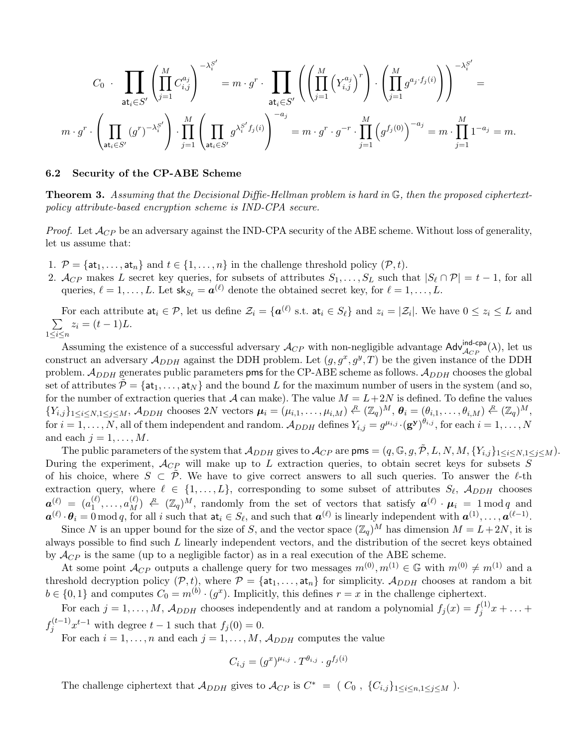$$C_0 \cdot \prod_{\mathsf{at}_i \in S'} \left( \prod_{j=1}^{M} C_{i,j}^{a_j} \right)^{-\lambda_i^{S'}} = m \cdot g^r \cdot \prod_{\mathsf{at}_i \in S'} \left( \left( \prod_{j=1}^{M} \left( Y_{i,j}^{a_j} \right)^r \right) \cdot \left( \prod_{j=1}^{M} g^{a_j \cdot f_j(i)} \right) \right)^{-\lambda_i^{S'}} =$$

$$m \cdot g^r \cdot \left( \prod_{\mathsf{at}_i \in S'} (g^r)^{-\lambda_i^{S'}} \right) \cdot \prod_{j=1}^{M} \left( \prod_{\mathsf{at}_i \in S'} g^{\lambda_i^{S'} f_j(i)} \right)^{-a_j} = m \cdot g^r \cdot g^{-r} \cdot \prod_{j=1}^{M} \left( g^{f_j(0)} \right)^{-a_j} = m \cdot \prod_{j=1}^{M} 1^{-a_j} = m.$$

### 6.2 Security of the CP-ABE Scheme

**Theorem 3.** *Assuming that the Decisional Diffie-Hellman problem is hard in $\mathbb{G}$, then the proposed ciphertext-policy attribute-based encryption scheme is IND-CPA secure.*

*Proof.* Let $\mathcal{A}_{CP}$ be an adversary against the IND-CPA security of the ABE scheme. Without loss of generality, let us assume that:

1. $\mathcal{P} = \{\mathsf{at}_1, \ldots, \mathsf{at}_n\}$ and $t \in \{1, \ldots, n\}$ in the challenge threshold policy $(\mathcal{P}, t)$.
2. $\mathcal{A}_{CP}$ makes $L$ secret key queries, for subsets of attributes $S_1, \ldots, S_L$ such that $|S_\ell \cap \mathcal{P}| = t - 1$, for all queries, $\ell = 1, \ldots, L$. Let $\mathsf{sk}_{S_\ell} = \boldsymbol{a}^{(\ell)}$ denote the obtained secret key, for $\ell = 1, \ldots, L$.

For each attribute $\mathsf{at}_i \in \mathcal{P}$, let us define $\mathcal{Z}_i = \{\boldsymbol{a}^{(\ell)} \text{ s.t. } \mathsf{at}_i \in S_\ell\}$ and $z_i = |\mathcal{Z}_i|$. We have $0 \le z_i \le L$ and $\sum_{1 \le i \le n} z_i = (t-1)L$.

Assuming the existence of a successful adversary $\mathcal{A}_{CP}$ with non-negligible advantage $\mathsf{Adv}^{\mathsf{ind\text{-}cpa}}_{\mathcal{A}_{CP}}(\lambda)$, let us construct an adversary $\mathcal{A}_{DDH}$ against the DDH problem. Let $(g, g^x, g^y, T)$ be the given instance of the DDH problem. $\mathcal{A}_{DDH}$ generates public parameters $\mathsf{pms}$ for the CP-ABE scheme as follows. $\mathcal{A}_{DDH}$ chooses the global set of attributes $\tilde{\mathcal{P}} = \{\mathsf{at}_1, \ldots, \mathsf{at}_N\}$ and the bound $L$ for the maximum number of users in the system (and so, for the number of extraction queries that $\mathcal{A}$ can make). The value $M = L + 2N$ is defined. To define the values $\{Y_{i,j}\}_{1 \le i \le N, 1 \le j \le M}$, $\mathcal{A}_{DDH}$ chooses $2N$ vectors $\boldsymbol{\mu}_i = (\mu_{i,1}, \ldots, \mu_{i,M}) \xleftarrow{R} (\mathbb{Z}_q)^M$, $\boldsymbol{\theta}_i = (\theta_{i,1}, \ldots, \theta_{i,M}) \xleftarrow{R} (\mathbb{Z}_q)^M$, for $i = 1, \ldots, N$, all of them independent and random. $\mathcal{A}_{DDH}$ defines $Y_{i,j} = g^{\mu_{i,j}} \cdot (\mathbf{g}^{\mathbf{y}})^{\theta_{i,j}}$, for each $i = 1, \ldots, N$ and each $j = 1, \ldots, M$.

The public parameters of the system that $\mathcal{A}_{DDH}$ gives to $\mathcal{A}_{CP}$ are $\mathsf{pms} = (q, \mathbb{G}, g, \tilde{\mathcal{P}}, L, N, M, \{Y_{i,j}\}_{1 \le i \le N, 1 \le j \le M})$. During the experiment, $\mathcal{A}_{CP}$ will make up to $L$ extraction queries, to obtain secret keys for subsets $S$ of his choice, where $S \subset \tilde{\mathcal{P}}$. We have to give correct answers to all such queries. To answer the $\ell$-th extraction query, where $\ell \in \{1, \ldots, L\}$, corresponding to some subset of attributes $S_\ell$, $\mathcal{A}_{DDH}$ chooses $\boldsymbol{a}^{(\ell)} = (a_1^{(\ell)}, \ldots, a_M^{(\ell)}) \xleftarrow{R} (\mathbb{Z}_q)^M$, randomly from the set of vectors that satisfy $\boldsymbol{a}^{(\ell)} \cdot \boldsymbol{\mu}_i = 1 \bmod q$ and $\boldsymbol{a}^{(\ell)} \cdot \boldsymbol{\theta}_i = 0 \bmod q$, for all $i$ such that $\mathsf{at}_i \in S_\ell$, and such that $\boldsymbol{a}^{(\ell)}$ is linearly independent with $\boldsymbol{a}^{(1)}, \ldots, \boldsymbol{a}^{(\ell-1)}$.

Since $N$ is an upper bound for the size of $S$, and the vector space $(\mathbb{Z}_q)^M$ has dimension $M = L + 2N$, it is always possible to find such $L$ linearly independent vectors, and the distribution of the secret keys obtained by $\mathcal{A}_{CP}$ is the same (up to a negligible factor) as in a real execution of the ABE scheme.

At some point $\mathcal{A}_{CP}$ outputs a challenge query for two messages $m^{(0)}, m^{(1)} \in \mathbb{G}$ with $m^{(0)} \neq m^{(1)}$ and a threshold decryption policy $(\mathcal{P}, t)$, where $\mathcal{P} = \{\mathsf{at}_1, \ldots, \mathsf{at}_n\}$ for simplicity. $\mathcal{A}_{DDH}$ chooses at random a bit $b \in \{0, 1\}$ and computes $C_0 = m^{(b)} \cdot (g^x)$. Implicitly, this defines $r = x$ in the challenge ciphertext.

For each $j = 1, \ldots, M$, $\mathcal{A}_{DDH}$ chooses independently and at random a polynomial $f_j(x) = f_j^{(1)} x + \ldots + f_j^{(t-1)} x^{t-1}$ with degree $t - 1$ such that $f_j(0) = 0$.

For each $i = 1, \ldots, n$ and each $j = 1, \ldots, M$, $\mathcal{A}_{DDH}$ computes the value

$$C_{i,j} = (g^x)^{\mu_{i,j}} \cdot T^{\theta_{i,j}} \cdot g^{f_j(i)}$$

The challenge ciphertext that $\mathcal{A}_{DDH}$ gives to $\mathcal{A}_{CP}$ is $C^* = (\ C_0\ ,\ \{C_{i,j}\}_{1 \le i \le n, 1 \le j \le M}\ )$.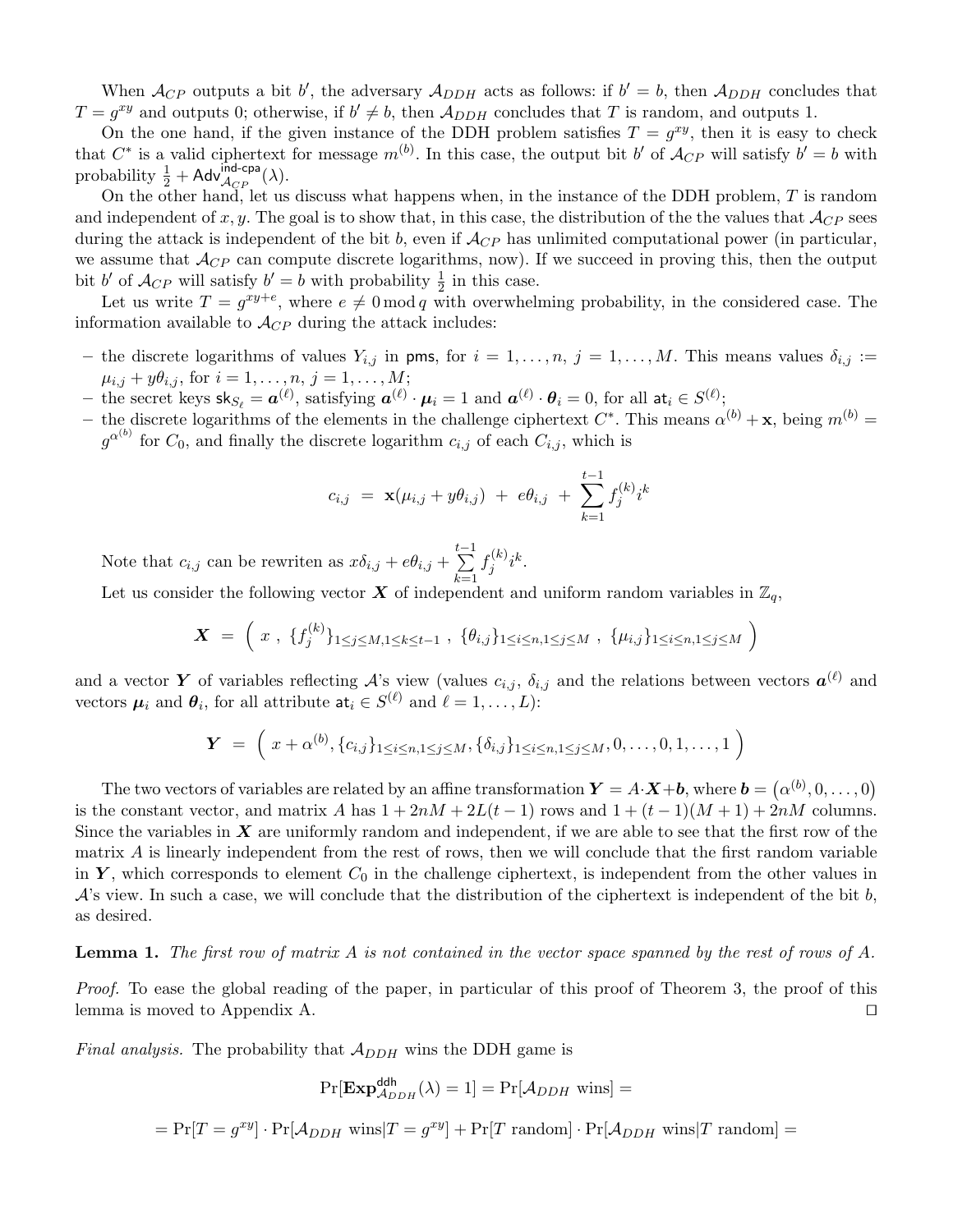When $\mathcal{A}_{CP}$ outputs a bit $b'$, the adversary $\mathcal{A}_{DDH}$ acts as follows: if $b' = b$, then $\mathcal{A}_{DDH}$ concludes that $T = g^{xy}$ and outputs 0; otherwise, if $b' \neq b$, then $\mathcal{A}_{DDH}$ concludes that $T$ is random, and outputs 1.

On the one hand, if the given instance of the DDH problem satisfies $T = g^{xy}$, then it is easy to check that $C^*$ is a valid ciphertext for message $m^{(b)}$. In this case, the output bit $b'$ of $\mathcal{A}_{CP}$ will satisfy $b' = b$ with probability $\frac{1}{2} + \mathsf{Adv}^{\text{ind-cpa}}_{\mathcal{A}_{CP}}(\lambda)$.

On the other hand, let us discuss what happens when, in the instance of the DDH problem, $T$ is random and independent of $x, y$. The goal is to show that, in this case, the distribution of the the values that $\mathcal{A}_{CP}$ sees during the attack is independent of the bit $b$, even if $\mathcal{A}_{CP}$ has unlimited computational power (in particular, we assume that $\mathcal{A}_{CP}$ can compute discrete logarithms, now). If we succeed in proving this, then the output bit $b'$ of $\mathcal{A}_{CP}$ will satisfy $b' = b$ with probability $\frac{1}{2}$ in this case.

Let us write $T = g^{xy+e}$, where $e \neq 0 \bmod q$ with overwhelming probability, in the considered case. The information available to $\mathcal{A}_{CP}$ during the attack includes:

- the discrete logarithms of values $Y_{i,j}$ in $\mathsf{pms}$, for $i = 1, \ldots, n$, $j = 1, \ldots, M$. This means values $\delta_{i,j} := \mu_{i,j} + y\theta_{i,j}$, for $i = 1, \ldots, n$, $j = 1, \ldots, M$;
- the secret keys $\mathsf{sk}_{S_\ell} = \boldsymbol{a}^{(\ell)}$, satisfying $\boldsymbol{a}^{(\ell)} \cdot \boldsymbol{\mu}_i = 1$ and $\boldsymbol{a}^{(\ell)} \cdot \boldsymbol{\theta}_i = 0$, for all $\mathsf{at}_i \in S^{(\ell)}$;
- the discrete logarithms of the elements in the challenge ciphertext $C^*$. This means $\alpha^{(b)} + \mathbf{x}$, being $m^{(b)} = g^{\alpha^{(b)}}$ for $C_0$, and finally the discrete logarithm $c_{i,j}$ of each $C_{i,j}$, which is

$$c_{i,j} \ = \ \mathbf{x}(\mu_{i,j} + y\theta_{i,j}) \ + \ e\theta_{i,j} \ + \ \sum_{k=1}^{t-1} f_j^{(k)} i^k$$

Note that $c_{i,j}$ can be rewriten as $x\delta_{i,j} + e\theta_{i,j} + \sum\limits_{k=1}^{t-1} f_j^{(k)} i^k$.

Let us consider the following vector $\boldsymbol{X}$ of independent and uniform random variables in $\mathbb{Z}_q$,

$$\boldsymbol{X} \ = \ \Big( \ x \ , \ \{f_j^{(k)}\}_{1 \leq j \leq M, 1 \leq k \leq t-1} \ , \ \{\theta_{i,j}\}_{1 \leq i \leq n, 1 \leq j \leq M} \ , \ \{\mu_{i,j}\}_{1 \leq i \leq n, 1 \leq j \leq M} \ \Big)$$

and a vector $\boldsymbol{Y}$ of variables reflecting $\mathcal{A}$'s view (values $c_{i,j}$, $\delta_{i,j}$ and the relations between vectors $\boldsymbol{a}^{(\ell)}$ and vectors $\boldsymbol{\mu}_i$ and $\boldsymbol{\theta}_i$, for all attribute $\mathsf{at}_i \in S^{(\ell)}$ and $\ell = 1, \ldots, L$):

$$\boldsymbol{Y} \ = \ \Big( \ x + \alpha^{(b)}, \{c_{i,j}\}_{1 \leq i \leq n, 1 \leq j \leq M}, \{\delta_{i,j}\}_{1 \leq i \leq n, 1 \leq j \leq M}, 0, \ldots, 0, 1, \ldots, 1 \ \Big)$$

The two vectors of variables are related by an affine transformation $\boldsymbol{Y} = A \cdot \boldsymbol{X} + \boldsymbol{b}$, where $\boldsymbol{b} = \big(\alpha^{(b)}, 0, \ldots, 0\big)$ is the constant vector, and matrix $A$ has $1 + 2nM + 2L(t-1)$ rows and $1 + (t-1)(M+1) + 2nM$ columns. Since the variables in $\boldsymbol{X}$ are uniformly random and independent, if we are able to see that the first row of the matrix $A$ is linearly independent from the rest of rows, then we will conclude that the first random variable in $\boldsymbol{Y}$, which corresponds to element $C_0$ in the challenge ciphertext, is independent from the other values in $\mathcal{A}$'s view. In such a case, we will conclude that the distribution of the ciphertext is independent of the bit $b$, as desired.

**Lemma 1.** *The first row of matrix $A$ is not contained in the vector space spanned by the rest of rows of $A$.*

*Proof.* To ease the global reading of the paper, in particular of this proof of Theorem 3, the proof of this lemma is moved to Appendix A. $\square$

*Final analysis.* The probability that $\mathcal{A}_{DDH}$ wins the DDH game is

$$\Pr[\mathbf{Exp}^{\mathsf{ddh}}_{\mathcal{A}_{DDH}}(\lambda) = 1] = \Pr[\mathcal{A}_{DDH} \text{ wins}] =$$

$$= \Pr[T = g^{xy}] \cdot \Pr[\mathcal{A}_{DDH} \text{ wins} | T = g^{xy}] + \Pr[T \text{ random}] \cdot \Pr[\mathcal{A}_{DDH} \text{ wins} | T \text{ random}] =$$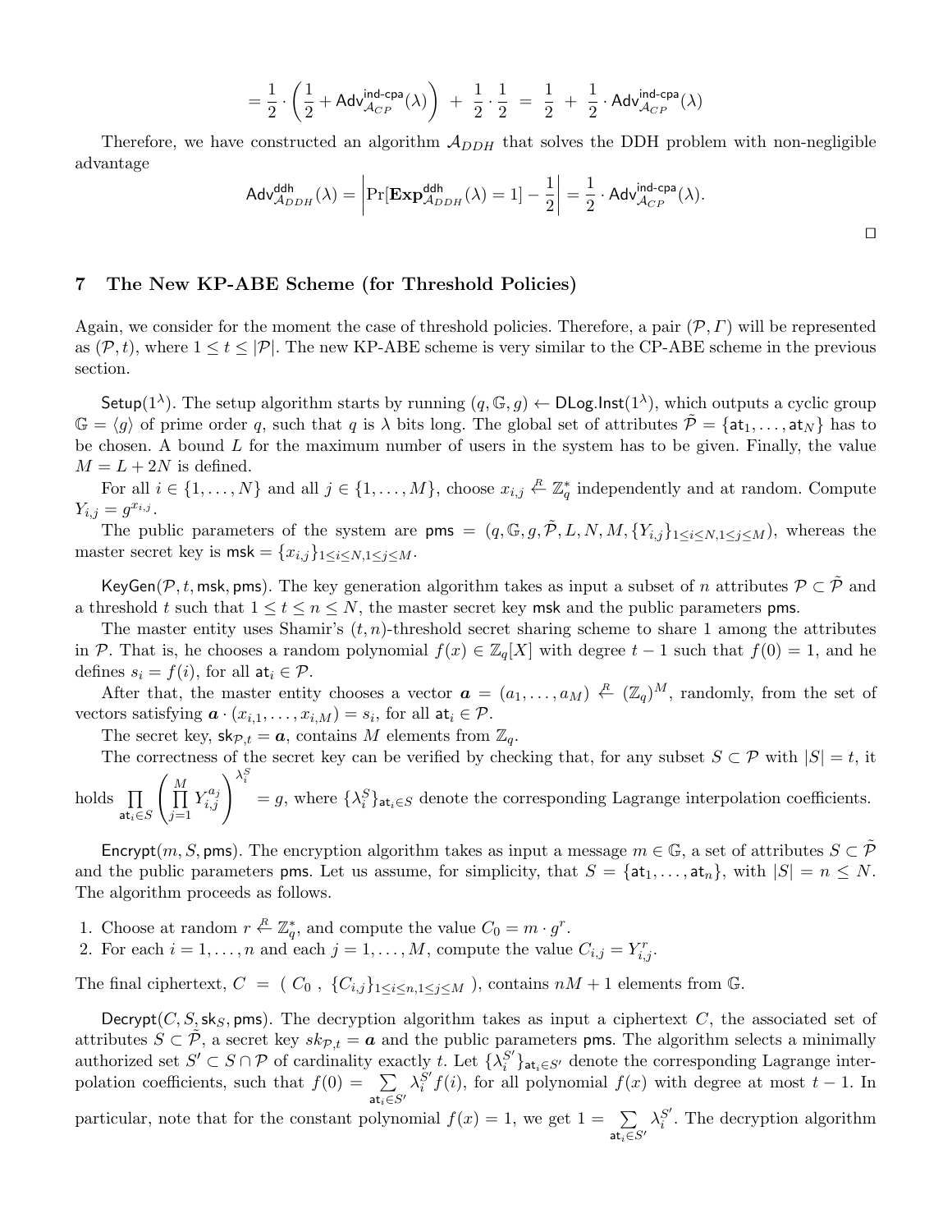$$= \frac{1}{2} \cdot \left( \frac{1}{2} + \mathsf{Adv}^{\mathsf{ind\text{-}cpa}}_{\mathcal{A}_{CP}}(\lambda) \right) \ + \ \frac{1}{2} \cdot \frac{1}{2} \ = \ \frac{1}{2} \ + \ \frac{1}{2} \cdot \mathsf{Adv}^{\mathsf{ind\text{-}cpa}}_{\mathcal{A}_{CP}}(\lambda)$$

Therefore, we have constructed an algorithm $\mathcal{A}_{DDH}$ that solves the DDH problem with non-negligible advantage

$$\mathsf{Adv}^{\mathsf{ddh}}_{\mathcal{A}_{DDH}}(\lambda) = \left| \Pr[\mathbf{Exp}^{\mathsf{ddh}}_{\mathcal{A}_{DDH}}(\lambda) = 1] - \frac{1}{2} \right| = \frac{1}{2} \cdot \mathsf{Adv}^{\mathsf{ind\text{-}cpa}}_{\mathcal{A}_{CP}}(\lambda).$$

□

## 7 The New KP-ABE Scheme (for Threshold Policies)

Again, we consider for the moment the case of threshold policies. Therefore, a pair $(\mathcal{P}, \Gamma)$ will be represented as $(\mathcal{P}, t)$, where $1 \leq t \leq |\mathcal{P}|$. The new KP-ABE scheme is very similar to the CP-ABE scheme in the previous section.

$\mathsf{Setup}(1^\lambda)$. The setup algorithm starts by running $(q, \mathbb{G}, g) \leftarrow \mathsf{DLog.Inst}(1^\lambda)$, which outputs a cyclic group $\mathbb{G} = \langle g \rangle$ of prime order $q$, such that $q$ is $\lambda$ bits long. The global set of attributes $\tilde{\mathcal{P}} = \{\mathsf{at}_1, \ldots, \mathsf{at}_N\}$ has to be chosen. A bound $L$ for the maximum number of users in the system has to be given. Finally, the value $M = L + 2N$ is defined.

For all $i \in \{1, \ldots, N\}$ and all $j \in \{1, \ldots, M\}$, choose $x_{i,j} \stackrel{R}{\leftarrow} \mathbb{Z}_q^*$ independently and at random. Compute $Y_{i,j} = g^{x_{i,j}}$.

The public parameters of the system are $\mathsf{pms} = (q, \mathbb{G}, g, \tilde{\mathcal{P}}, L, N, M, \{Y_{i,j}\}_{1 \leq i \leq N, 1 \leq j \leq M})$, whereas the master secret key is $\mathsf{msk} = \{x_{i,j}\}_{1 \leq i \leq N, 1 \leq j \leq M}$.

$\mathsf{KeyGen}(\mathcal{P}, t, \mathsf{msk}, \mathsf{pms})$. The key generation algorithm takes as input a subset of $n$ attributes $\mathcal{P} \subset \tilde{\mathcal{P}}$ and a threshold $t$ such that $1 \leq t \leq n \leq N$, the master secret key $\mathsf{msk}$ and the public parameters $\mathsf{pms}$.

The master entity uses Shamir's $(t, n)$-threshold secret sharing scheme to share 1 among the attributes in $\mathcal{P}$. That is, he chooses a random polynomial $f(x) \in \mathbb{Z}_q[X]$ with degree $t - 1$ such that $f(0) = 1$, and he defines $s_i = f(i)$, for all $\mathsf{at}_i \in \mathcal{P}$.

After that, the master entity chooses a vector $\boldsymbol{a} = (a_1, \ldots, a_M) \stackrel{R}{\leftarrow} (\mathbb{Z}_q)^M$, randomly, from the set of vectors satisfying $\boldsymbol{a} \cdot (x_{i,1}, \ldots, x_{i,M}) = s_i$, for all $\mathsf{at}_i \in \mathcal{P}$.

The secret key, $\mathsf{sk}_{\mathcal{P},t} = \boldsymbol{a}$, contains $M$ elements from $\mathbb{Z}_q$.

The correctness of the secret key can be verified by checking that, for any subset $S \subset \mathcal{P}$ with $|S| = t$, it holds $\prod_{\mathsf{at}_i \in S} \left( \prod_{j=1}^{M} Y_{i,j}^{a_j} \right)^{\lambda_i^S} = g$, where $\{\lambda_i^S\}_{\mathsf{at}_i \in S}$ denote the corresponding Lagrange interpolation coefficients.

$\mathsf{Encrypt}(m, S, \mathsf{pms})$. The encryption algorithm takes as input a message $m \in \mathbb{G}$, a set of attributes $S \subset \tilde{\mathcal{P}}$ and the public parameters $\mathsf{pms}$. Let us assume, for simplicity, that $S = \{\mathsf{at}_1, \ldots, \mathsf{at}_n\}$, with $|S| = n \leq N$. The algorithm proceeds as follows.

1. Choose at random $r \stackrel{R}{\leftarrow} \mathbb{Z}_q^*$, and compute the value $C_0 = m \cdot g^r$.
2. For each $i = 1, \ldots, n$ and each $j = 1, \ldots, M$, compute the value $C_{i,j} = Y_{i,j}^r$.

The final ciphertext, $C = ( C_0 , \{C_{i,j}\}_{1 \leq i \leq n, 1 \leq j \leq M} )$, contains $nM + 1$ elements from $\mathbb{G}$.

$\mathsf{Decrypt}(C, S, \mathsf{sk}_S, \mathsf{pms})$. The decryption algorithm takes as input a ciphertext $C$, the associated set of attributes $S \subset \tilde{\mathcal{P}}$, a secret key $sk_{\mathcal{P},t} = \boldsymbol{a}$ and the public parameters $\mathsf{pms}$. The algorithm selects a minimally authorized set $S' \subset S \cap \mathcal{P}$ of cardinality exactly $t$. Let $\{\lambda_i^{S'}\}_{\mathsf{at}_i \in S'}$ denote the corresponding Lagrange interpolation coefficients, such that $f(0) = \sum_{\mathsf{at}_i \in S'} \lambda_i^{S'} f(i)$, for all polynomial $f(x)$ with degree at most $t - 1$. In particular, note that for the constant polynomial $f(x) = 1$, we get $1 = \sum_{\mathsf{at}_i \in S'} \lambda_i^{S'}$. The decryption algorithm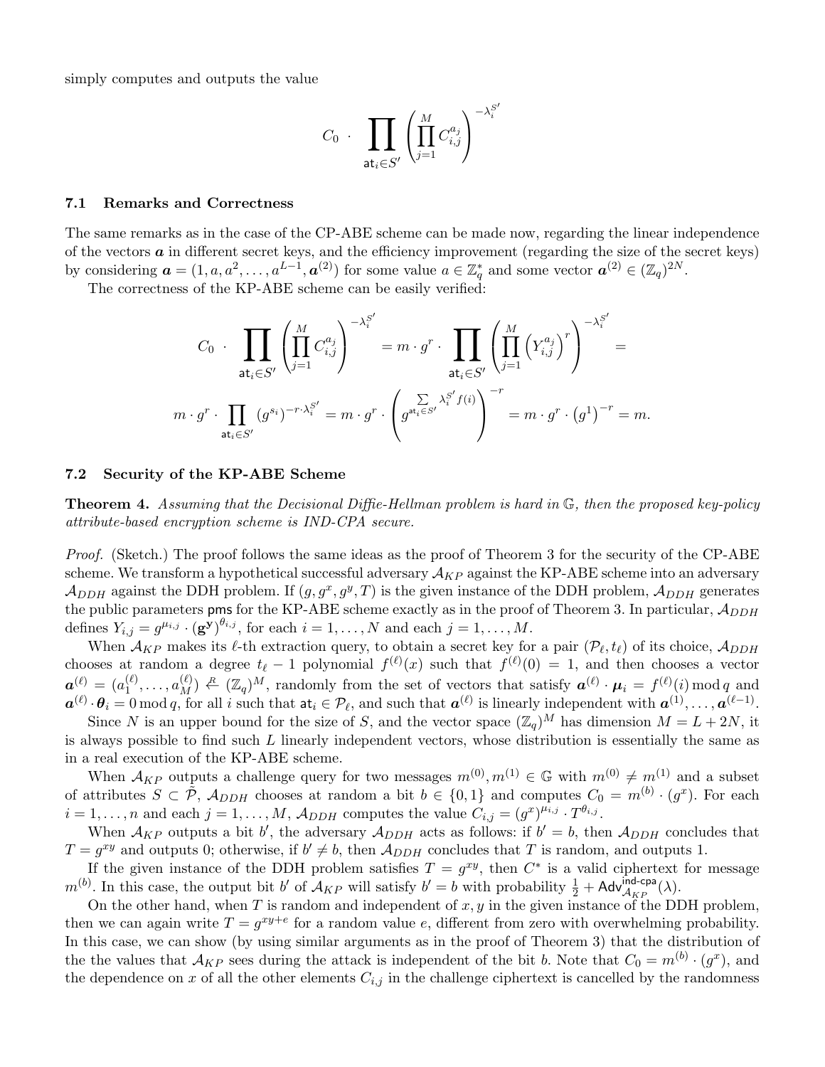simply computes and outputs the value

$$C_0 \cdot \prod_{\mathsf{at}_i \in S'} \left( \prod_{j=1}^{M} C_{i,j}^{a_j} \right)^{-\lambda_i^{S'}}$$

### 7.1 Remarks and Correctness

The same remarks as in the case of the CP-ABE scheme can be made now, regarding the linear independence of the vectors $\boldsymbol{a}$ in different secret keys, and the efficiency improvement (regarding the size of the secret keys) by considering $\boldsymbol{a} = (1, a, a^2, \ldots, a^{L-1}, \boldsymbol{a}^{(2)})$ for some value $a \in \mathbb{Z}_q^*$ and some vector $\boldsymbol{a}^{(2)} \in (\mathbb{Z}_q)^{2N}$.

The correctness of the KP-ABE scheme can be easily verified:

$$C_0 \cdot \prod_{\mathsf{at}_i \in S'} \left( \prod_{j=1}^{M} C_{i,j}^{a_j} \right)^{-\lambda_i^{S'}} = m \cdot g^r \cdot \prod_{\mathsf{at}_i \in S'} \left( \prod_{j=1}^{M} \left( Y_{i,j}^{a_j} \right)^r \right)^{-\lambda_i^{S'}} =$$

$$m \cdot g^r \cdot \prod_{\mathsf{at}_i \in S'} (g^{s_i})^{-r \cdot \lambda_i^{S'}} = m \cdot g^r \cdot \left( g^{\sum\limits_{\mathsf{at}_i \in S'} \lambda_i^{S'} f(i)} \right)^{-r} = m \cdot g^r \cdot \left( g^1 \right)^{-r} = m.$$

### 7.2 Security of the KP-ABE Scheme

**Theorem 4.** *Assuming that the Decisional Diffie-Hellman problem is hard in $\mathbb{G}$, then the proposed key-policy attribute-based encryption scheme is IND-CPA secure.*

*Proof.* (Sketch.) The proof follows the same ideas as the proof of Theorem 3 for the security of the CP-ABE scheme. We transform a hypothetical successful adversary $\mathcal{A}_{KP}$ against the KP-ABE scheme into an adversary $\mathcal{A}_{DDH}$ against the DDH problem. If $(g, g^x, g^y, T)$ is the given instance of the DDH problem, $\mathcal{A}_{DDH}$ generates the public parameters $\mathsf{pms}$ for the KP-ABE scheme exactly as in the proof of Theorem 3. In particular, $\mathcal{A}_{DDH}$ defines $Y_{i,j} = g^{\mu_{i,j}} \cdot (\mathbf{g}^{\mathbf{y}})^{\theta_{i,j}}$, for each $i = 1, \ldots, N$ and each $j = 1, \ldots, M$.

When $\mathcal{A}_{KP}$ makes its $\ell$-th extraction query, to obtain a secret key for a pair $(\mathcal{P}_\ell, t_\ell)$ of its choice, $\mathcal{A}_{DDH}$ chooses at random a degree $t_\ell - 1$ polynomial $f^{(\ell)}(x)$ such that $f^{(\ell)}(0) = 1$, and then chooses a vector $\boldsymbol{a}^{(\ell)} = (a_1^{(\ell)}, \ldots, a_M^{(\ell)}) \stackrel{R}{\leftarrow} (\mathbb{Z}_q)^M$, randomly from the set of vectors that satisfy $\boldsymbol{a}^{(\ell)} \cdot \boldsymbol{\mu}_i = f^{(\ell)}(i) \bmod q$ and $\boldsymbol{a}^{(\ell)} \cdot \boldsymbol{\theta}_i = 0 \bmod q$, for all $i$ such that $\mathsf{at}_i \in \mathcal{P}_\ell$, and such that $\boldsymbol{a}^{(\ell)}$ is linearly independent with $\boldsymbol{a}^{(1)}, \ldots, \boldsymbol{a}^{(\ell-1)}$.

Since $N$ is an upper bound for the size of $S$, and the vector space $(\mathbb{Z}_q)^M$ has dimension $M = L + 2N$, it is always possible to find such $L$ linearly independent vectors, whose distribution is essentially the same as in a real execution of the KP-ABE scheme.

When $\mathcal{A}_{KP}$ outputs a challenge query for two messages $m^{(0)}, m^{(1)} \in \mathbb{G}$ with $m^{(0)} \neq m^{(1)}$ and a subset of attributes $S \subset \tilde{\mathcal{P}}$, $\mathcal{A}_{DDH}$ chooses at random a bit $b \in \{0, 1\}$ and computes $C_0 = m^{(b)} \cdot (g^x)$. For each $i = 1, \ldots, n$ and each $j = 1, \ldots, M$, $\mathcal{A}_{DDH}$ computes the value $C_{i,j} = (g^x)^{\mu_{i,j}} \cdot T^{\theta_{i,j}}$.

When $\mathcal{A}_{KP}$ outputs a bit $b'$, the adversary $\mathcal{A}_{DDH}$ acts as follows: if $b' = b$, then $\mathcal{A}_{DDH}$ concludes that $T = g^{xy}$ and outputs 0; otherwise, if $b' \neq b$, then $\mathcal{A}_{DDH}$ concludes that $T$ is random, and outputs 1.

If the given instance of the DDH problem satisfies $T = g^{xy}$, then $C^*$ is a valid ciphertext for message $m^{(b)}$. In this case, the output bit $b'$ of $\mathcal{A}_{KP}$ will satisfy $b' = b$ with probability $\frac{1}{2} + \mathsf{Adv}_{\mathcal{A}_{KP}}^{\mathsf{ind\text{-}cpa}}(\lambda)$.

On the other hand, when $T$ is random and independent of $x, y$ in the given instance of the DDH problem, then we can again write $T = g^{xy+e}$ for a random value $e$, different from zero with overwhelming probability. In this case, we can show (by using similar arguments as in the proof of Theorem 3) that the distribution of the the values that $\mathcal{A}_{KP}$ sees during the attack is independent of the bit $b$. Note that $C_0 = m^{(b)} \cdot (g^x)$, and the dependence on $x$ of all the other elements $C_{i,j}$ in the challenge ciphertext is cancelled by the randomness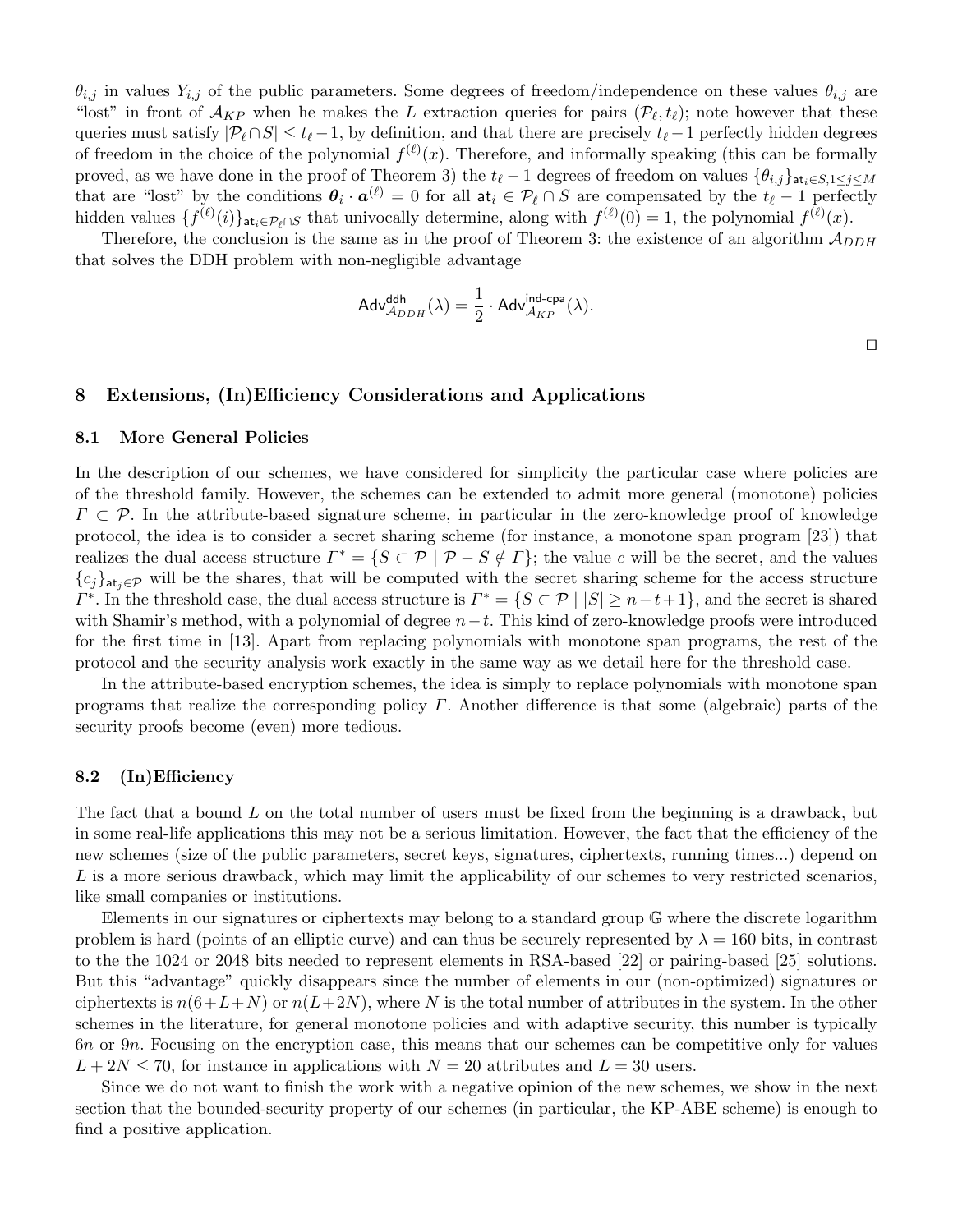$\theta_{i,j}$ in values $Y_{i,j}$ of the public parameters. Some degrees of freedom/independence on these values $\theta_{i,j}$ are "lost" in front of $\mathcal{A}_{KP}$ when he makes the $L$ extraction queries for pairs $(\mathcal{P}_\ell, t_\ell)$; note however that these queries must satisfy $|\mathcal{P}_\ell \cap S| \leq t_\ell - 1$, by definition, and that there are precisely $t_\ell - 1$ perfectly hidden degrees of freedom in the choice of the polynomial $f^{(\ell)}(x)$. Therefore, and informally speaking (this can be formally proved, as we have done in the proof of Theorem 3) the $t_\ell - 1$ degrees of freedom on values $\{\theta_{i,j}\}_{\mathsf{at}_i \in S, 1 \leq j \leq M}$ that are "lost" by the conditions $\boldsymbol{\theta}_i \cdot \boldsymbol{a}^{(\ell)} = 0$ for all $\mathsf{at}_i \in \mathcal{P}_\ell \cap S$ are compensated by the $t_\ell - 1$ perfectly hidden values $\{f^{(\ell)}(i)\}_{\mathsf{at}_i \in \mathcal{P}_\ell \cap S}$ that univocally determine, along with $f^{(\ell)}(0) = 1$, the polynomial $f^{(\ell)}(x)$.

Therefore, the conclusion is the same as in the proof of Theorem 3: the existence of an algorithm $\mathcal{A}_{DDH}$ that solves the DDH problem with non-negligible advantage

$$\mathsf{Adv}^{\mathsf{ddh}}_{\mathcal{A}_{DDH}}(\lambda) = \frac{1}{2} \cdot \mathsf{Adv}^{\mathsf{ind\text{-}cpa}}_{\mathcal{A}_{KP}}(\lambda).$$

□

## 8 Extensions, (In)Efficiency Considerations and Applications

### 8.1 More General Policies

In the description of our schemes, we have considered for simplicity the particular case where policies are of the threshold family. However, the schemes can be extended to admit more general (monotone) policies $\Gamma \subset \mathcal{P}$. In the attribute-based signature scheme, in particular in the zero-knowledge proof of knowledge protocol, the idea is to consider a secret sharing scheme (for instance, a monotone span program [23]) that realizes the dual access structure $\Gamma^* = \{S \subset \mathcal{P} \mid \mathcal{P} - S \notin \Gamma\}$; the value $c$ will be the secret, and the values $\{c_j\}_{\mathsf{at}_j \in \mathcal{P}}$ will be the shares, that will be computed with the secret sharing scheme for the access structure $\Gamma^*$. In the threshold case, the dual access structure is $\Gamma^* = \{S \subset \mathcal{P} \mid |S| \geq n - t + 1\}$, and the secret is shared with Shamir's method, with a polynomial of degree $n - t$. This kind of zero-knowledge proofs were introduced for the first time in [13]. Apart from replacing polynomials with monotone span programs, the rest of the protocol and the security analysis work exactly in the same way as we detail here for the threshold case.

In the attribute-based encryption schemes, the idea is simply to replace polynomials with monotone span programs that realize the corresponding policy $\Gamma$. Another difference is that some (algebraic) parts of the security proofs become (even) more tedious.

### 8.2 (In)Efficiency

The fact that a bound $L$ on the total number of users must be fixed from the beginning is a drawback, but in some real-life applications this may not be a serious limitation. However, the fact that the efficiency of the new schemes (size of the public parameters, secret keys, signatures, ciphertexts, running times...) depend on $L$ is a more serious drawback, which may limit the applicability of our schemes to very restricted scenarios, like small companies or institutions.

Elements in our signatures or ciphertexts may belong to a standard group $\mathbb{G}$ where the discrete logarithm problem is hard (points of an elliptic curve) and can thus be securely represented by $\lambda = 160$ bits, in contrast to the the 1024 or 2048 bits needed to represent elements in RSA-based [22] or pairing-based [25] solutions. But this "advantage" quickly disappears since the number of elements in our (non-optimized) signatures or ciphertexts is $n(6+L+N)$ or $n(L+2N)$, where $N$ is the total number of attributes in the system. In the other schemes in the literature, for general monotone policies and with adaptive security, this number is typically $6n$ or $9n$. Focusing on the encryption case, this means that our schemes can be competitive only for values $L + 2N \leq 70$, for instance in applications with $N = 20$ attributes and $L = 30$ users.

Since we do not want to finish the work with a negative opinion of the new schemes, we show in the next section that the bounded-security property of our schemes (in particular, the KP-ABE scheme) is enough to find a positive application.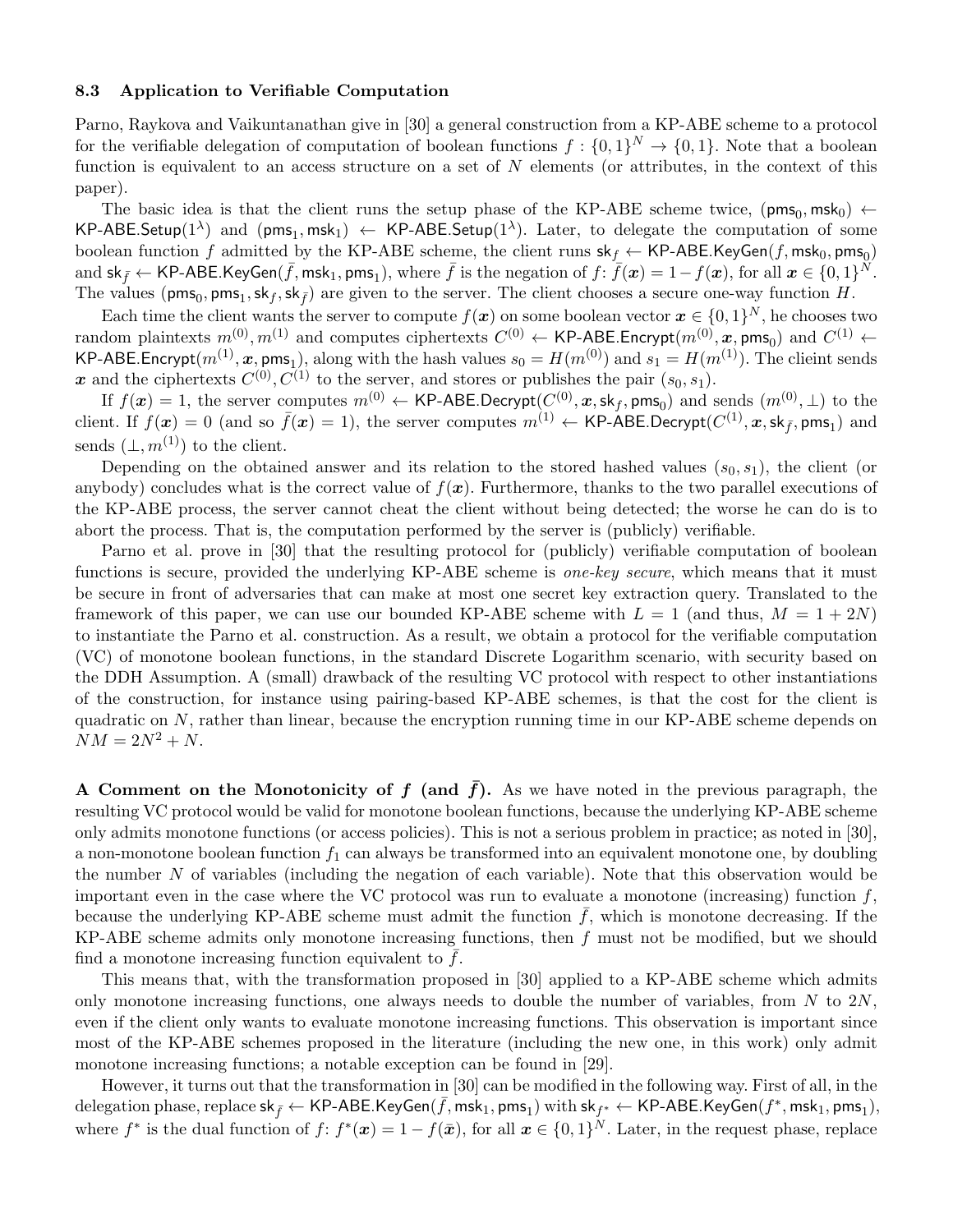### 8.3 Application to Verifiable Computation

Parno, Raykova and Vaikuntanathan give in [30] a general construction from a KP-ABE scheme to a protocol for the verifiable delegation of computation of boolean functions $f : \{0,1\}^N \to \{0,1\}$. Note that a boolean function is equivalent to an access structure on a set of $N$ elements (or attributes, in the context of this paper).

The basic idea is that the client runs the setup phase of the KP-ABE scheme twice, $(\mathsf{pms}_0, \mathsf{msk}_0) \leftarrow \mathsf{KP\text{-}ABE.Setup}(1^\lambda)$ and $(\mathsf{pms}_1, \mathsf{msk}_1) \leftarrow \mathsf{KP\text{-}ABE.Setup}(1^\lambda)$. Later, to delegate the computation of some boolean function $f$ admitted by the KP-ABE scheme, the client runs $\mathsf{sk}_f \leftarrow \mathsf{KP\text{-}ABE.KeyGen}(f, \mathsf{msk}_0, \mathsf{pms}_0)$ and $\mathsf{sk}_{\bar{f}} \leftarrow \mathsf{KP\text{-}ABE.KeyGen}(\bar{f}, \mathsf{msk}_1, \mathsf{pms}_1)$, where $\bar{f}$ is the negation of $f$: $\bar{f}(\boldsymbol{x}) = 1 - f(\boldsymbol{x})$, for all $\boldsymbol{x} \in \{0,1\}^N$. The values $(\mathsf{pms}_0, \mathsf{pms}_1, \mathsf{sk}_f, \mathsf{sk}_{\bar{f}})$ are given to the server. The client chooses a secure one-way function $H$.

Each time the client wants the server to compute $f(\boldsymbol{x})$ on some boolean vector $\boldsymbol{x} \in \{0,1\}^N$, he chooses two random plaintexts $m^{(0)}, m^{(1)}$ and computes ciphertexts $C^{(0)} \leftarrow \mathsf{KP\text{-}ABE.Encrypt}(m^{(0)}, \boldsymbol{x}, \mathsf{pms}_0)$ and $C^{(1)} \leftarrow \mathsf{KP\text{-}ABE.Encrypt}(m^{(1)}, \boldsymbol{x}, \mathsf{pms}_1)$, along with the hash values $s_0 = H(m^{(0)})$ and $s_1 = H(m^{(1)})$. The clieint sends $\boldsymbol{x}$ and the ciphertexts $C^{(0)}, C^{(1)}$ to the server, and stores or publishes the pair $(s_0, s_1)$.

If $f(\boldsymbol{x}) = 1$, the server computes $m^{(0)} \leftarrow \mathsf{KP\text{-}ABE.Decrypt}(C^{(0)}, \boldsymbol{x}, \mathsf{sk}_f, \mathsf{pms}_0)$ and sends $(m^{(0)}, \perp)$ to the client. If $f(\boldsymbol{x}) = 0$ (and so $\bar{f}(\boldsymbol{x}) = 1$), the server computes $m^{(1)} \leftarrow \mathsf{KP\text{-}ABE.Decrypt}(C^{(1)}, \boldsymbol{x}, \mathsf{sk}_{\bar{f}}, \mathsf{pms}_1)$ and sends $(\perp, m^{(1)})$ to the client.

Depending on the obtained answer and its relation to the stored hashed values $(s_0, s_1)$, the client (or anybody) concludes what is the correct value of $f(\boldsymbol{x})$. Furthermore, thanks to the two parallel executions of the KP-ABE process, the server cannot cheat the client without being detected; the worse he can do is to abort the process. That is, the computation performed by the server is (publicly) verifiable.

Parno et al. prove in [30] that the resulting protocol for (publicly) verifiable computation of boolean functions is secure, provided the underlying KP-ABE scheme is *one-key secure*, which means that it must be secure in front of adversaries that can make at most one secret key extraction query. Translated to the framework of this paper, we can use our bounded KP-ABE scheme with $L = 1$ (and thus, $M = 1 + 2N$) to instantiate the Parno et al. construction. As a result, we obtain a protocol for the verifiable computation (VC) of monotone boolean functions, in the standard Discrete Logarithm scenario, with security based on the DDH Assumption. A (small) drawback of the resulting VC protocol with respect to other instantiations of the construction, for instance using pairing-based KP-ABE schemes, is that the cost for the client is quadratic on $N$, rather than linear, because the encryption running time in our KP-ABE scheme depends on $NM = 2N^2 + N$.

**A Comment on the Monotonicity of $f$ (and $\bar{f}$).** As we have noted in the previous paragraph, the resulting VC protocol would be valid for monotone boolean functions, because the underlying KP-ABE scheme only admits monotone functions (or access policies). This is not a serious problem in practice; as noted in [30], a non-monotone boolean function $f_1$ can always be transformed into an equivalent monotone one, by doubling the number $N$ of variables (including the negation of each variable). Note that this observation would be important even in the case where the VC protocol was run to evaluate a monotone (increasing) function $f$, because the underlying KP-ABE scheme must admit the function $\bar{f}$, which is monotone decreasing. If the KP-ABE scheme admits only monotone increasing functions, then $f$ must not be modified, but we should find a monotone increasing function equivalent to $\bar{f}$.

This means that, with the transformation proposed in [30] applied to a KP-ABE scheme which admits only monotone increasing functions, one always needs to double the number of variables, from $N$ to $2N$, even if the client only wants to evaluate monotone increasing functions. This observation is important since most of the KP-ABE schemes proposed in the literature (including the new one, in this work) only admit monotone increasing functions; a notable exception can be found in [29].

However, it turns out that the transformation in [30] can be modified in the following way. First of all, in the delegation phase, replace $\mathsf{sk}_{\bar{f}} \leftarrow \mathsf{KP\text{-}ABE.KeyGen}(\bar{f}, \mathsf{msk}_1, \mathsf{pms}_1)$ with $\mathsf{sk}_{f^*} \leftarrow \mathsf{KP\text{-}ABE.KeyGen}(f^*, \mathsf{msk}_1, \mathsf{pms}_1)$, where $f^*$ is the dual function of $f$: $f^*(\boldsymbol{x}) = 1 - f(\bar{\boldsymbol{x}})$, for all $\boldsymbol{x} \in \{0,1\}^N$. Later, in the request phase, replace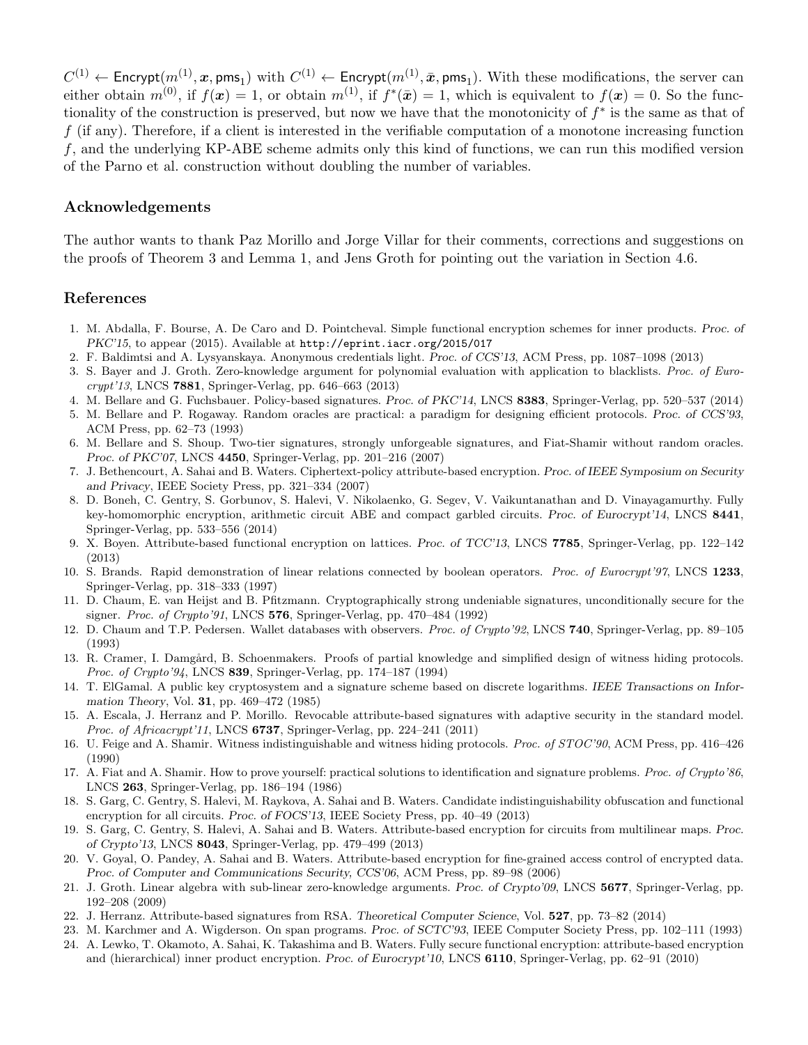$C^{(1)} \leftarrow \mathsf{Encrypt}(m^{(1)}, \boldsymbol{x}, \mathsf{pms}_1)$ with $C^{(1)} \leftarrow \mathsf{Encrypt}(m^{(1)}, \bar{\boldsymbol{x}}, \mathsf{pms}_1)$. With these modifications, the server can either obtain $m^{(0)}$, if $f(\boldsymbol{x}) = 1$, or obtain $m^{(1)}$, if $f^*(\bar{\boldsymbol{x}}) = 1$, which is equivalent to $f(\boldsymbol{x}) = 0$. So the functionality of the construction is preserved, but now we have that the monotonicity of $f^*$ is the same as that of $f$ (if any). Therefore, if a client is interested in the verifiable computation of a monotone increasing function $f$, and the underlying KP-ABE scheme admits only this kind of functions, we can run this modified version of the Parno et al. construction without doubling the number of variables.

## Acknowledgements

The author wants to thank Paz Morillo and Jorge Villar for their comments, corrections and suggestions on the proofs of Theorem 3 and Lemma 1, and Jens Groth for pointing out the variation in Section 4.6.

## References

1. M. Abdalla, F. Bourse, A. De Caro and D. Pointcheval. Simple functional encryption schemes for inner products. *Proc. of PKC'15*, to appear (2015). Available at `http://eprint.iacr.org/2015/017`
2. F. Baldimtsi and A. Lysyanskaya. Anonymous credentials light. *Proc. of CCS'13*, ACM Press, pp. 1087–1098 (2013)
3. S. Bayer and J. Groth. Zero-knowledge argument for polynomial evaluation with application to blacklists. *Proc. of Eurocrypt'13*, LNCS **7881**, Springer-Verlag, pp. 646–663 (2013)
4. M. Bellare and G. Fuchsbauer. Policy-based signatures. *Proc. of PKC'14*, LNCS **8383**, Springer-Verlag, pp. 520–537 (2014)
5. M. Bellare and P. Rogaway. Random oracles are practical: a paradigm for designing efficient protocols. *Proc. of CCS'93*, ACM Press, pp. 62–73 (1993)
6. M. Bellare and S. Shoup. Two-tier signatures, strongly unforgeable signatures, and Fiat-Shamir without random oracles. *Proc. of PKC'07*, LNCS **4450**, Springer-Verlag, pp. 201–216 (2007)
7. J. Bethencourt, A. Sahai and B. Waters. Ciphertext-policy attribute-based encryption. *Proc. of IEEE Symposium on Security and Privacy*, IEEE Society Press, pp. 321–334 (2007)
8. D. Boneh, C. Gentry, S. Gorbunov, S. Halevi, V. Nikolaenko, G. Segev, V. Vaikuntanathan and D. Vinayagamurthy. Fully key-homomorphic encryption, arithmetic circuit ABE and compact garbled circuits. *Proc. of Eurocrypt'14*, LNCS **8441**, Springer-Verlag, pp. 533–556 (2014)
9. X. Boyen. Attribute-based functional encryption on lattices. *Proc. of TCC'13*, LNCS **7785**, Springer-Verlag, pp. 122–142 (2013)
10. S. Brands. Rapid demonstration of linear relations connected by boolean operators. *Proc. of Eurocrypt'97*, LNCS **1233**, Springer-Verlag, pp. 318–333 (1997)
11. D. Chaum, E. van Heijst and B. Pfitzmann. Cryptographically strong undeniable signatures, unconditionally secure for the signer. *Proc. of Crypto'91*, LNCS **576**, Springer-Verlag, pp. 470–484 (1992)
12. D. Chaum and T.P. Pedersen. Wallet databases with observers. *Proc. of Crypto'92*, LNCS **740**, Springer-Verlag, pp. 89–105 (1993)
13. R. Cramer, I. Damgård, B. Schoenmakers. Proofs of partial knowledge and simplified design of witness hiding protocols. *Proc. of Crypto'94*, LNCS **839**, Springer-Verlag, pp. 174–187 (1994)
14. T. ElGamal. A public key cryptosystem and a signature scheme based on discrete logarithms. *IEEE Transactions on Information Theory*, Vol. **31**, pp. 469–472 (1985)
15. A. Escala, J. Herranz and P. Morillo. Revocable attribute-based signatures with adaptive security in the standard model. *Proc. of Africacrypt'11*, LNCS **6737**, Springer-Verlag, pp. 224–241 (2011)
16. U. Feige and A. Shamir. Witness indistinguishable and witness hiding protocols. *Proc. of STOC'90*, ACM Press, pp. 416–426 (1990)
17. A. Fiat and A. Shamir. How to prove yourself: practical solutions to identification and signature problems. *Proc. of Crypto'86*, LNCS **263**, Springer-Verlag, pp. 186–194 (1986)
18. S. Garg, C. Gentry, S. Halevi, M. Raykova, A. Sahai and B. Waters. Candidate indistinguishability obfuscation and functional encryption for all circuits. *Proc. of FOCS'13*, IEEE Society Press, pp. 40–49 (2013)
19. S. Garg, C. Gentry, S. Halevi, A. Sahai and B. Waters. Attribute-based encryption for circuits from multilinear maps. *Proc. of Crypto'13*, LNCS **8043**, Springer-Verlag, pp. 479–499 (2013)
20. V. Goyal, O. Pandey, A. Sahai and B. Waters. Attribute-based encryption for fine-grained access control of encrypted data. *Proc. of Computer and Communications Security, CCS'06*, ACM Press, pp. 89–98 (2006)
21. J. Groth. Linear algebra with sub-linear zero-knowledge arguments. *Proc. of Crypto'09*, LNCS **5677**, Springer-Verlag, pp. 192–208 (2009)
22. J. Herranz. Attribute-based signatures from RSA. *Theoretical Computer Science*, Vol. **527**, pp. 73–82 (2014)
23. M. Karchmer and A. Wigderson. On span programs. *Proc. of SCTC'93*, IEEE Computer Society Press, pp. 102–111 (1993)
24. A. Lewko, T. Okamoto, A. Sahai, K. Takashima and B. Waters. Fully secure functional encryption: attribute-based encryption and (hierarchical) inner product encryption. *Proc. of Eurocrypt'10*, LNCS **6110**, Springer-Verlag, pp. 62–91 (2010)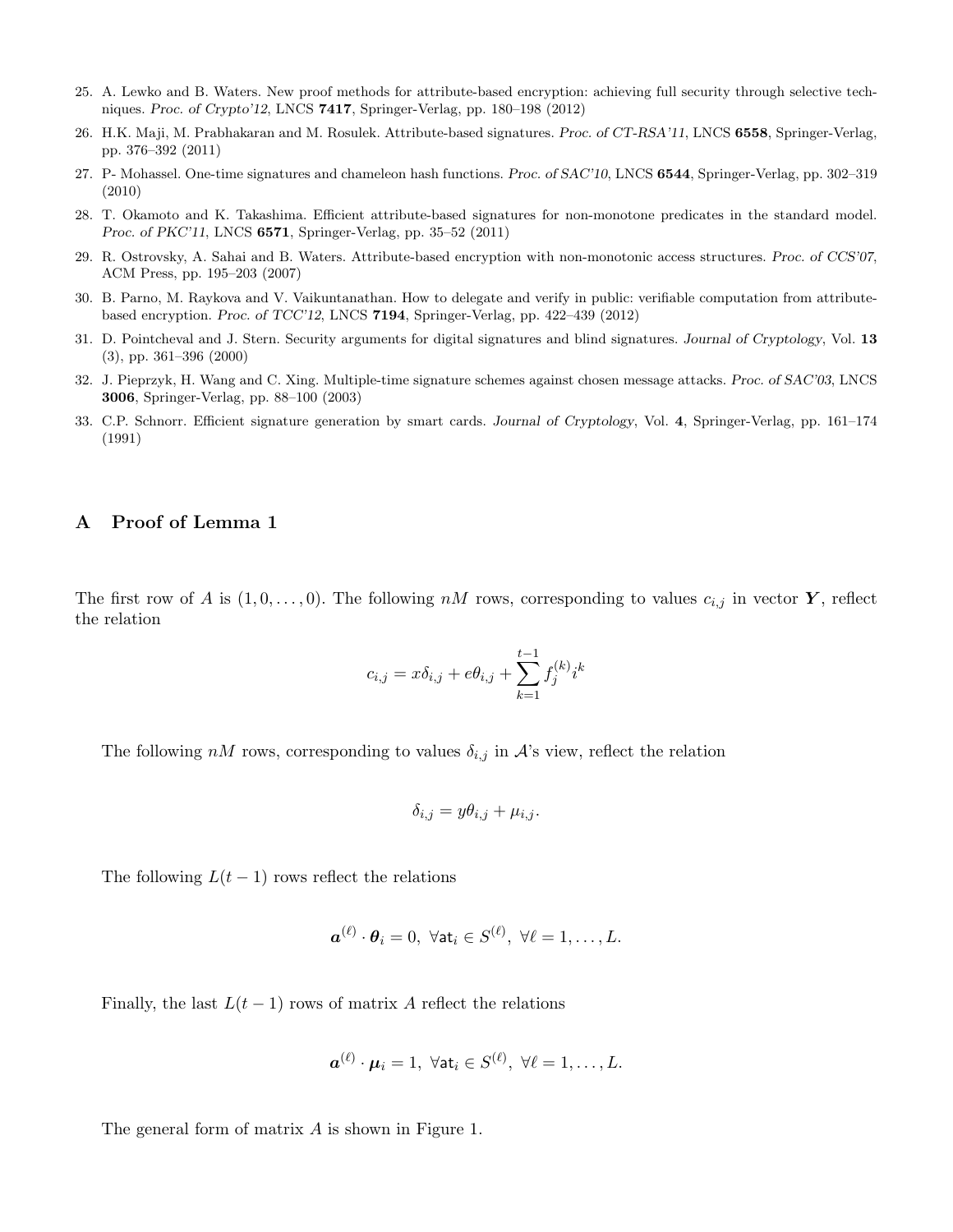25. A. Lewko and B. Waters. New proof methods for attribute-based encryption: achieving full security through selective techniques. *Proc. of Crypto'12*, LNCS **7417**, Springer-Verlag, pp. 180–198 (2012)
26. H.K. Maji, M. Prabhakaran and M. Rosulek. Attribute-based signatures. *Proc. of CT-RSA'11*, LNCS **6558**, Springer-Verlag, pp. 376–392 (2011)
27. P- Mohassel. One-time signatures and chameleon hash functions. *Proc. of SAC'10*, LNCS **6544**, Springer-Verlag, pp. 302–319 (2010)
28. T. Okamoto and K. Takashima. Efficient attribute-based signatures for non-monotone predicates in the standard model. *Proc. of PKC'11*, LNCS **6571**, Springer-Verlag, pp. 35–52 (2011)
29. R. Ostrovsky, A. Sahai and B. Waters. Attribute-based encryption with non-monotonic access structures. *Proc. of CCS'07*, ACM Press, pp. 195–203 (2007)
30. B. Parno, M. Raykova and V. Vaikuntanathan. How to delegate and verify in public: verifiable computation from attribute-based encryption. *Proc. of TCC'12*, LNCS **7194**, Springer-Verlag, pp. 422–439 (2012)
31. D. Pointcheval and J. Stern. Security arguments for digital signatures and blind signatures. *Journal of Cryptology*, Vol. **13** (3), pp. 361–396 (2000)
32. J. Pieprzyk, H. Wang and C. Xing. Multiple-time signature schemes against chosen message attacks. *Proc. of SAC'03*, LNCS **3006**, Springer-Verlag, pp. 88–100 (2003)
33. C.P. Schnorr. Efficient signature generation by smart cards. *Journal of Cryptology*, Vol. **4**, Springer-Verlag, pp. 161–174 (1991)

## A Proof of Lemma 1

The first row of $A$ is $(1, 0, \ldots, 0)$. The following $nM$ rows, corresponding to values $c_{i,j}$ in vector $\boldsymbol{Y}$, reflect the relation

$$c_{i,j} = x\delta_{i,j} + e\theta_{i,j} + \sum_{k=1}^{t-1} f_j^{(k)} i^k$$

The following $nM$ rows, corresponding to values $\delta_{i,j}$ in $\mathcal{A}$'s view, reflect the relation

$$\delta_{i,j} = y\theta_{i,j} + \mu_{i,j}.$$

The following $L(t-1)$ rows reflect the relations

$$\boldsymbol{a}^{(\ell)} \cdot \boldsymbol{\theta}_i = 0,\ \forall \mathsf{at}_i \in S^{(\ell)},\ \forall \ell = 1, \ldots, L.$$

Finally, the last $L(t-1)$ rows of matrix $A$ reflect the relations

$$\boldsymbol{a}^{(\ell)} \cdot \boldsymbol{\mu}_i = 1,\ \forall \mathsf{at}_i \in S^{(\ell)},\ \forall \ell = 1, \ldots, L.$$

The general form of matrix $A$ is shown in Figure 1.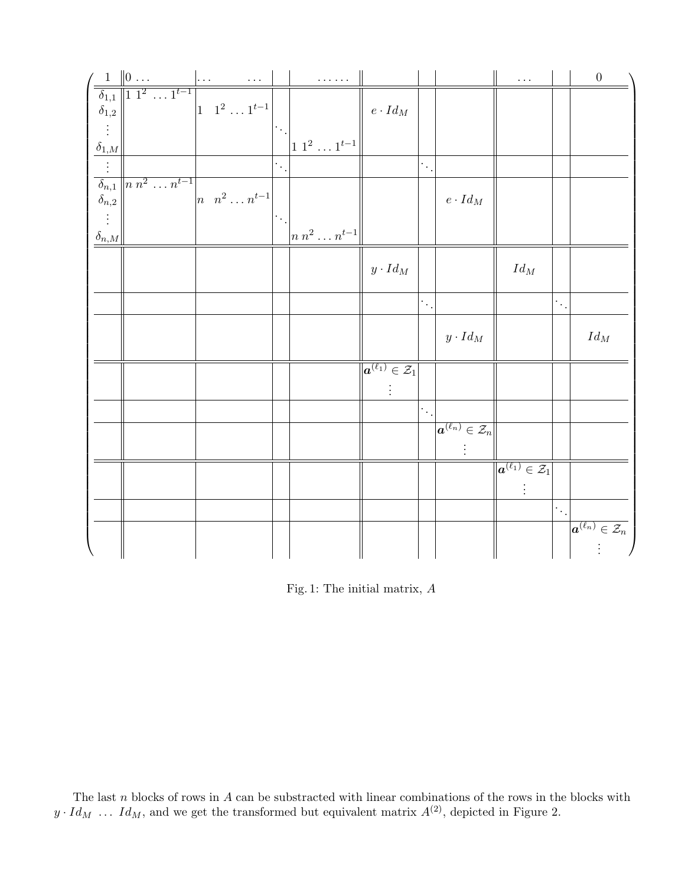$$
\left(\begin{array}{c||c|c|c|c||c|c|c||c|c|c}
1 & 0\ \dots & \dots \quad \dots & & \dots\dots & & & & \dots & & 0 \\
\hline\hline
\delta_{1,1} & 1\ 1^2\ \dots 1^{t-1} & & & & & & & & & \\
\delta_{1,2} & & 1\quad 1^2 \dots 1^{t-1} & & & e \cdot Id_M & & & & & \\
\vdots & & & \ddots & & & & & & & \\
\delta_{1,M} & & & & 1\ 1^2\ \dots 1^{t-1} & & & & & & \\
\hline
\vdots & & & \ddots & & & \ddots & & & & \\
\hline
\delta_{n,1} & n\ n^2\ \dots n^{t-1} & & & & & & & & & \\
\delta_{n,2} & & n\quad n^2 \dots n^{t-1} & & & & & e \cdot Id_M & & & \\
\vdots & & & \ddots & & & & & & & \\
\delta_{n,M} & & & & n\ n^2\ \dots n^{t-1} & & & & & & \\
\hline\hline
 & & & & & y \cdot Id_M & & & Id_M & & \\
\hline
 & & & & & & \ddots & & & \ddots & \\
\hline
 & & & & & & & y \cdot Id_M & & & Id_M \\
\hline\hline
 & & & & & \boldsymbol{a}^{(\ell_1)} \in \mathcal{Z}_1 & & & & & \\
 & & & & & \vdots & & & & & \\
\hline
 & & & & & & \ddots & & & & \\
\hline
 & & & & & & & \boldsymbol{a}^{(\ell_n)} \in \mathcal{Z}_n & & & \\
 & & & & & & & \vdots & & & \\
\hline\hline
 & & & & & & & & \boldsymbol{a}^{(\ell_1)} \in \mathcal{Z}_1 & & \\
 & & & & & & & & \vdots & & \\
\hline
 & & & & & & & & & \ddots & \\
\hline
 & & & & & & & & & & \boldsymbol{a}^{(\ell_n)} \in \mathcal{Z}_n \\
 & & & & & & & & & & \vdots
\end{array}\right)
$$

Fig. 1: The initial matrix, $A$

The last $n$ blocks of rows in $A$ can be substracted with linear combinations of the rows in the blocks with $y \cdot Id_M \ \dots \ Id_M$, and we get the transformed but equivalent matrix $A^{(2)}$, depicted in Figure 2.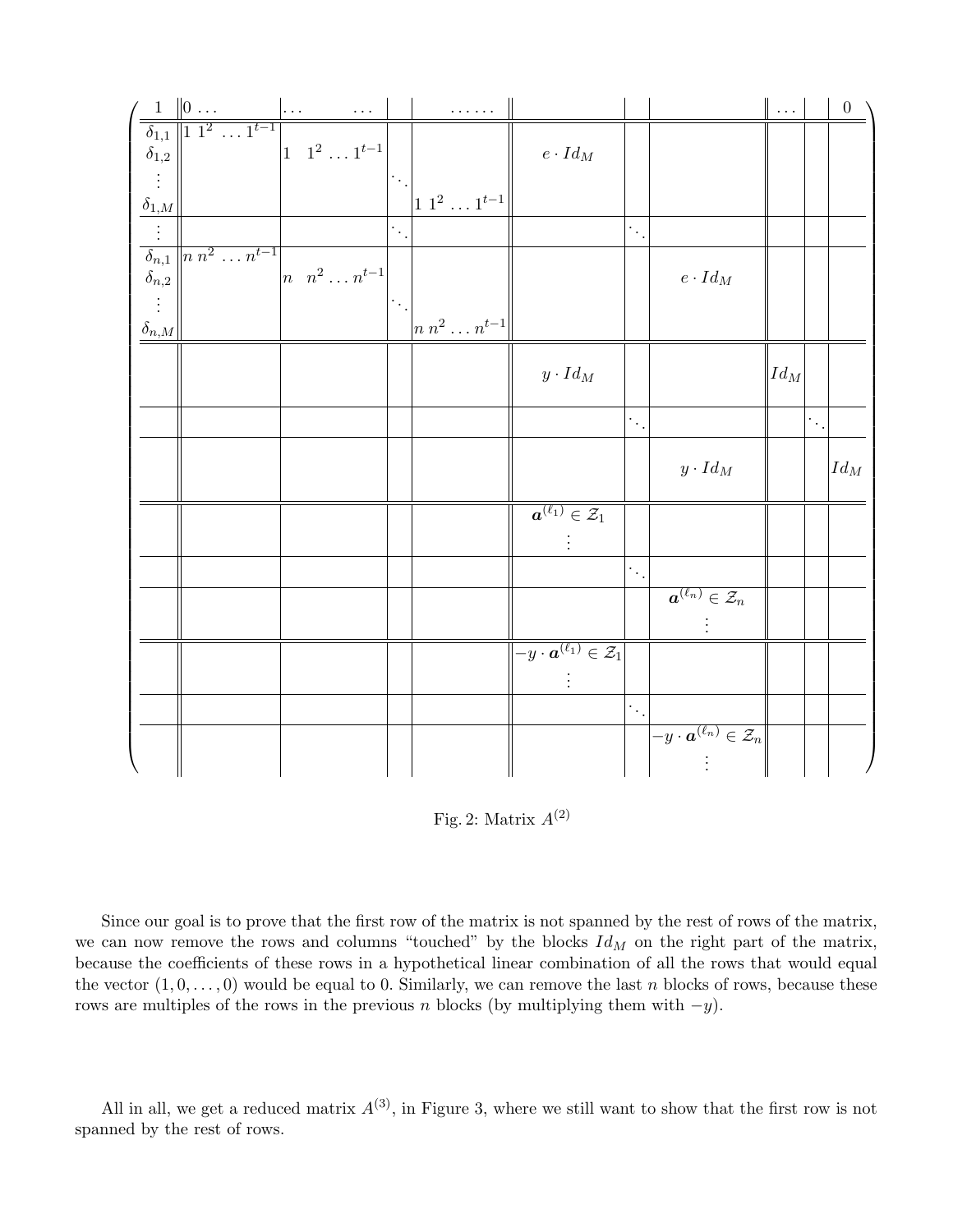$$
\left(\begin{array}{c||c|c|c|c||c|c|c||c|c|c}
1 & 0 \ldots & \ldots \quad \ldots & & \ldots\ldots & & & & \ldots & & 0 \\
\hline\hline
\delta_{1,1} & 1\ 1^2\ \ldots\ 1^{t-1} & & & & & & & & & \\
\delta_{1,2} & & 1\ \ 1^2 \ldots 1^{t-1} & & & e \cdot Id_M & & & & & \\
\vdots & & & \ddots & & & & & & & \\
\delta_{1,M} & & & & 1\ 1^2\ \ldots\ 1^{t-1} & & & & & & \\
\hline
\vdots & & & \ddots & & & \ddots & & & & \\
\hline
\delta_{n,1} & n\ n^2\ \ldots\ n^{t-1} & & & & & & & & & \\
\delta_{n,2} & & n\ \ n^2 \ldots n^{t-1} & & & & & e \cdot Id_M & & & \\
\vdots & & & \ddots & & & & & & & \\
\delta_{n,M} & & & & n\ n^2 \ldots n^{t-1} & & & & & & \\
\hline\hline
 & & & & & y \cdot Id_M & & & Id_M & & \\
\hline
 & & & & & & \ddots & & & \ddots & \\
\hline
 & & & & & & & y \cdot Id_M & & & Id_M \\
\hline\hline
 & & & & & \boldsymbol{a}^{(\ell_1)} \in \mathcal{Z}_1 & & & & & \\
 & & & & & \vdots & & & & & \\
\hline
 & & & & & & \ddots & & & & \\
\hline
 & & & & & & & \boldsymbol{a}^{(\ell_n)} \in \mathcal{Z}_n & & & \\
 & & & & & & & \vdots & & & \\
\hline\hline
 & & & & & -y \cdot \boldsymbol{a}^{(\ell_1)} \in \mathcal{Z}_1 & & & & & \\
 & & & & & \vdots & & & & & \\
\hline
 & & & & & & \ddots & & & & \\
\hline
 & & & & & & & -y \cdot \boldsymbol{a}^{(\ell_n)} \in \mathcal{Z}_n & & & \\
 & & & & & & & \vdots & & & 
\end{array}\right)
$$

Fig. 2: Matrix $A^{(2)}$

Since our goal is to prove that the first row of the matrix is not spanned by the rest of rows of the matrix, we can now remove the rows and columns "touched" by the blocks $Id_M$ on the right part of the matrix, because the coefficients of these rows in a hypothetical linear combination of all the rows that would equal the vector $(1, 0, \ldots, 0)$ would be equal to 0. Similarly, we can remove the last $n$ blocks of rows, because these rows are multiples of the rows in the previous $n$ blocks (by multiplying them with $-y$).

All in all, we get a reduced matrix $A^{(3)}$, in Figure 3, where we still want to show that the first row is not spanned by the rest of rows.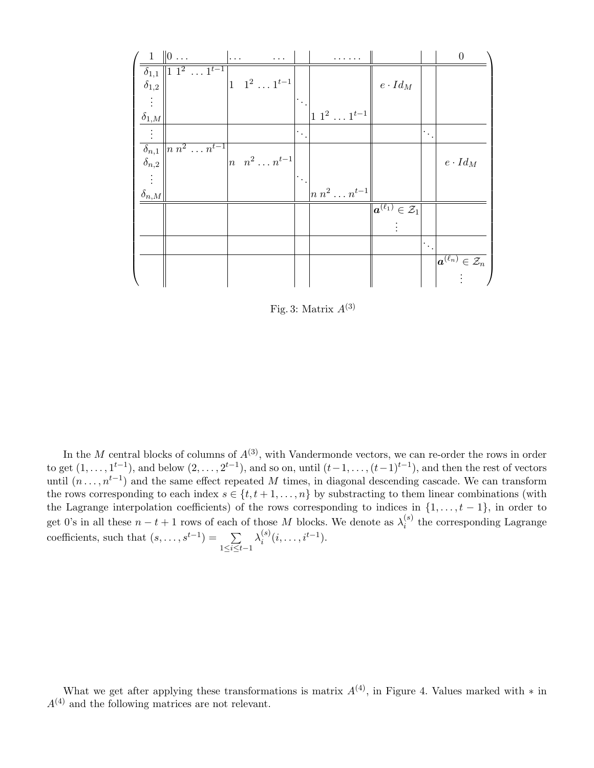$$
\left(\begin{array}{c||c|c|c|c||c|c|c}
1 & 0 \ldots & \ldots \quad \ldots & & \ldots\ldots & & & 0 \\
\hline\hline
\delta_{1,1} & 1\ 1^2\ \ldots\ 1^{t-1} & & & & & & \\
\delta_{1,2} & & 1\ \ 1^2\ \ldots 1^{t-1} & & & e \cdot Id_M & & \\
\vdots & & & \ddots & & & & \\
\delta_{1,M} & & & & 1\ 1^2\ \ldots\ 1^{t-1} & & & \\
\hline
\vdots & & & \ddots & & & \ddots & \\
\hline
\delta_{n,1} & n\ n^2\ \ldots\ n^{t-1} & & & & & & \\
\delta_{n,2} & & n\ \ n^2 \ldots n^{t-1} & & & & & e \cdot Id_M \\
\vdots & & & \ddots & & & & \\
\delta_{n,M} & & & & n\ n^2\ \ldots\ n^{t-1} & & & \\
\hline\hline
 & & & & & \boldsymbol{a}^{(\ell_1)} \in \mathcal{Z}_1 & & \\
 & & & & & \vdots & & \\
\hline
 & & & & & & \ddots & \\
\hline
 & & & & & & & \boldsymbol{a}^{(\ell_n)} \in \mathcal{Z}_n \\
 & & & & & & & \vdots
\end{array}\right)
$$

Fig. 3: Matrix $A^{(3)}$

In the $M$ central blocks of columns of $A^{(3)}$, with Vandermonde vectors, we can re-order the rows in order to get $(1, \ldots, 1^{t-1})$, and below $(2, \ldots, 2^{t-1})$, and so on, until $(t-1, \ldots, (t-1)^{t-1})$, and then the rest of vectors until $(n \ldots, n^{t-1})$ and the same effect repeated $M$ times, in diagonal descending cascade. We can transform the rows corresponding to each index $s \in \{t, t+1, \ldots, n\}$ by substracting to them linear combinations (with the Lagrange interpolation coefficients) of the rows corresponding to indices in $\{1, \ldots, t-1\}$, in order to get 0's in all these $n - t + 1$ rows of each of those $M$ blocks. We denote as $\lambda_i^{(s)}$ the corresponding Lagrange coefficients, such that $(s, \ldots, s^{t-1}) = \sum_{1 \leq i \leq t-1} \lambda_i^{(s)} (i, \ldots, i^{t-1})$.

What we get after applying these transformations is matrix $A^{(4)}$, in Figure 4. Values marked with $*$ in $A^{(4)}$ and the following matrices are not relevant.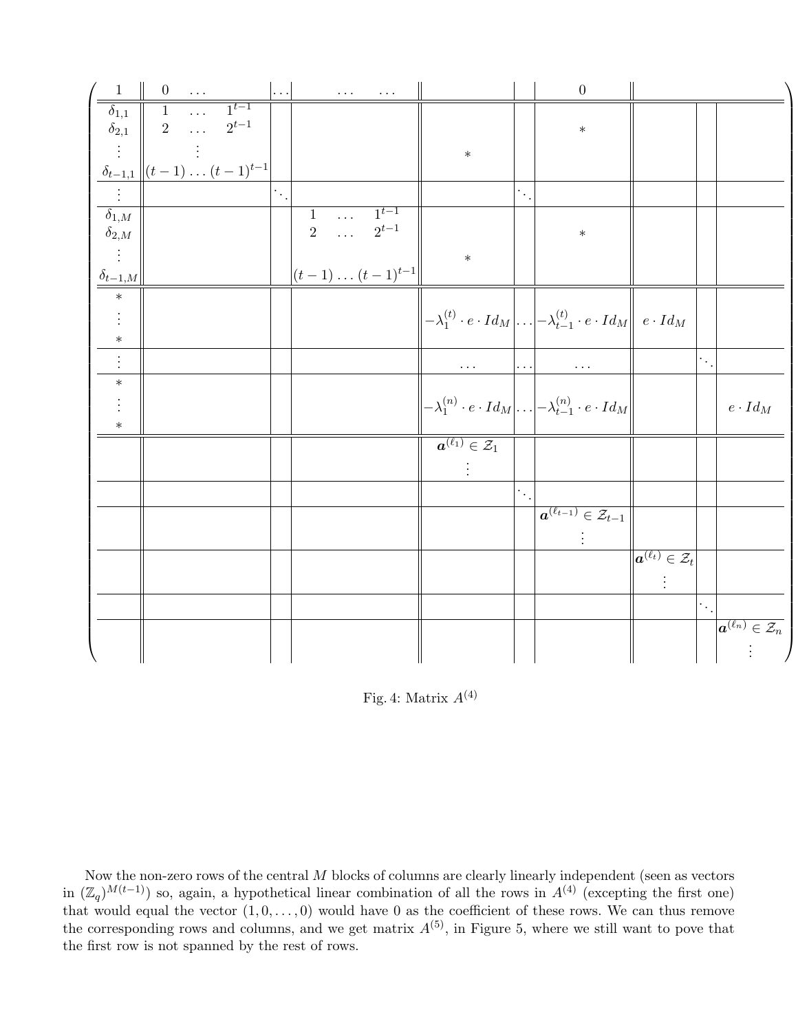$$
\left(\begin{array}{c||ccc|c|ccc||c|c|c||c|c|c}
1 & 0 & \dots & & \dots & & \dots & \dots & & & 0 & & & \\
\hline\hline
\delta_{1,1} & 1 & \dots & 1^{t-1} & & & & & & & & & & \\
\delta_{2,1} & 2 & \dots & 2^{t-1} & & & & & & & * & & & \\
\vdots & & \vdots & & & & & & * & & & & & \\
\delta_{t-1,1} & (t-1) & \dots & (t-1)^{t-1} & & & & & & & & & & \\
\hline
\vdots & & & & \ddots & & & & & \ddots & & & & \\
\hline
\delta_{1,M} & & & & & 1 & \dots & 1^{t-1} & & & & & & \\
\delta_{2,M} & & & & & 2 & \dots & 2^{t-1} & & & * & & & \\
\vdots & & & & & & & & * & & & & & \\
\delta_{t-1,M} & & & & & (t-1) & \dots & (t-1)^{t-1} & & & & & & \\
\hline\hline
* & & & & & & & & & & & & & \\
\vdots & & & & & & & & -\lambda_1^{(t)} \cdot e \cdot Id_M & \dots & -\lambda_{t-1}^{(t)} \cdot e \cdot Id_M & e \cdot Id_M & & \\
* & & & & & & & & & & & & & \\
\hline
\vdots & & & & & & & & \dots & \dots & \dots & & \ddots & \\
\hline
* & & & & & & & & & & & & & \\
\vdots & & & & & & & & -\lambda_1^{(n)} \cdot e \cdot Id_M & \dots & -\lambda_{t-1}^{(n)} \cdot e \cdot Id_M & & & e \cdot Id_M \\
* & & & & & & & & & & & & & \\
\hline\hline
 & & & & & & & & \boldsymbol{a}^{(\ell_1)} \in \mathcal{Z}_1 & & & & & \\
 & & & & & & & & \vdots & & & & & \\
\hline
 & & & & & & & & & \ddots & & & & \\
\hline
 & & & & & & & & & & \boldsymbol{a}^{(\ell_{t-1})} \in \mathcal{Z}_{t-1} & & & \\
 & & & & & & & & & & \vdots & & & \\
\hline
 & & & & & & & & & & & \boldsymbol{a}^{(\ell_t)} \in \mathcal{Z}_t & & \\
 & & & & & & & & & & & \vdots & & \\
\hline
 & & & & & & & & & & & & \ddots & \\
\hline
 & & & & & & & & & & & & & \boldsymbol{a}^{(\ell_n)} \in \mathcal{Z}_n \\
 & & & & & & & & & & & & & \vdots
\end{array}\right)
$$

Fig. 4: Matrix $A^{(4)}$

Now the non-zero rows of the central $M$ blocks of columns are clearly linearly independent (seen as vectors in $(\mathbb{Z}_q)^{M(t-1)}$) so, again, a hypothetical linear combination of all the rows in $A^{(4)}$ (excepting the first one) that would equal the vector $(1, 0, \dots, 0)$ would have 0 as the coefficient of these rows. We can thus remove the corresponding rows and columns, and we get matrix $A^{(5)}$, in Figure 5, where we still want to pove that the first row is not spanned by the rest of rows.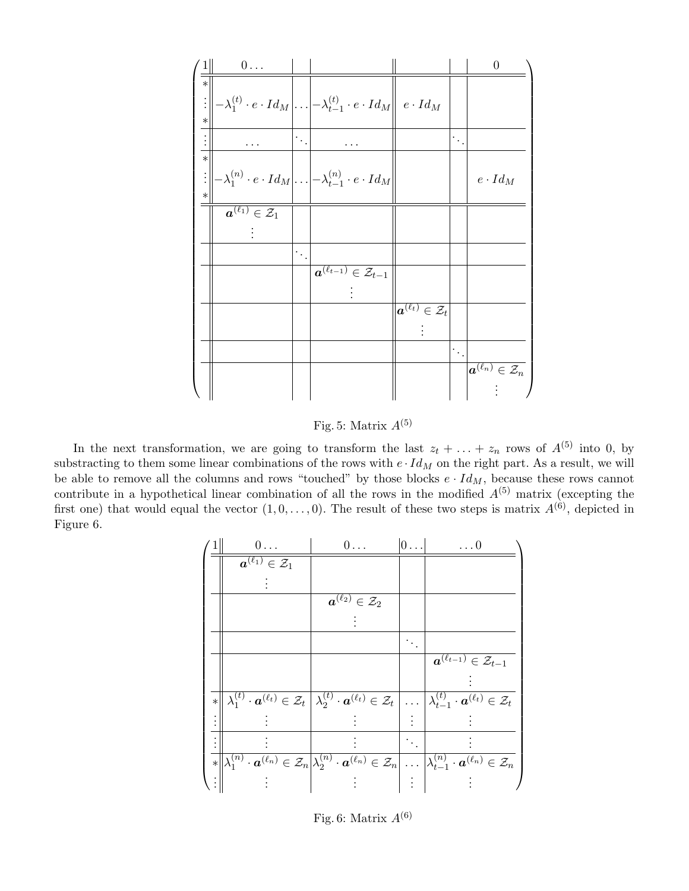$$
\left(\begin{array}{c||c|c|c||c|c|c}
1 & 0\ldots & & & & & 0 \\
\hline\hline
* & & & & & & \\
\vdots & -\lambda_1^{(t)} \cdot e \cdot Id_M & \ldots & -\lambda_{t-1}^{(t)} \cdot e \cdot Id_M & e \cdot Id_M & & \\
* & & & & & & \\
\hline
\vdots & \ldots & \ddots & \ldots & & \ddots & \\
\hline
* & & & & & & \\
\vdots & -\lambda_1^{(n)} \cdot e \cdot Id_M & \ldots & -\lambda_{t-1}^{(n)} \cdot e \cdot Id_M & & & e \cdot Id_M \\
* & & & & & & \\
\hline\hline
 & \boldsymbol{a}^{(\ell_1)} \in \mathcal{Z}_1 & & & & & \\
 & \vdots & & & & & \\
\hline
 & & \ddots & & & & \\
\hline
 & & & \boldsymbol{a}^{(\ell_{t-1})} \in \mathcal{Z}_{t-1} & & & \\
 & & & \vdots & & & \\
\hline
 & & & & \boldsymbol{a}^{(\ell_t)} \in \mathcal{Z}_t & & \\
 & & & & \vdots & & \\
\hline
 & & & & & \ddots & \\
\hline
 & & & & & & \boldsymbol{a}^{(\ell_n)} \in \mathcal{Z}_n \\
 & & & & & & \vdots
\end{array}\right)
$$

Fig. 5: Matrix $A^{(5)}$

In the next transformation, we are going to transform the last $z_t + \ldots + z_n$ rows of $A^{(5)}$ into 0, by substracting to them some linear combinations of the rows with $e \cdot Id_M$ on the right part. As a result, we will be able to remove all the columns and rows "touched" by those blocks $e \cdot Id_M$, because these rows cannot contribute in a hypothetical linear combination of all the rows in the modified $A^{(5)}$ matrix (excepting the first one) that would equal the vector $(1, 0, \ldots, 0)$. The result of these two steps is matrix $A^{(6)}$, depicted in Figure 6.

$$
\left(\begin{array}{c||c|c|c|c}
1 & 0\ldots & 0\ldots & 0\ldots & \ldots 0 \\
\hline\hline
 & \boldsymbol{a}^{(\ell_1)} \in \mathcal{Z}_1 & & & \\
 & \vdots & & & \\
\hline
 & & \boldsymbol{a}^{(\ell_2)} \in \mathcal{Z}_2 & & \\
 & & \vdots & & \\
\hline
 & & & \ddots & \\
\hline
 & & & & \boldsymbol{a}^{(\ell_{t-1})} \in \mathcal{Z}_{t-1} \\
 & & & & \vdots \\
\hline
* & \lambda_1^{(t)} \cdot \boldsymbol{a}^{(\ell_t)} \in \mathcal{Z}_t & \lambda_2^{(t)} \cdot \boldsymbol{a}^{(\ell_t)} \in \mathcal{Z}_t & \ldots & \lambda_{t-1}^{(t)} \cdot \boldsymbol{a}^{(\ell_t)} \in \mathcal{Z}_t \\
\vdots & \vdots & \vdots & \vdots & \vdots \\
\hline
\vdots & \vdots & \vdots & \ddots & \vdots \\
\hline
* & \lambda_1^{(n)} \cdot \boldsymbol{a}^{(\ell_n)} \in \mathcal{Z}_n & \lambda_2^{(n)} \cdot \boldsymbol{a}^{(\ell_n)} \in \mathcal{Z}_n & \ldots & \lambda_{t-1}^{(n)} \cdot \boldsymbol{a}^{(\ell_n)} \in \mathcal{Z}_n \\
\vdots & \vdots & \vdots & \vdots & \vdots
\end{array}\right)
$$

Fig. 6: Matrix $A^{(6)}$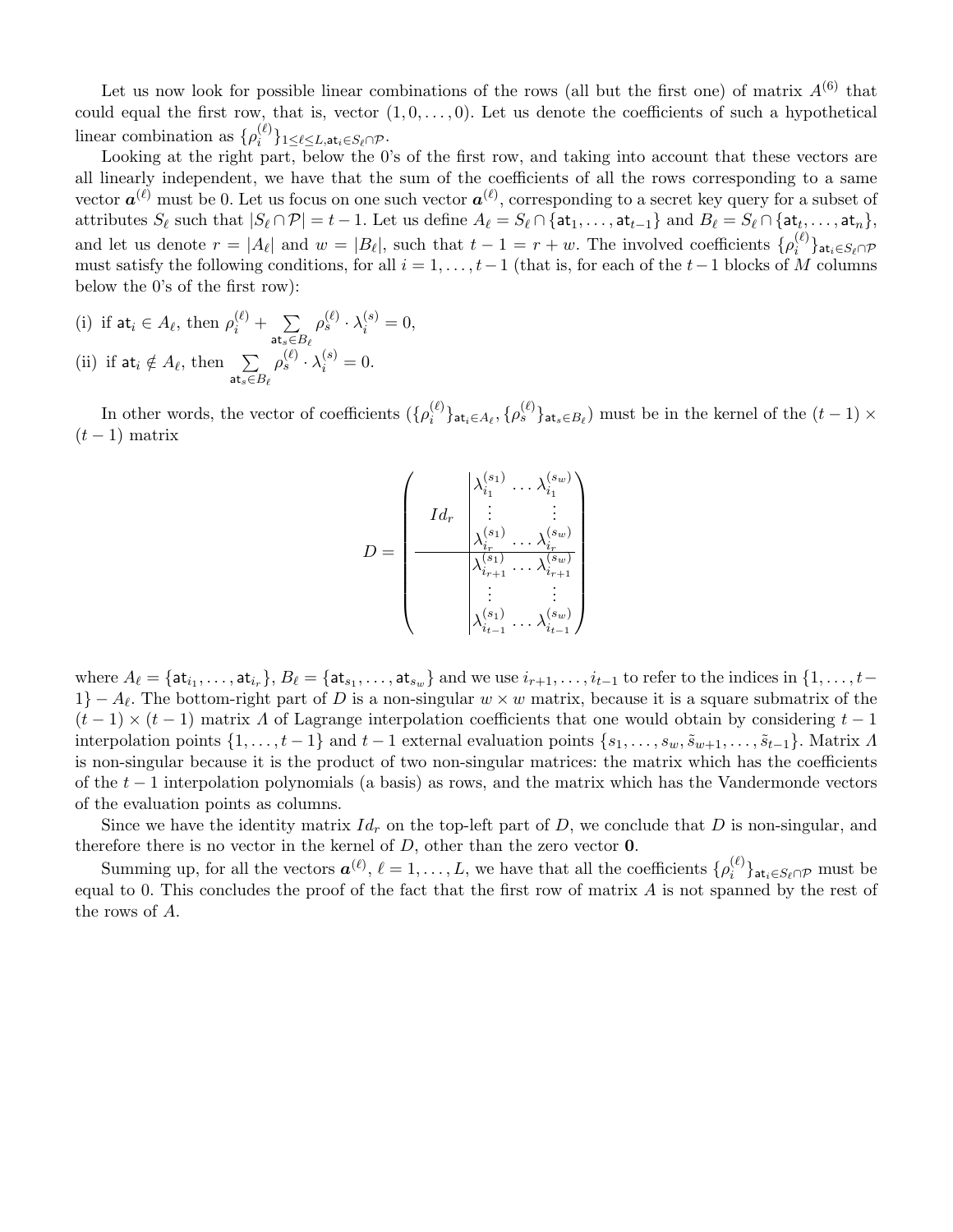Let us now look for possible linear combinations of the rows (all but the first one) of matrix $A^{(6)}$ that could equal the first row, that is, vector $(1, 0, \ldots, 0)$. Let us denote the coefficients of such a hypothetical linear combination as $\{\rho_i^{(\ell)}\}_{1 \leq \ell \leq L, \mathsf{at}_i \in S_\ell \cap \mathcal{P}}$.

Looking at the right part, below the 0's of the first row, and taking into account that these vectors are all linearly independent, we have that the sum of the coefficients of all the rows corresponding to a same vector $\boldsymbol{a}^{(\ell)}$ must be 0. Let us focus on one such vector $\boldsymbol{a}^{(\ell)}$, corresponding to a secret key query for a subset of attributes $S_\ell$ such that $|S_\ell \cap \mathcal{P}| = t-1$. Let us define $A_\ell = S_\ell \cap \{\mathsf{at}_1, \ldots, \mathsf{at}_{t-1}\}$ and $B_\ell = S_\ell \cap \{\mathsf{at}_t, \ldots, \mathsf{at}_n\}$, and let us denote $r = |A_\ell|$ and $w = |B_\ell|$, such that $t - 1 = r + w$. The involved coefficients $\{\rho_i^{(\ell)}\}_{\mathsf{at}_i \in S_\ell \cap \mathcal{P}}$ must satisfy the following conditions, for all $i = 1, \ldots, t-1$ (that is, for each of the $t-1$ blocks of $M$ columns below the 0's of the first row):

(i) if $\mathsf{at}_i \in A_\ell$, then $\rho_i^{(\ell)} + \sum\limits_{\mathsf{at}_s \in B_\ell} \rho_s^{(\ell)} \cdot \lambda_i^{(s)} = 0$,

(ii) if $\mathsf{at}_i \notin A_\ell$, then $\sum\limits_{\mathsf{at}_s \in B_\ell} \rho_s^{(\ell)} \cdot \lambda_i^{(s)} = 0$.

In other words, the vector of coefficients $(\{\rho_i^{(\ell)}\}_{\mathsf{at}_i \in A_\ell}, \{\rho_s^{(\ell)}\}_{\mathsf{at}_s \in B_\ell})$ must be in the kernel of the $(t-1) \times (t-1)$ matrix

$$
D = \left( \begin{array}{c|ccc}
 & \lambda_{i_1}^{(s_1)} & \ldots & \lambda_{i_1}^{(s_w)} \\
Id_r & \vdots & & \vdots \\
 & \lambda_{i_r}^{(s_1)} & \ldots & \lambda_{i_r}^{(s_w)} \\
\hline
 & \lambda_{i_{r+1}}^{(s_1)} & \ldots & \lambda_{i_{r+1}}^{(s_w)} \\
 & \vdots & & \vdots \\
 & \lambda_{i_{t-1}}^{(s_1)} & \ldots & \lambda_{i_{t-1}}^{(s_w)}
\end{array} \right)
$$

where $A_\ell = \{\mathsf{at}_{i_1}, \ldots, \mathsf{at}_{i_r}\}$, $B_\ell = \{\mathsf{at}_{s_1}, \ldots, \mathsf{at}_{s_w}\}$ and we use $i_{r+1}, \ldots, i_{t-1}$ to refer to the indices in $\{1, \ldots, t-1\} - A_\ell$. The bottom-right part of $D$ is a non-singular $w \times w$ matrix, because it is a square submatrix of the $(t-1) \times (t-1)$ matrix $\Lambda$ of Lagrange interpolation coefficients that one would obtain by considering $t-1$ interpolation points $\{1, \ldots, t-1\}$ and $t-1$ external evaluation points $\{s_1, \ldots, s_w, \tilde{s}_{w+1}, \ldots, \tilde{s}_{t-1}\}$. Matrix $\Lambda$ is non-singular because it is the product of two non-singular matrices: the matrix which has the coefficients of the $t-1$ interpolation polynomials (a basis) as rows, and the matrix which has the Vandermonde vectors of the evaluation points as columns.

Since we have the identity matrix $Id_r$ on the top-left part of $D$, we conclude that $D$ is non-singular, and therefore there is no vector in the kernel of $D$, other than the zero vector $\mathbf{0}$.

Summing up, for all the vectors $\boldsymbol{a}^{(\ell)}$, $\ell = 1, \ldots, L$, we have that all the coefficients $\{\rho_i^{(\ell)}\}_{\mathsf{at}_i \in S_\ell \cap \mathcal{P}}$ must be equal to 0. This concludes the proof of the fact that the first row of matrix $A$ is not spanned by the rest of the rows of $A$.